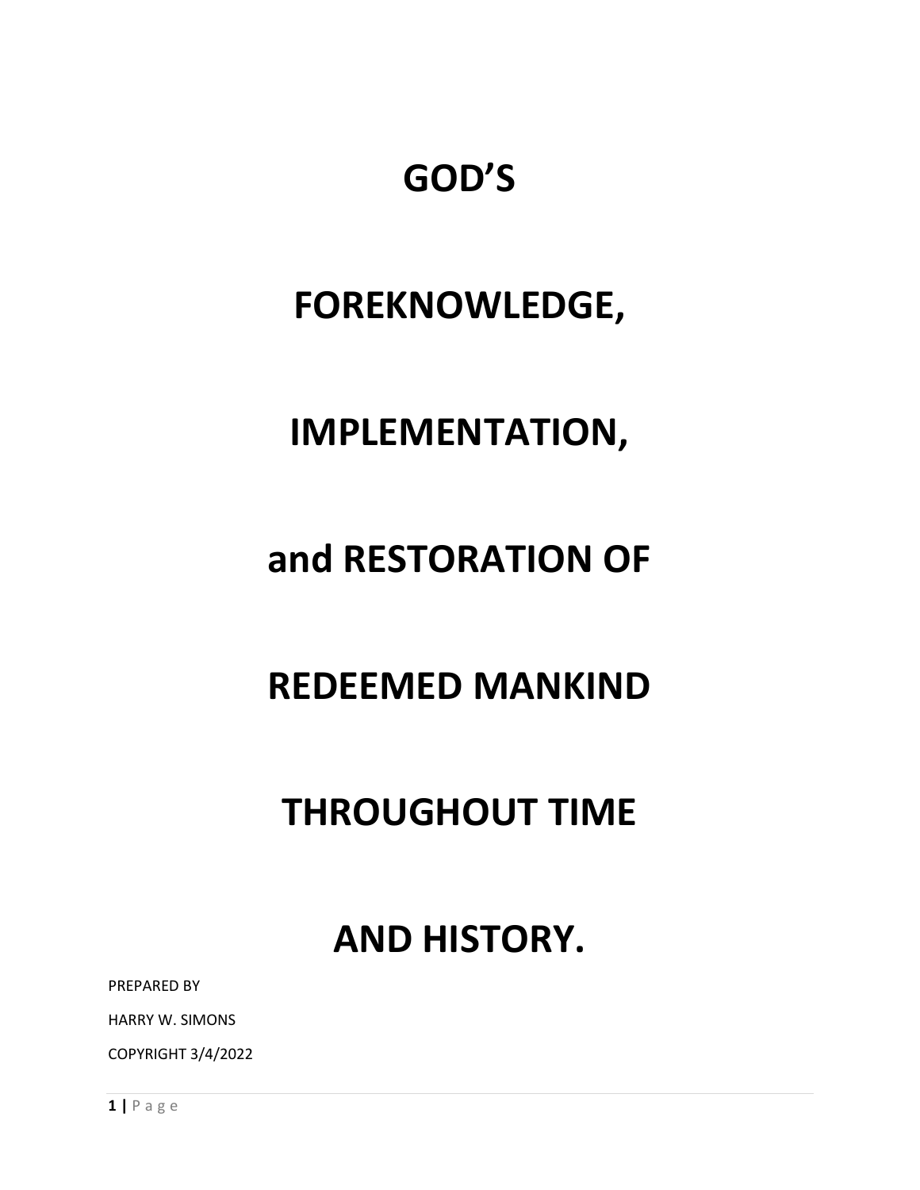# GOD'S

# FOREKNOWLEDGE,

# IMPLEMENTATION,

# and RESTORATION OF

# REDEEMED MANKIND

# THROUGHOUT TIME

# AND HISTORY.

PREPARED BY

HARRY W. SIMONS

COPYRIGHT 3/4/2022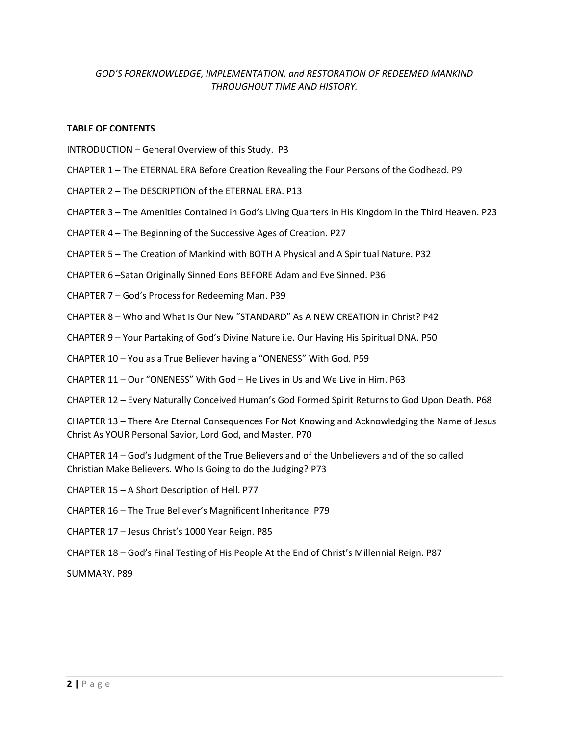*GOD'S FOREKNOWLEDGE, IMPLEMENTATION, and RESTORATION OF REDEEMED MANKIND THROUGHOUT TIME AND HISTORY.*

**TABLE OF CONTENTS**

INTRODUCTION – General Overview of this Study. P3

CHAPTER 1 – The ETERNAL ERA Before Creation Revealing the Four Persons of the Godhead. P9

CHAPTER 2 – The DESCRIPTION of the ETERNAL ERA. P13

CHAPTER 3 – The Amenities Contained in God's Living Quarters in His Kingdom in the Third Heaven. P23

CHAPTER 4 – The Beginning of the Successive Ages of Creation. P27

CHAPTER 5 – The Creation of Mankind with BOTH A Physical and A Spiritual Nature. P32

CHAPTER 6 –Satan Originally Sinned Eons BEFORE Adam and Eve Sinned. P36

CHAPTER 7 – God's Process for Redeeming Man. P39

CHAPTER 8 – Who and What Is Our New "STANDARD" As A NEW CREATION in Christ? P42

CHAPTER 9 – Your Partaking of God's Divine Nature i.e. Our Having His Spiritual DNA. P50

CHAPTER 10 – You as a True Believer having a "ONENESS" With God. P59

CHAPTER 11 – Our "ONENESS" With God – He Lives in Us and We Live in Him. P63

CHAPTER 12 – Every Naturally Conceived Human's God Formed Spirit Returns to God Upon Death. P68

CHAPTER 13 – There Are Eternal Consequences For Not Knowing and Acknowledging the Name of Jesus Christ As YOUR Personal Savior, Lord God, and Master. P70

CHAPTER 14 – God's Judgment of the True Believers and of the Unbelievers and of the so called Christian Make Believers. Who Is Going to do the Judging? P73

CHAPTER 15 – A Short Description of Hell. P77

CHAPTER 16 – The True Believer's Magnificent Inheritance. P79

CHAPTER 17 – Jesus Christ's 1000 Year Reign. P85

CHAPTER 18 – God's Final Testing of His People At the End of Christ's Millennial Reign. P87

SUMMARY. P89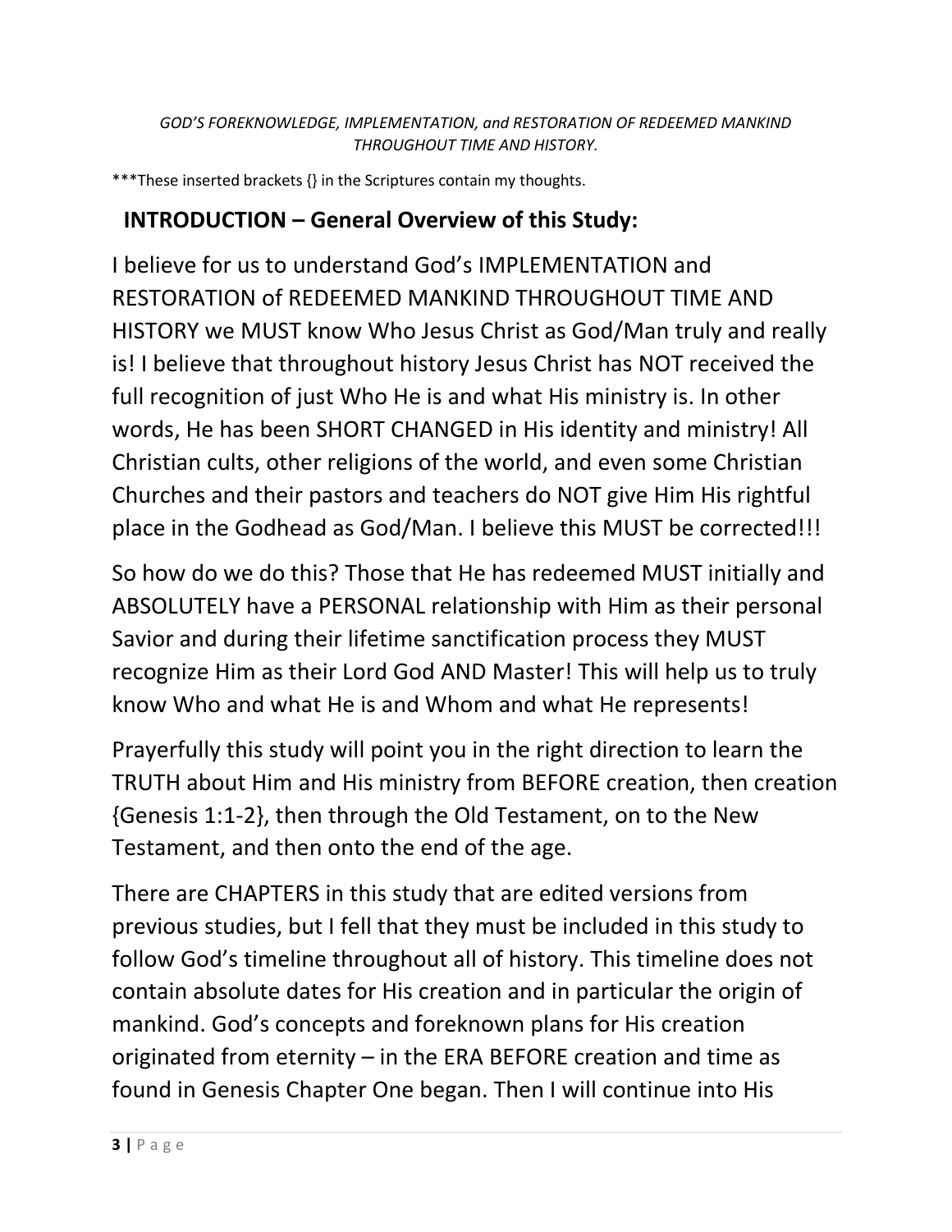*GOD'S FOREKNOWLEDGE, IMPLEMENTATION, and RESTORATION OF REDEEMED MANKIND THROUGHOUT TIME AND HISTORY.*

***These inserted brackets {} in the Scriptures contain my thoughts.

## INTRODUCTION – General Overview of this Study:

I believe for us to understand God's IMPLEMENTATION and RESTORATION of REDEEMED MANKIND THROUGHOUT TIME AND HISTORY we MUST know Who Jesus Christ as God/Man truly and really is! I believe that throughout history Jesus Christ has NOT received the full recognition of just Who He is and what His ministry is. In other words, He has been SHORT CHANGED in His identity and ministry! All Christian cults, other religions of the world, and even some Christian Churches and their pastors and teachers do NOT give Him His rightful place in the Godhead as God/Man. I believe this MUST be corrected!!!

So how do we do this? Those that He has redeemed MUST initially and ABSOLUTELY have a PERSONAL relationship with Him as their personal Savior and during their lifetime sanctification process they MUST recognize Him as their Lord God AND Master! This will help us to truly know Who and what He is and Whom and what He represents!

Prayerfully this study will point you in the right direction to learn the TRUTH about Him and His ministry from BEFORE creation, then creation {Genesis 1:1-2}, then through the Old Testament, on to the New Testament, and then onto the end of the age.

There are CHAPTERS in this study that are edited versions from previous studies, but I fell that they must be included in this study to follow God's timeline throughout all of history. This timeline does not contain absolute dates for His creation and in particular the origin of mankind. God's concepts and foreknown plans for His creation originated from eternity – in the ERA BEFORE creation and time as found in Genesis Chapter One began. Then I will continue into His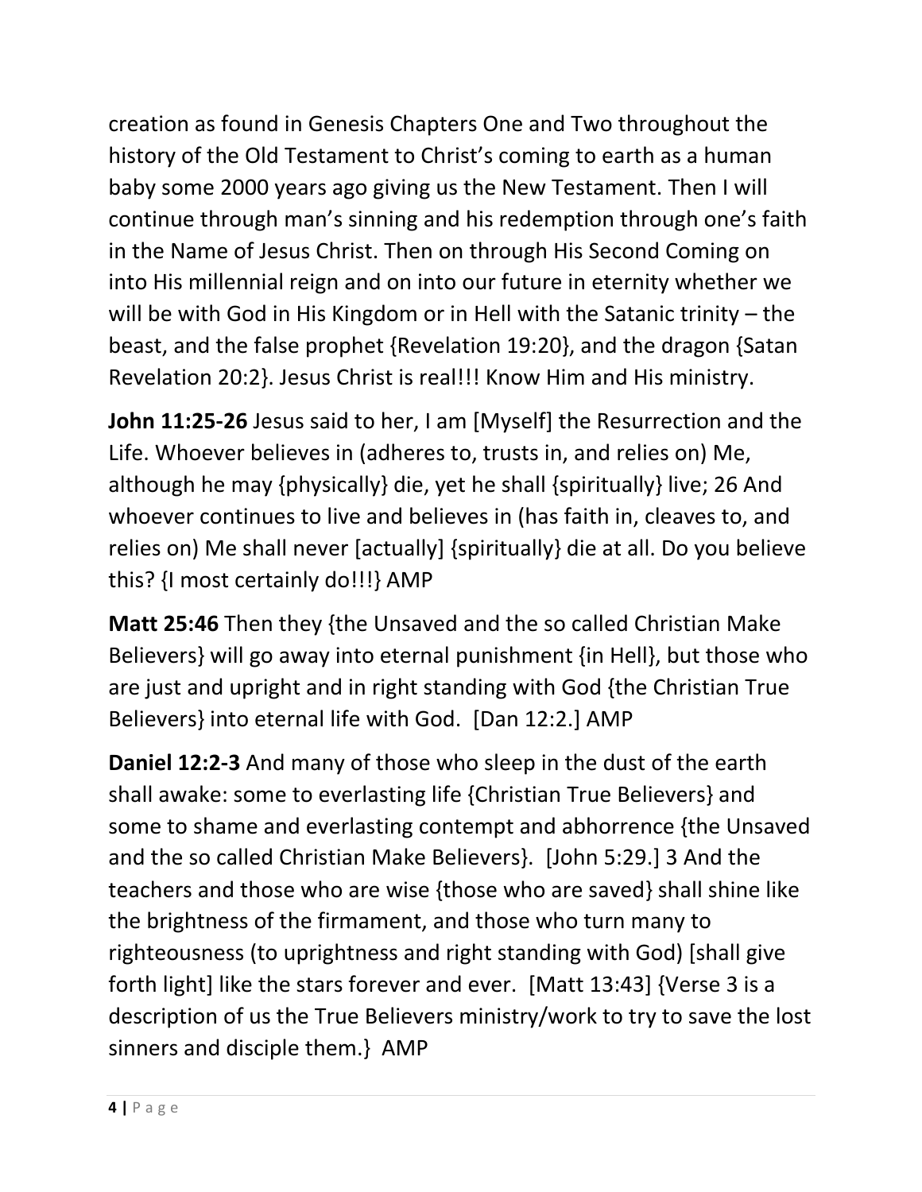creation as found in Genesis Chapters One and Two throughout the history of the Old Testament to Christ's coming to earth as a human baby some 2000 years ago giving us the New Testament. Then I will continue through man's sinning and his redemption through one's faith in the Name of Jesus Christ. Then on through His Second Coming on into His millennial reign and on into our future in eternity whether we will be with God in His Kingdom or in Hell with the Satanic trinity – the beast, and the false prophet {Revelation 19:20}, and the dragon {Satan Revelation 20:2}. Jesus Christ is real!!! Know Him and His ministry.

**John 11:25-26** Jesus said to her, I am [Myself] the Resurrection and the Life. Whoever believes in (adheres to, trusts in, and relies on) Me, although he may {physically} die, yet he shall {spiritually} live; 26 And whoever continues to live and believes in (has faith in, cleaves to, and relies on) Me shall never [actually] {spiritually} die at all. Do you believe this? {I most certainly do!!!} AMP

**Matt 25:46** Then they {the Unsaved and the so called Christian Make Believers} will go away into eternal punishment {in Hell}, but those who are just and upright and in right standing with God {the Christian True Believers} into eternal life with God. [Dan 12:2.] AMP

**Daniel 12:2-3** And many of those who sleep in the dust of the earth shall awake: some to everlasting life {Christian True Believers} and some to shame and everlasting contempt and abhorrence {the Unsaved and the so called Christian Make Believers}. [John 5:29.] 3 And the teachers and those who are wise {those who are saved} shall shine like the brightness of the firmament, and those who turn many to righteousness (to uprightness and right standing with God) [shall give forth light] like the stars forever and ever. [Matt 13:43] {Verse 3 is a description of us the True Believers ministry/work to try to save the lost sinners and disciple them.} AMP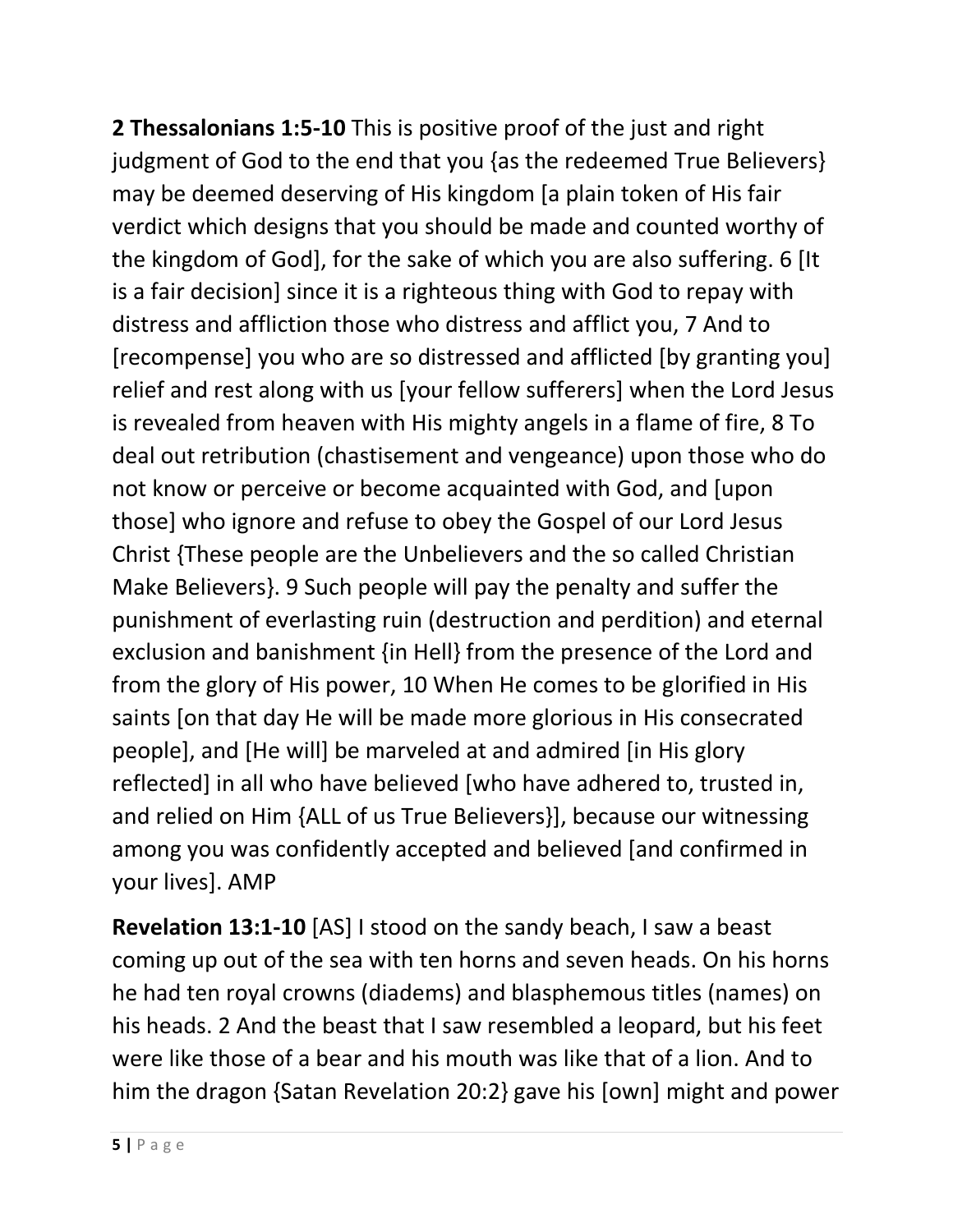**2 Thessalonians 1:5-10** This is positive proof of the just and right judgment of God to the end that you {as the redeemed True Believers} may be deemed deserving of His kingdom [a plain token of His fair verdict which designs that you should be made and counted worthy of the kingdom of God], for the sake of which you are also suffering. 6 [It is a fair decision] since it is a righteous thing with God to repay with distress and affliction those who distress and afflict you, 7 And to [recompense] you who are so distressed and afflicted [by granting you] relief and rest along with us [your fellow sufferers] when the Lord Jesus is revealed from heaven with His mighty angels in a flame of fire, 8 To deal out retribution (chastisement and vengeance) upon those who do not know or perceive or become acquainted with God, and [upon those] who ignore and refuse to obey the Gospel of our Lord Jesus Christ {These people are the Unbelievers and the so called Christian Make Believers}. 9 Such people will pay the penalty and suffer the punishment of everlasting ruin (destruction and perdition) and eternal exclusion and banishment {in Hell} from the presence of the Lord and from the glory of His power, 10 When He comes to be glorified in His saints [on that day He will be made more glorious in His consecrated people], and [He will] be marveled at and admired [in His glory reflected] in all who have believed [who have adhered to, trusted in, and relied on Him {ALL of us True Believers}], because our witnessing among you was confidently accepted and believed [and confirmed in your lives]. AMP

**Revelation 13:1-10** [AS] I stood on the sandy beach, I saw a beast coming up out of the sea with ten horns and seven heads. On his horns he had ten royal crowns (diadems) and blasphemous titles (names) on his heads. 2 And the beast that I saw resembled a leopard, but his feet were like those of a bear and his mouth was like that of a lion. And to him the dragon {Satan Revelation 20:2} gave his [own] might and power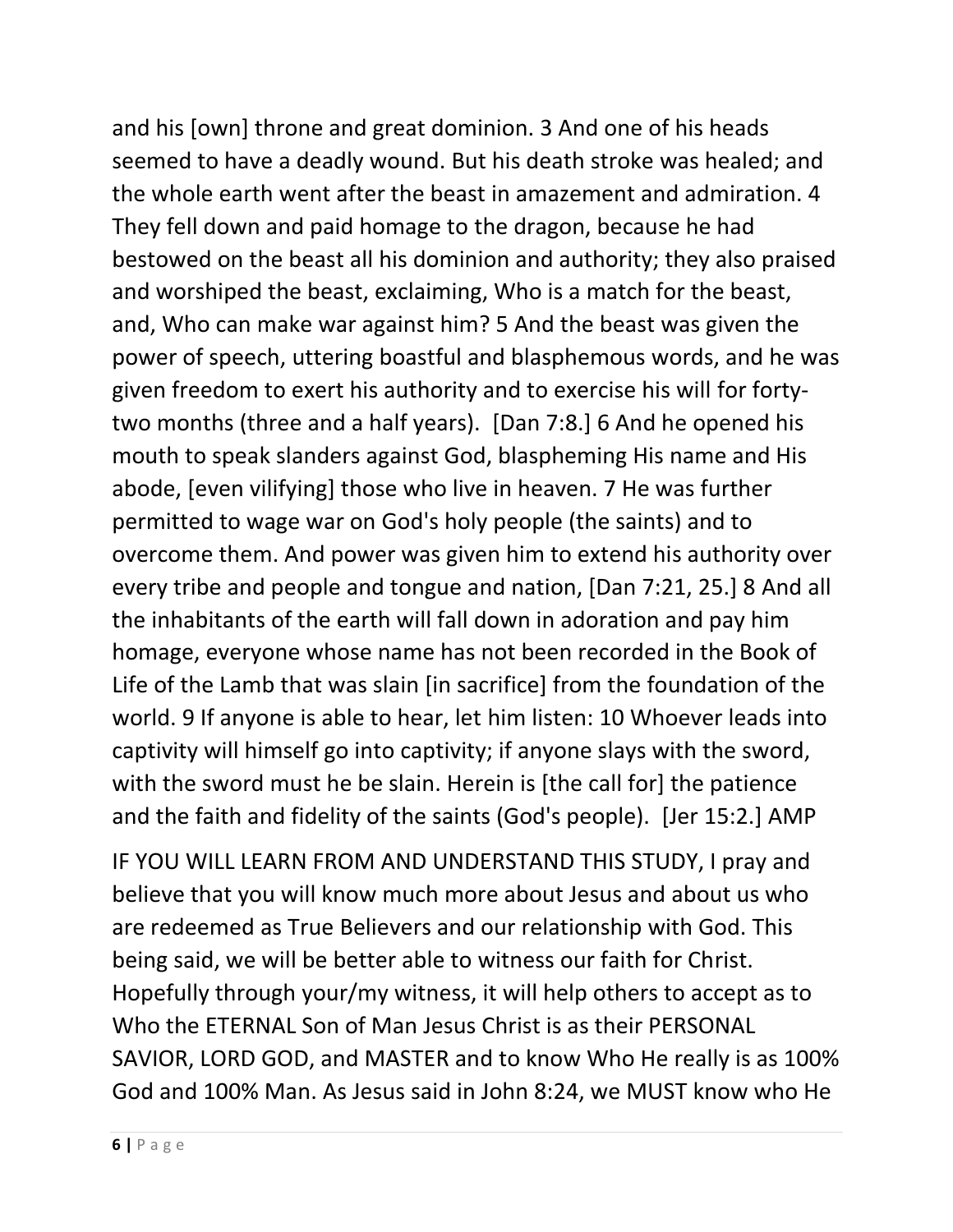and his [own] throne and great dominion. 3 And one of his heads seemed to have a deadly wound. But his death stroke was healed; and the whole earth went after the beast in amazement and admiration. 4 They fell down and paid homage to the dragon, because he had bestowed on the beast all his dominion and authority; they also praised and worshiped the beast, exclaiming, Who is a match for the beast, and, Who can make war against him? 5 And the beast was given the power of speech, uttering boastful and blasphemous words, and he was given freedom to exert his authority and to exercise his will for forty-two months (three and a half years). [Dan 7:8.] 6 And he opened his mouth to speak slanders against God, blaspheming His name and His abode, [even vilifying] those who live in heaven. 7 He was further permitted to wage war on God's holy people (the saints) and to overcome them. And power was given him to extend his authority over every tribe and people and tongue and nation, [Dan 7:21, 25.] 8 And all the inhabitants of the earth will fall down in adoration and pay him homage, everyone whose name has not been recorded in the Book of Life of the Lamb that was slain [in sacrifice] from the foundation of the world. 9 If anyone is able to hear, let him listen: 10 Whoever leads into captivity will himself go into captivity; if anyone slays with the sword, with the sword must he be slain. Herein is [the call for] the patience and the faith and fidelity of the saints (God's people). [Jer 15:2.] AMP

IF YOU WILL LEARN FROM AND UNDERSTAND THIS STUDY, I pray and believe that you will know much more about Jesus and about us who are redeemed as True Believers and our relationship with God. This being said, we will be better able to witness our faith for Christ. Hopefully through your/my witness, it will help others to accept as to Who the ETERNAL Son of Man Jesus Christ is as their PERSONAL SAVIOR, LORD GOD, and MASTER and to know Who He really is as 100% God and 100% Man. As Jesus said in John 8:24, we MUST know who He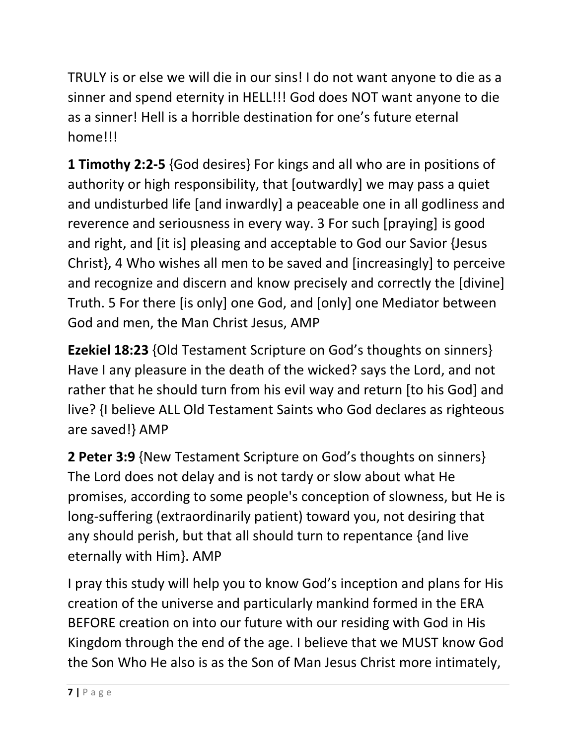TRULY is or else we will die in our sins! I do not want anyone to die as a sinner and spend eternity in HELL!!! God does NOT want anyone to die as a sinner! Hell is a horrible destination for one's future eternal home!!!

**1 Timothy 2:2-5** {God desires} For kings and all who are in positions of authority or high responsibility, that [outwardly] we may pass a quiet and undisturbed life [and inwardly] a peaceable one in all godliness and reverence and seriousness in every way. 3 For such [praying] is good and right, and [it is] pleasing and acceptable to God our Savior {Jesus Christ}, 4 Who wishes all men to be saved and [increasingly] to perceive and recognize and discern and know precisely and correctly the [divine] Truth. 5 For there [is only] one God, and [only] one Mediator between God and men, the Man Christ Jesus, AMP

**Ezekiel 18:23** {Old Testament Scripture on God's thoughts on sinners} Have I any pleasure in the death of the wicked? says the Lord, and not rather that he should turn from his evil way and return [to his God] and live? {I believe ALL Old Testament Saints who God declares as righteous are saved!} AMP

**2 Peter 3:9** {New Testament Scripture on God's thoughts on sinners} The Lord does not delay and is not tardy or slow about what He promises, according to some people's conception of slowness, but He is long-suffering (extraordinarily patient) toward you, not desiring that any should perish, but that all should turn to repentance {and live eternally with Him}. AMP

I pray this study will help you to know God's inception and plans for His creation of the universe and particularly mankind formed in the ERA BEFORE creation on into our future with our residing with God in His Kingdom through the end of the age. I believe that we MUST know God the Son Who He also is as the Son of Man Jesus Christ more intimately,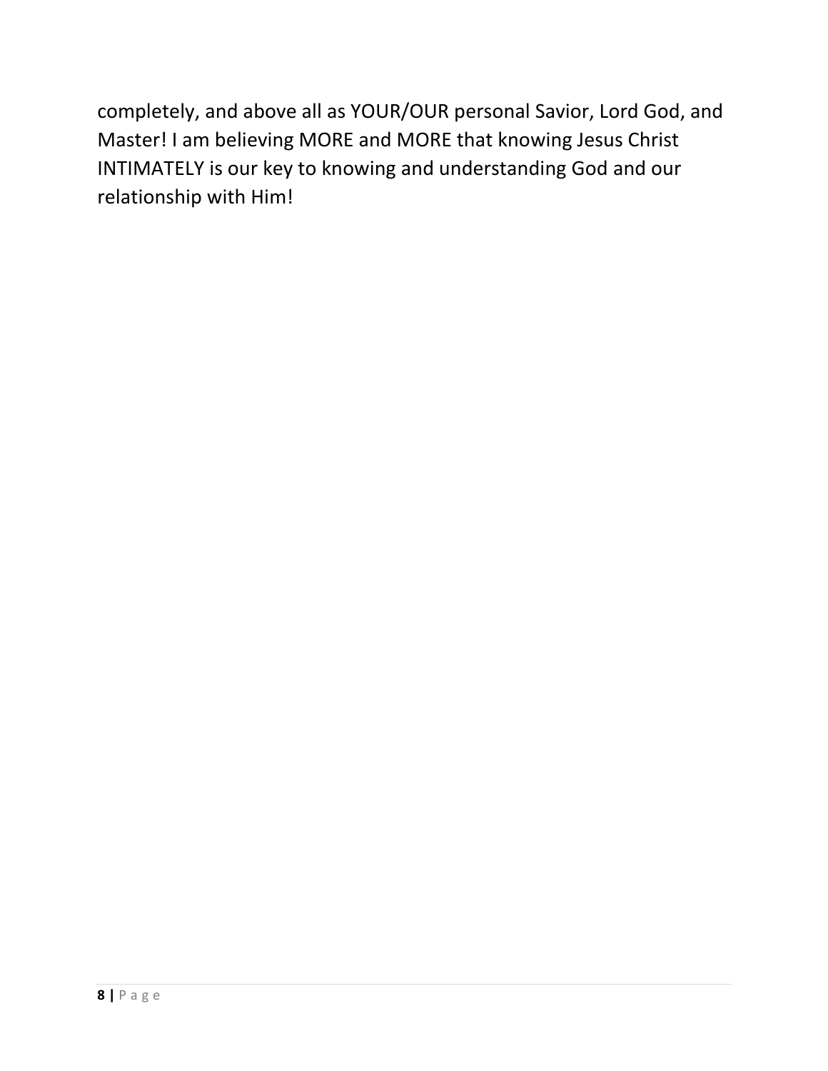completely, and above all as YOUR/OUR personal Savior, Lord God, and Master! I am believing MORE and MORE that knowing Jesus Christ INTIMATELY is our key to knowing and understanding God and our relationship with Him!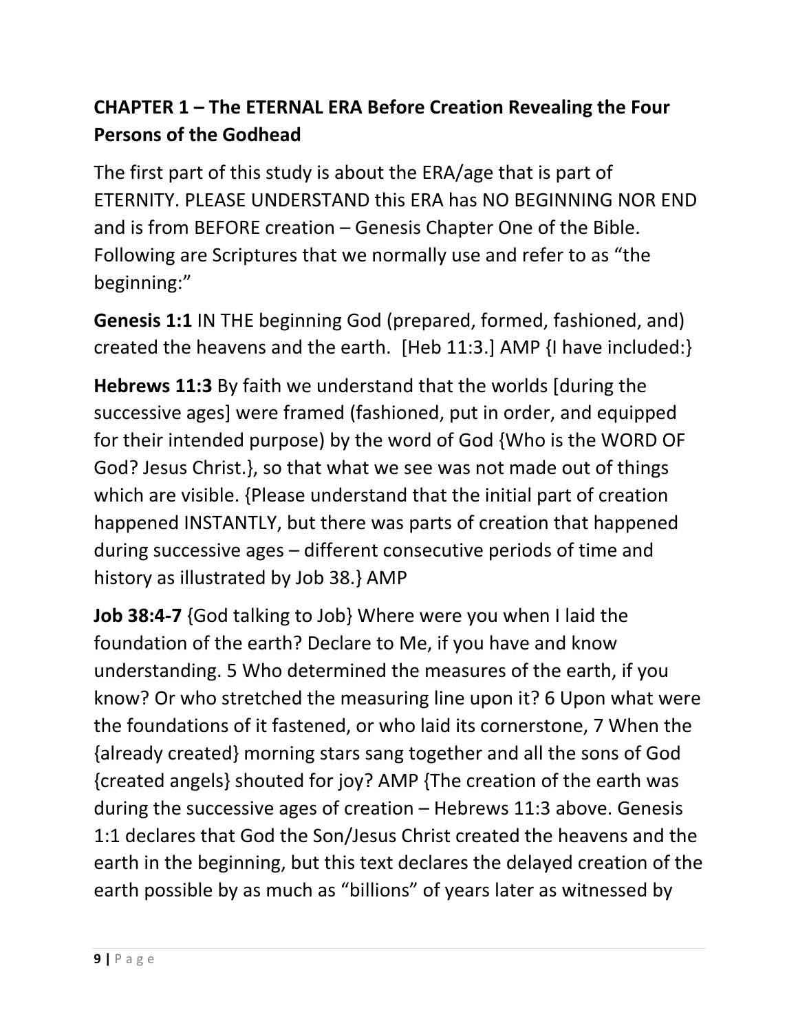## CHAPTER 1 – The ETERNAL ERA Before Creation Revealing the Four Persons of the Godhead

The first part of this study is about the ERA/age that is part of ETERNITY. PLEASE UNDERSTAND this ERA has NO BEGINNING NOR END and is from BEFORE creation – Genesis Chapter One of the Bible. Following are Scriptures that we normally use and refer to as "the beginning:"

**Genesis 1:1** IN THE beginning God (prepared, formed, fashioned, and) created the heavens and the earth. [Heb 11:3.] AMP {I have included:}

**Hebrews 11:3** By faith we understand that the worlds [during the successive ages] were framed (fashioned, put in order, and equipped for their intended purpose) by the word of God {Who is the WORD OF God? Jesus Christ.}, so that what we see was not made out of things which are visible. {Please understand that the initial part of creation happened INSTANTLY, but there was parts of creation that happened during successive ages – different consecutive periods of time and history as illustrated by Job 38.} AMP

**Job 38:4-7** {God talking to Job} Where were you when I laid the foundation of the earth? Declare to Me, if you have and know understanding. 5 Who determined the measures of the earth, if you know? Or who stretched the measuring line upon it? 6 Upon what were the foundations of it fastened, or who laid its cornerstone, 7 When the {already created} morning stars sang together and all the sons of God {created angels} shouted for joy? AMP {The creation of the earth was during the successive ages of creation – Hebrews 11:3 above. Genesis 1:1 declares that God the Son/Jesus Christ created the heavens and the earth in the beginning, but this text declares the delayed creation of the earth possible by as much as "billions" of years later as witnessed by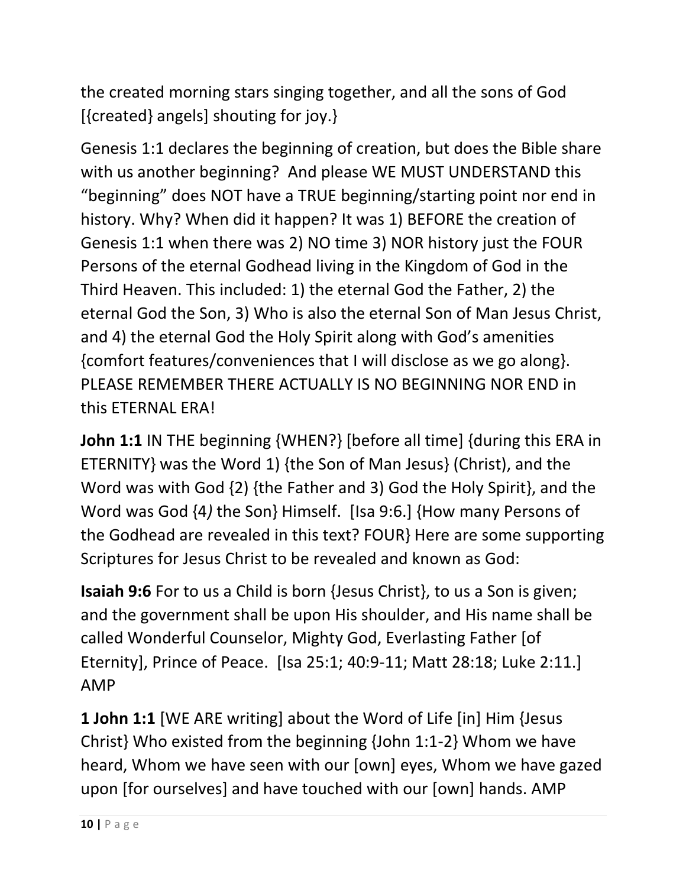the created morning stars singing together, and all the sons of God [{created} angels] shouting for joy.}

Genesis 1:1 declares the beginning of creation, but does the Bible share with us another beginning? And please WE MUST UNDERSTAND this "beginning" does NOT have a TRUE beginning/starting point nor end in history. Why? When did it happen? It was 1) BEFORE the creation of Genesis 1:1 when there was 2) NO time 3) NOR history just the FOUR Persons of the eternal Godhead living in the Kingdom of God in the Third Heaven. This included: 1) the eternal God the Father, 2) the eternal God the Son, 3) Who is also the eternal Son of Man Jesus Christ, and 4) the eternal God the Holy Spirit along with God's amenities {comfort features/conveniences that I will disclose as we go along}. PLEASE REMEMBER THERE ACTUALLY IS NO BEGINNING NOR END in this ETERNAL ERA!

**John 1:1** IN THE beginning {WHEN?} [before all time] {during this ERA in ETERNITY} was the Word 1) {the Son of Man Jesus} (Christ), and the Word was with God {2) {the Father and 3) God the Holy Spirit}, and the Word was God {4*)* the Son} Himself. [Isa 9:6.] {How many Persons of the Godhead are revealed in this text? FOUR} Here are some supporting Scriptures for Jesus Christ to be revealed and known as God:

**Isaiah 9:6** For to us a Child is born {Jesus Christ}, to us a Son is given; and the government shall be upon His shoulder, and His name shall be called Wonderful Counselor, Mighty God, Everlasting Father [of Eternity], Prince of Peace. [Isa 25:1; 40:9-11; Matt 28:18; Luke 2:11.] AMP

**1 John 1:1** [WE ARE writing] about the Word of Life [in] Him {Jesus Christ} Who existed from the beginning {John 1:1-2} Whom we have heard, Whom we have seen with our [own] eyes, Whom we have gazed upon [for ourselves] and have touched with our [own] hands. AMP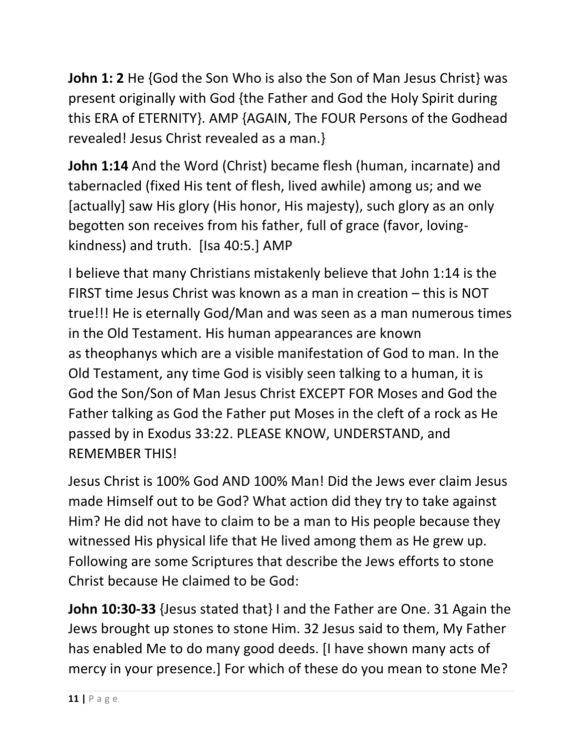**John 1: 2** He {God the Son Who is also the Son of Man Jesus Christ} was present originally with God {the Father and God the Holy Spirit during this ERA of ETERNITY}. AMP {AGAIN, The FOUR Persons of the Godhead revealed! Jesus Christ revealed as a man.}

**John 1:14** And the Word (Christ) became flesh (human, incarnate) and tabernacled (fixed His tent of flesh, lived awhile) among us; and we [actually] saw His glory (His honor, His majesty), such glory as an only begotten son receives from his father, full of grace (favor, loving-kindness) and truth. [Isa 40:5.] AMP

I believe that many Christians mistakenly believe that John 1:14 is the FIRST time Jesus Christ was known as a man in creation – this is NOT true!!! He is eternally God/Man and was seen as a man numerous times in the Old Testament. His human appearances are known as theophanys which are a visible manifestation of God to man. In the Old Testament, any time God is visibly seen talking to a human, it is God the Son/Son of Man Jesus Christ EXCEPT FOR Moses and God the Father talking as God the Father put Moses in the cleft of a rock as He passed by in Exodus 33:22. PLEASE KNOW, UNDERSTAND, and REMEMBER THIS!

Jesus Christ is 100% God AND 100% Man! Did the Jews ever claim Jesus made Himself out to be God? What action did they try to take against Him? He did not have to claim to be a man to His people because they witnessed His physical life that He lived among them as He grew up. Following are some Scriptures that describe the Jews efforts to stone Christ because He claimed to be God:

**John 10:30-33** {Jesus stated that} I and the Father are One. 31 Again the Jews brought up stones to stone Him. 32 Jesus said to them, My Father has enabled Me to do many good deeds. [I have shown many acts of mercy in your presence.] For which of these do you mean to stone Me?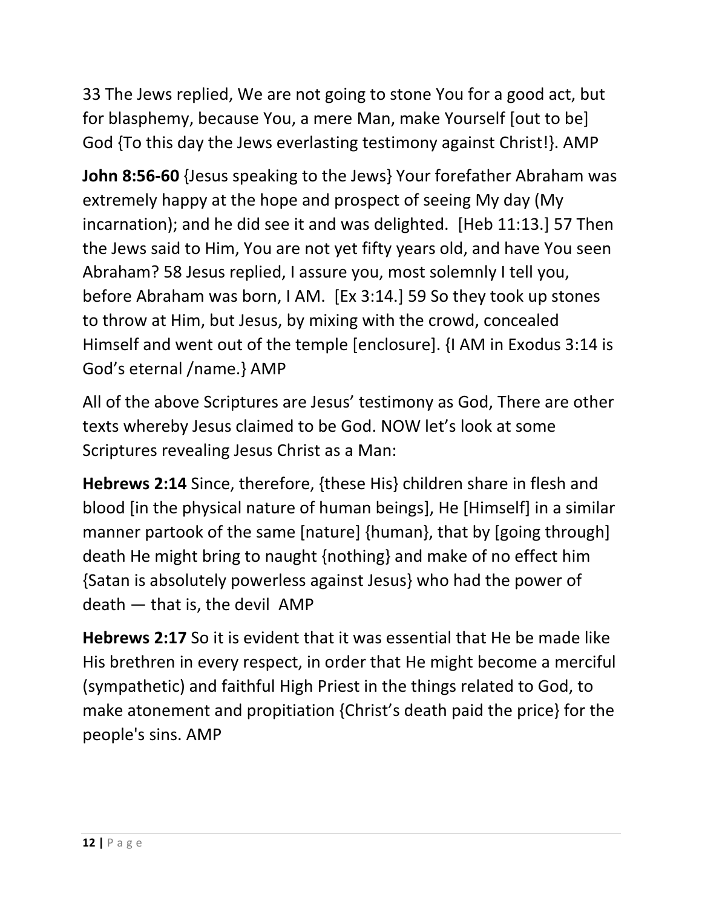33 The Jews replied, We are not going to stone You for a good act, but for blasphemy, because You, a mere Man, make Yourself [out to be] God {To this day the Jews everlasting testimony against Christ!}. AMP

**John 8:56-60** {Jesus speaking to the Jews} Your forefather Abraham was extremely happy at the hope and prospect of seeing My day (My incarnation); and he did see it and was delighted. [Heb 11:13.] 57 Then the Jews said to Him, You are not yet fifty years old, and have You seen Abraham? 58 Jesus replied, I assure you, most solemnly I tell you, before Abraham was born, I AM. [Ex 3:14.] 59 So they took up stones to throw at Him, but Jesus, by mixing with the crowd, concealed Himself and went out of the temple [enclosure]. {I AM in Exodus 3:14 is God's eternal /name.} AMP

All of the above Scriptures are Jesus' testimony as God, There are other texts whereby Jesus claimed to be God. NOW let's look at some Scriptures revealing Jesus Christ as a Man:

**Hebrews 2:14** Since, therefore, {these His} children share in flesh and blood [in the physical nature of human beings], He [Himself] in a similar manner partook of the same [nature] {human}, that by [going through] death He might bring to naught {nothing} and make of no effect him {Satan is absolutely powerless against Jesus} who had the power of death — that is, the devil AMP

**Hebrews 2:17** So it is evident that it was essential that He be made like His brethren in every respect, in order that He might become a merciful (sympathetic) and faithful High Priest in the things related to God, to make atonement and propitiation {Christ's death paid the price} for the people's sins. AMP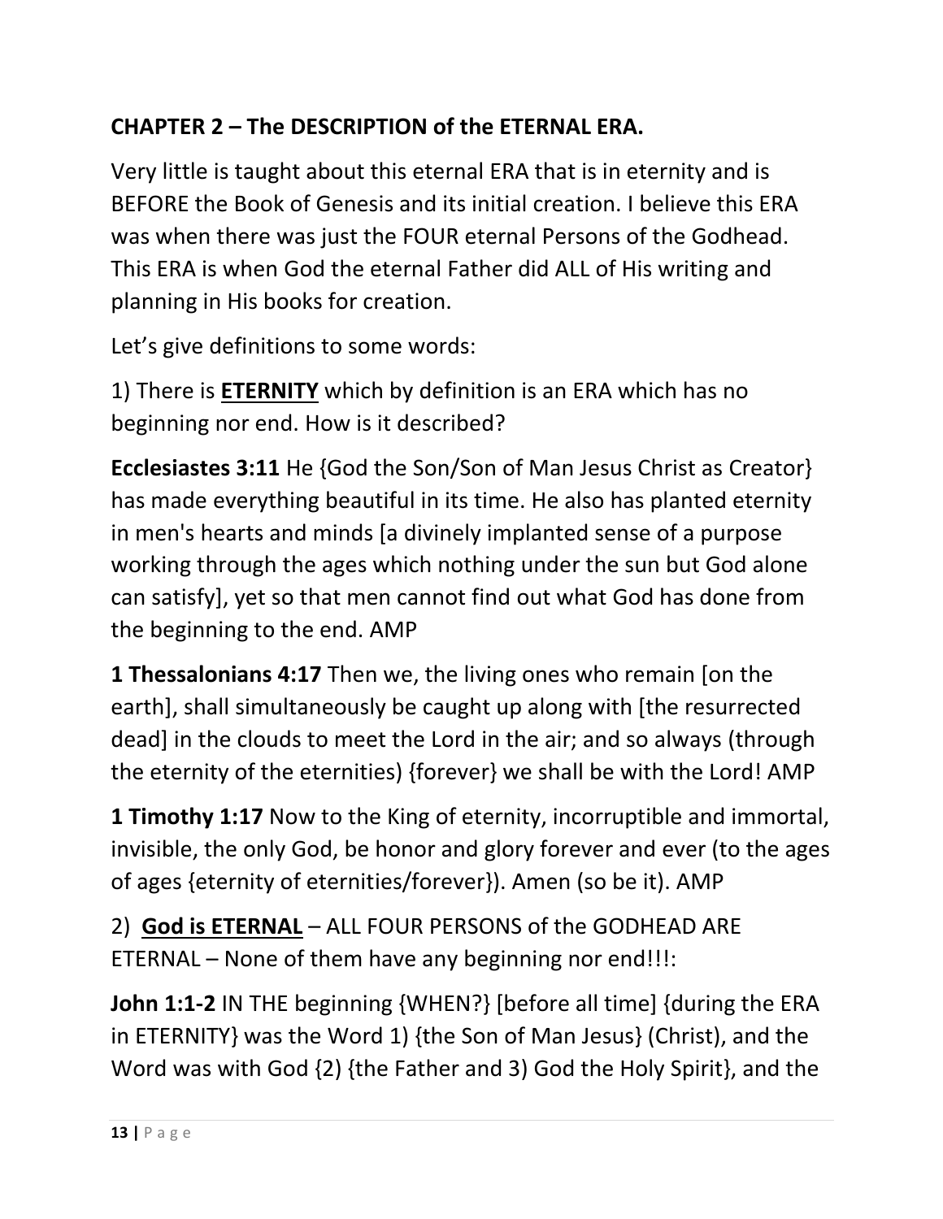## CHAPTER 2 – The DESCRIPTION of the ETERNAL ERA.

Very little is taught about this eternal ERA that is in eternity and is BEFORE the Book of Genesis and its initial creation. I believe this ERA was when there was just the FOUR eternal Persons of the Godhead. This ERA is when God the eternal Father did ALL of His writing and planning in His books for creation.

Let's give definitions to some words:

1) There is <u>**ETERNITY**</u> which by definition is an ERA which has no beginning nor end. How is it described?

**Ecclesiastes 3:11** He {God the Son/Son of Man Jesus Christ as Creator} has made everything beautiful in its time. He also has planted eternity in men's hearts and minds [a divinely implanted sense of a purpose working through the ages which nothing under the sun but God alone can satisfy], yet so that men cannot find out what God has done from the beginning to the end. AMP

**1 Thessalonians 4:17** Then we, the living ones who remain [on the earth], shall simultaneously be caught up along with [the resurrected dead] in the clouds to meet the Lord in the air; and so always (through the eternity of the eternities) {forever} we shall be with the Lord! AMP

**1 Timothy 1:17** Now to the King of eternity, incorruptible and immortal, invisible, the only God, be honor and glory forever and ever (to the ages of ages {eternity of eternities/forever}). Amen (so be it). AMP

2) <u>**God is ETERNAL**</u> – ALL FOUR PERSONS of the GODHEAD ARE ETERNAL – None of them have any beginning nor end!!!:

**John 1:1-2** IN THE beginning {WHEN?} [before all time] {during the ERA in ETERNITY} was the Word 1) {the Son of Man Jesus} (Christ), and the Word was with God {2) {the Father and 3) God the Holy Spirit}, and the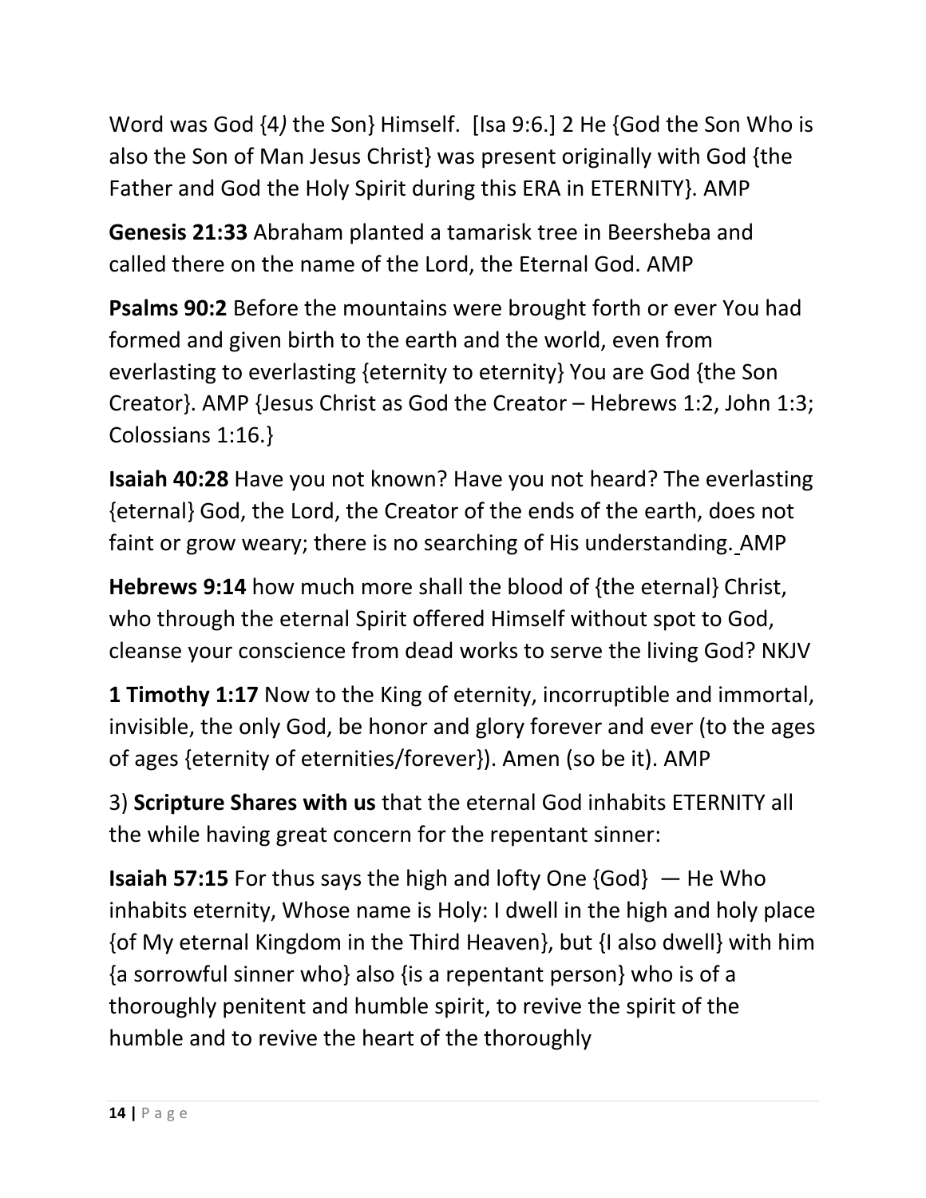Word was God {4*)* the Son} Himself. [Isa 9:6.] 2 He {God the Son Who is also the Son of Man Jesus Christ} was present originally with God {the Father and God the Holy Spirit during this ERA in ETERNITY}. AMP

**Genesis 21:33** Abraham planted a tamarisk tree in Beersheba and called there on the name of the Lord, the Eternal God. AMP

**Psalms 90:2** Before the mountains were brought forth or ever You had formed and given birth to the earth and the world, even from everlasting to everlasting {eternity to eternity} You are God {the Son Creator}. AMP {Jesus Christ as God the Creator – Hebrews 1:2, John 1:3; Colossians 1:16.}

**Isaiah 40:28** Have you not known? Have you not heard? The everlasting {eternal} God, the Lord, the Creator of the ends of the earth, does not faint or grow weary; there is no searching of His understanding. AMP

**Hebrews 9:14** how much more shall the blood of {the eternal} Christ, who through the eternal Spirit offered Himself without spot to God, cleanse your conscience from dead works to serve the living God? NKJV

**1 Timothy 1:17** Now to the King of eternity, incorruptible and immortal, invisible, the only God, be honor and glory forever and ever (to the ages of ages {eternity of eternities/forever}). Amen (so be it). AMP

3) **Scripture Shares with us** that the eternal God inhabits ETERNITY all the while having great concern for the repentant sinner:

**Isaiah 57:15** For thus says the high and lofty One {God} — He Who inhabits eternity, Whose name is Holy: I dwell in the high and holy place {of My eternal Kingdom in the Third Heaven}, but {I also dwell} with him {a sorrowful sinner who} also {is a repentant person} who is of a thoroughly penitent and humble spirit, to revive the spirit of the humble and to revive the heart of the thoroughly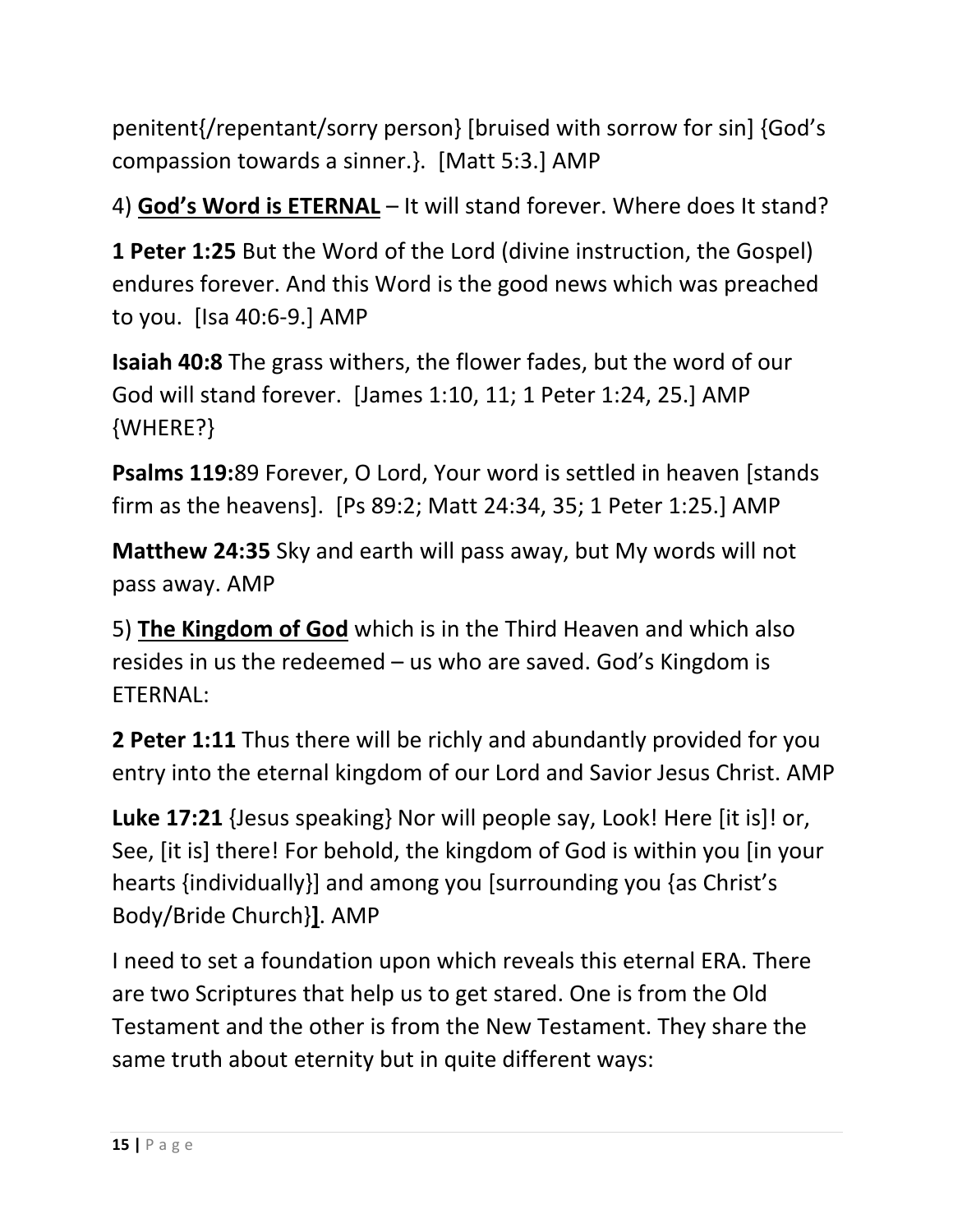penitent{/repentant/sorry person} [bruised with sorrow for sin] {God's compassion towards a sinner.}. [Matt 5:3.] AMP

4) **<u>God's Word is ETERNAL</u>** – It will stand forever. Where does It stand?

**1 Peter 1:25** But the Word of the Lord (divine instruction, the Gospel) endures forever. And this Word is the good news which was preached to you. [Isa 40:6-9.] AMP

**Isaiah 40:8** The grass withers, the flower fades, but the word of our God will stand forever. [James 1:10, 11; 1 Peter 1:24, 25.] AMP {WHERE?}

**Psalms 119:**89 Forever, O Lord, Your word is settled in heaven [stands firm as the heavens]. [Ps 89:2; Matt 24:34, 35; 1 Peter 1:25.] AMP

**Matthew 24:35** Sky and earth will pass away, but My words will not pass away. AMP

5) **<u>The Kingdom of God</u>** which is in the Third Heaven and which also resides in us the redeemed – us who are saved. God's Kingdom is ETERNAL:

**2 Peter 1:11** Thus there will be richly and abundantly provided for you entry into the eternal kingdom of our Lord and Savior Jesus Christ. AMP

**Luke 17:21** {Jesus speaking} Nor will people say, Look! Here [it is]! or, See, [it is] there! For behold, the kingdom of God is within you [in your hearts {individually}] and among you [surrounding you {as Christ's Body/Bride Church}**]**. AMP

I need to set a foundation upon which reveals this eternal ERA. There are two Scriptures that help us to get stared. One is from the Old Testament and the other is from the New Testament. They share the same truth about eternity but in quite different ways: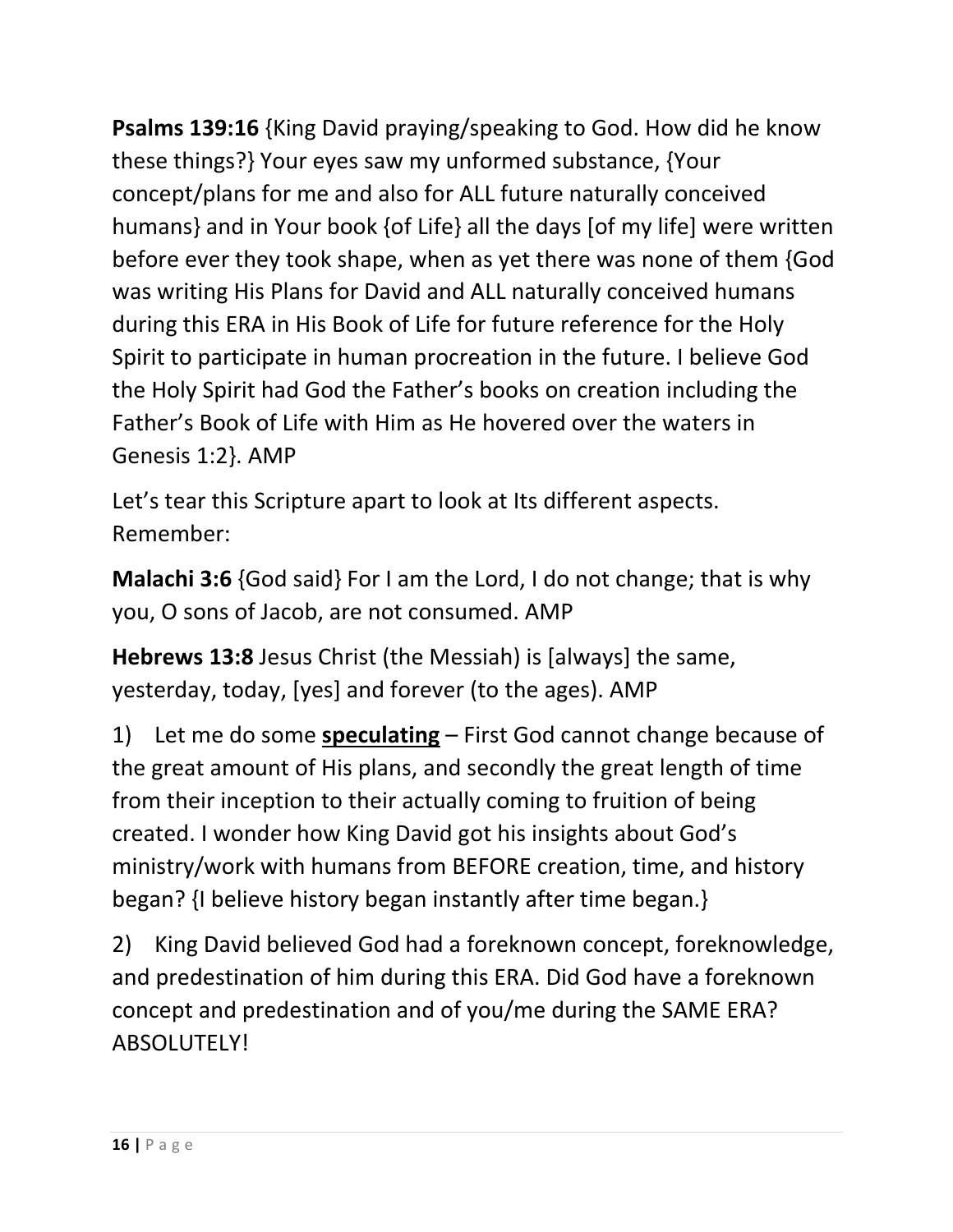**Psalms 139:16** {King David praying/speaking to God. How did he know these things?} Your eyes saw my unformed substance, {Your concept/plans for me and also for ALL future naturally conceived humans} and in Your book {of Life} all the days [of my life] were written before ever they took shape, when as yet there was none of them {God was writing His Plans for David and ALL naturally conceived humans during this ERA in His Book of Life for future reference for the Holy Spirit to participate in human procreation in the future. I believe God the Holy Spirit had God the Father's books on creation including the Father's Book of Life with Him as He hovered over the waters in Genesis 1:2}. AMP

Let's tear this Scripture apart to look at Its different aspects. Remember:

**Malachi 3:6** {God said} For I am the Lord, I do not change; that is why you, O sons of Jacob, are not consumed. AMP

**Hebrews 13:8** Jesus Christ (the Messiah) is [always] the same, yesterday, today, [yes] and forever (to the ages). AMP

1) Let me do some <u>**speculating**</u> – First God cannot change because of the great amount of His plans, and secondly the great length of time from their inception to their actually coming to fruition of being created. I wonder how King David got his insights about God's ministry/work with humans from BEFORE creation, time, and history began? {I believe history began instantly after time began.}

2) King David believed God had a foreknown concept, foreknowledge, and predestination of him during this ERA. Did God have a foreknown concept and predestination and of you/me during the SAME ERA? ABSOLUTELY!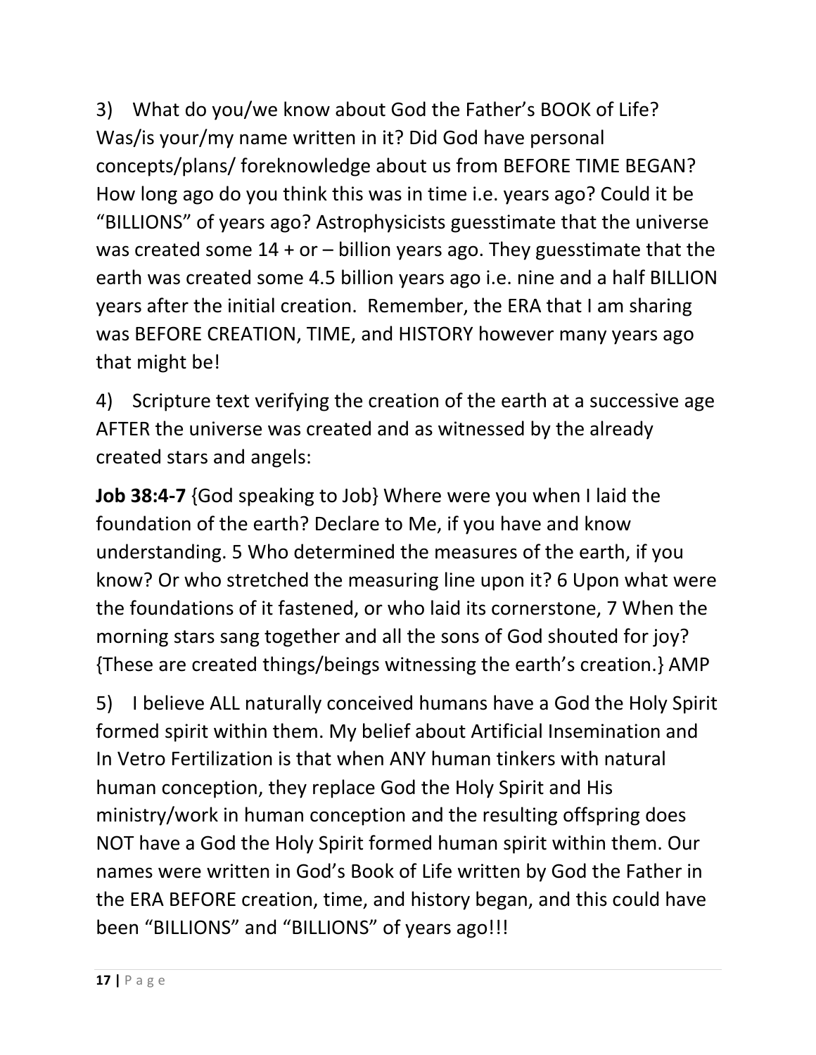3) What do you/we know about God the Father's BOOK of Life? Was/is your/my name written in it? Did God have personal concepts/plans/ foreknowledge about us from BEFORE TIME BEGAN? How long ago do you think this was in time i.e. years ago? Could it be "BILLIONS" of years ago? Astrophysicists guesstimate that the universe was created some 14 + or – billion years ago. They guesstimate that the earth was created some 4.5 billion years ago i.e. nine and a half BILLION years after the initial creation. Remember, the ERA that I am sharing was BEFORE CREATION, TIME, and HISTORY however many years ago that might be!

4) Scripture text verifying the creation of the earth at a successive age AFTER the universe was created and as witnessed by the already created stars and angels:

**Job 38:4-7** {God speaking to Job} Where were you when I laid the foundation of the earth? Declare to Me, if you have and know understanding. 5 Who determined the measures of the earth, if you know? Or who stretched the measuring line upon it? 6 Upon what were the foundations of it fastened, or who laid its cornerstone, 7 When the morning stars sang together and all the sons of God shouted for joy? {These are created things/beings witnessing the earth's creation.} AMP

5) I believe ALL naturally conceived humans have a God the Holy Spirit formed spirit within them. My belief about Artificial Insemination and In Vetro Fertilization is that when ANY human tinkers with natural human conception, they replace God the Holy Spirit and His ministry/work in human conception and the resulting offspring does NOT have a God the Holy Spirit formed human spirit within them. Our names were written in God's Book of Life written by God the Father in the ERA BEFORE creation, time, and history began, and this could have been "BILLIONS" and "BILLIONS" of years ago!!!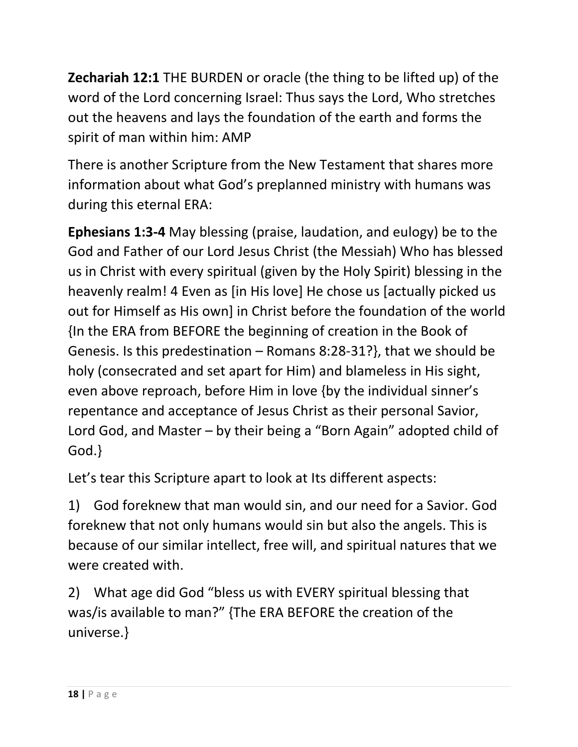**Zechariah 12:1** THE BURDEN or oracle (the thing to be lifted up) of the word of the Lord concerning Israel: Thus says the Lord, Who stretches out the heavens and lays the foundation of the earth and forms the spirit of man within him: AMP

There is another Scripture from the New Testament that shares more information about what God's preplanned ministry with humans was during this eternal ERA:

**Ephesians 1:3-4** May blessing (praise, laudation, and eulogy) be to the God and Father of our Lord Jesus Christ (the Messiah) Who has blessed us in Christ with every spiritual (given by the Holy Spirit) blessing in the heavenly realm! 4 Even as [in His love] He chose us [actually picked us out for Himself as His own] in Christ before the foundation of the world {In the ERA from BEFORE the beginning of creation in the Book of Genesis. Is this predestination – Romans 8:28-31?}, that we should be holy (consecrated and set apart for Him) and blameless in His sight, even above reproach, before Him in love {by the individual sinner's repentance and acceptance of Jesus Christ as their personal Savior, Lord God, and Master – by their being a "Born Again" adopted child of God.}

Let's tear this Scripture apart to look at Its different aspects:

1) God foreknew that man would sin, and our need for a Savior. God foreknew that not only humans would sin but also the angels. This is because of our similar intellect, free will, and spiritual natures that we were created with.

2) What age did God "bless us with EVERY spiritual blessing that was/is available to man?" {The ERA BEFORE the creation of the universe.}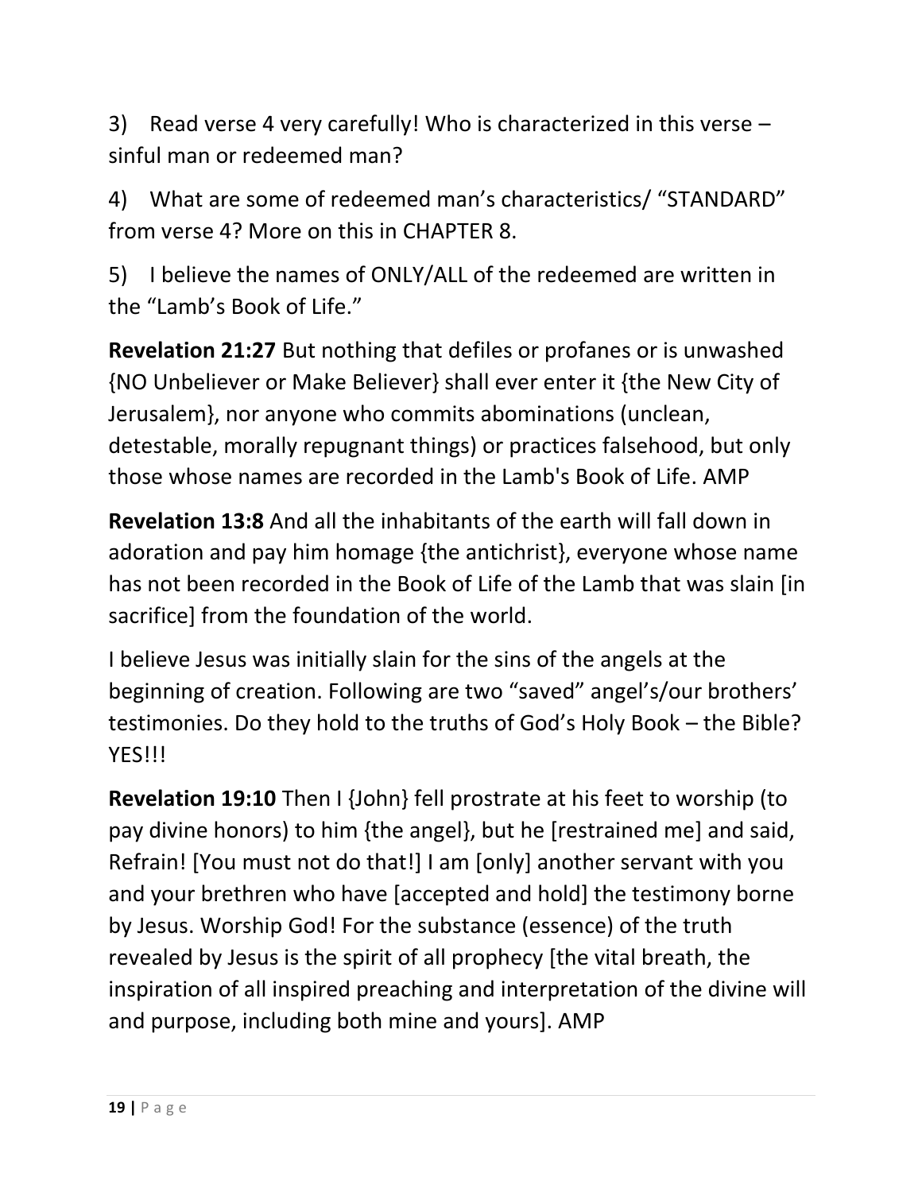3) Read verse 4 very carefully! Who is characterized in this verse – sinful man or redeemed man?

4) What are some of redeemed man's characteristics/ "STANDARD" from verse 4? More on this in CHAPTER 8.

5) I believe the names of ONLY/ALL of the redeemed are written in the "Lamb's Book of Life."

**Revelation 21:27** But nothing that defiles or profanes or is unwashed {NO Unbeliever or Make Believer} shall ever enter it {the New City of Jerusalem}, nor anyone who commits abominations (unclean, detestable, morally repugnant things) or practices falsehood, but only those whose names are recorded in the Lamb's Book of Life. AMP

**Revelation 13:8** And all the inhabitants of the earth will fall down in adoration and pay him homage {the antichrist}, everyone whose name has not been recorded in the Book of Life of the Lamb that was slain [in sacrifice] from the foundation of the world.

I believe Jesus was initially slain for the sins of the angels at the beginning of creation. Following are two "saved" angel's/our brothers' testimonies. Do they hold to the truths of God's Holy Book – the Bible? YES!!!

**Revelation 19:10** Then I {John} fell prostrate at his feet to worship (to pay divine honors) to him {the angel}, but he [restrained me] and said, Refrain! [You must not do that!] I am [only] another servant with you and your brethren who have [accepted and hold] the testimony borne by Jesus. Worship God! For the substance (essence) of the truth revealed by Jesus is the spirit of all prophecy [the vital breath, the inspiration of all inspired preaching and interpretation of the divine will and purpose, including both mine and yours]. AMP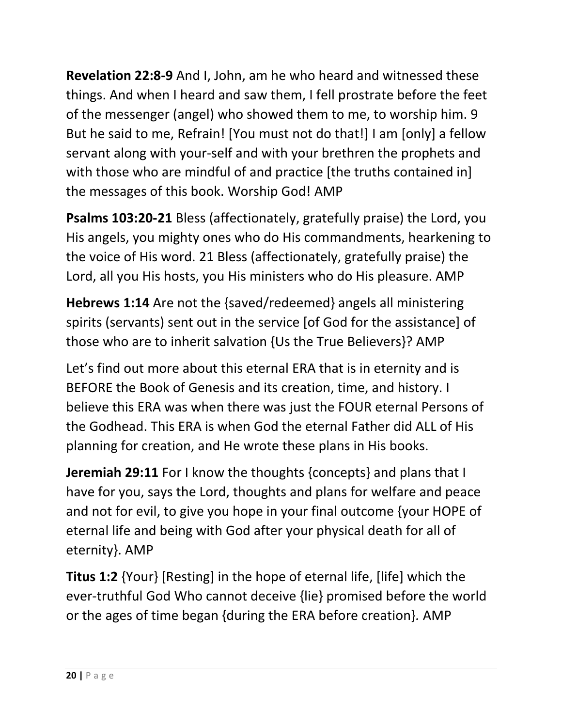**Revelation 22:8-9** And I, John, am he who heard and witnessed these things. And when I heard and saw them, I fell prostrate before the feet of the messenger (angel) who showed them to me, to worship him. 9 But he said to me, Refrain! [You must not do that!] I am [only] a fellow servant along with your-self and with your brethren the prophets and with those who are mindful of and practice [the truths contained in] the messages of this book. Worship God! AMP

**Psalms 103:20-21** Bless (affectionately, gratefully praise) the Lord, you His angels, you mighty ones who do His commandments, hearkening to the voice of His word. 21 Bless (affectionately, gratefully praise) the Lord, all you His hosts, you His ministers who do His pleasure. AMP

**Hebrews 1:14** Are not the {saved/redeemed} angels all ministering spirits (servants) sent out in the service [of God for the assistance] of those who are to inherit salvation {Us the True Believers}? AMP

Let's find out more about this eternal ERA that is in eternity and is BEFORE the Book of Genesis and its creation, time, and history. I believe this ERA was when there was just the FOUR eternal Persons of the Godhead. This ERA is when God the eternal Father did ALL of His planning for creation, and He wrote these plans in His books.

**Jeremiah 29:11** For I know the thoughts {concepts} and plans that I have for you, says the Lord, thoughts and plans for welfare and peace and not for evil, to give you hope in your final outcome {your HOPE of eternal life and being with God after your physical death for all of eternity}. AMP

**Titus 1:2** {Your} [Resting] in the hope of eternal life, [life] which the ever-truthful God Who cannot deceive {lie} promised before the world or the ages of time began {during the ERA before creation}. AMP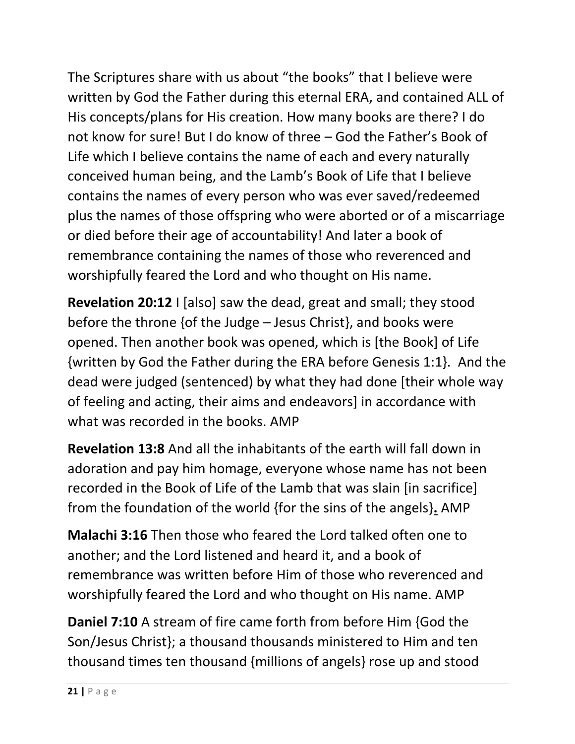The Scriptures share with us about "the books" that I believe were written by God the Father during this eternal ERA, and contained ALL of His concepts/plans for His creation. How many books are there? I do not know for sure! But I do know of three – God the Father's Book of Life which I believe contains the name of each and every naturally conceived human being, and the Lamb's Book of Life that I believe contains the names of every person who was ever saved/redeemed plus the names of those offspring who were aborted or of a miscarriage or died before their age of accountability! And later a book of remembrance containing the names of those who reverenced and worshipfully feared the Lord and who thought on His name.

**Revelation 20:12** I [also] saw the dead, great and small; they stood before the throne {of the Judge – Jesus Christ}, and books were opened. Then another book was opened, which is [the Book] of Life {written by God the Father during the ERA before Genesis 1:1}. And the dead were judged (sentenced) by what they had done [their whole way of feeling and acting, their aims and endeavors] in accordance with what was recorded in the books. AMP

**Revelation 13:8** And all the inhabitants of the earth will fall down in adoration and pay him homage, everyone whose name has not been recorded in the Book of Life of the Lamb that was slain [in sacrifice] from the foundation of the world {for the sins of the angels}**.** AMP

**Malachi 3:16** Then those who feared the Lord talked often one to another; and the Lord listened and heard it, and a book of remembrance was written before Him of those who reverenced and worshipfully feared the Lord and who thought on His name. AMP

**Daniel 7:10** A stream of fire came forth from before Him {God the Son/Jesus Christ}; a thousand thousands ministered to Him and ten thousand times ten thousand {millions of angels} rose up and stood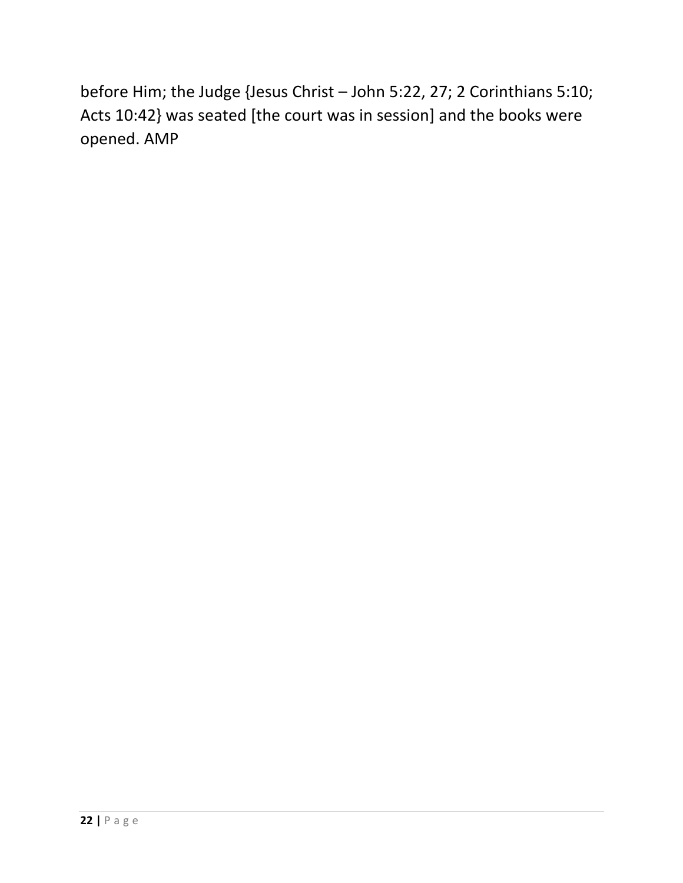before Him; the Judge {Jesus Christ – John 5:22, 27; 2 Corinthians 5:10; Acts 10:42} was seated [the court was in session] and the books were opened. AMP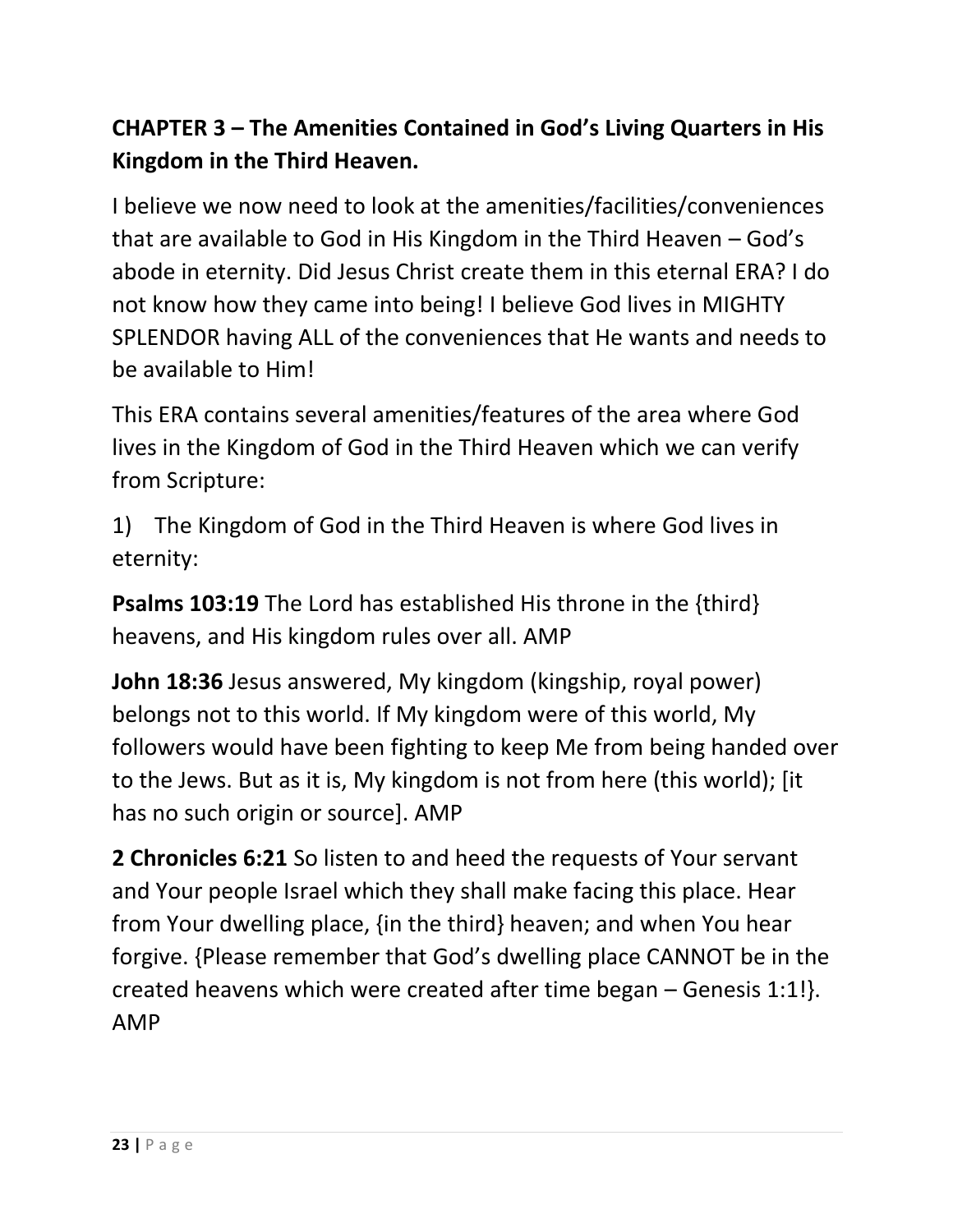## CHAPTER 3 – The Amenities Contained in God's Living Quarters in His Kingdom in the Third Heaven.

I believe we now need to look at the amenities/facilities/conveniences that are available to God in His Kingdom in the Third Heaven – God's abode in eternity. Did Jesus Christ create them in this eternal ERA? I do not know how they came into being! I believe God lives in MIGHTY SPLENDOR having ALL of the conveniences that He wants and needs to be available to Him!

This ERA contains several amenities/features of the area where God lives in the Kingdom of God in the Third Heaven which we can verify from Scripture:

1) The Kingdom of God in the Third Heaven is where God lives in eternity:

**Psalms 103:19** The Lord has established His throne in the {third} heavens, and His kingdom rules over all. AMP

**John 18:36** Jesus answered, My kingdom (kingship, royal power) belongs not to this world. If My kingdom were of this world, My followers would have been fighting to keep Me from being handed over to the Jews. But as it is, My kingdom is not from here (this world); [it has no such origin or source]. AMP

**2 Chronicles 6:21** So listen to and heed the requests of Your servant and Your people Israel which they shall make facing this place. Hear from Your dwelling place, {in the third} heaven; and when You hear forgive. {Please remember that God's dwelling place CANNOT be in the created heavens which were created after time began – Genesis 1:1!}. AMP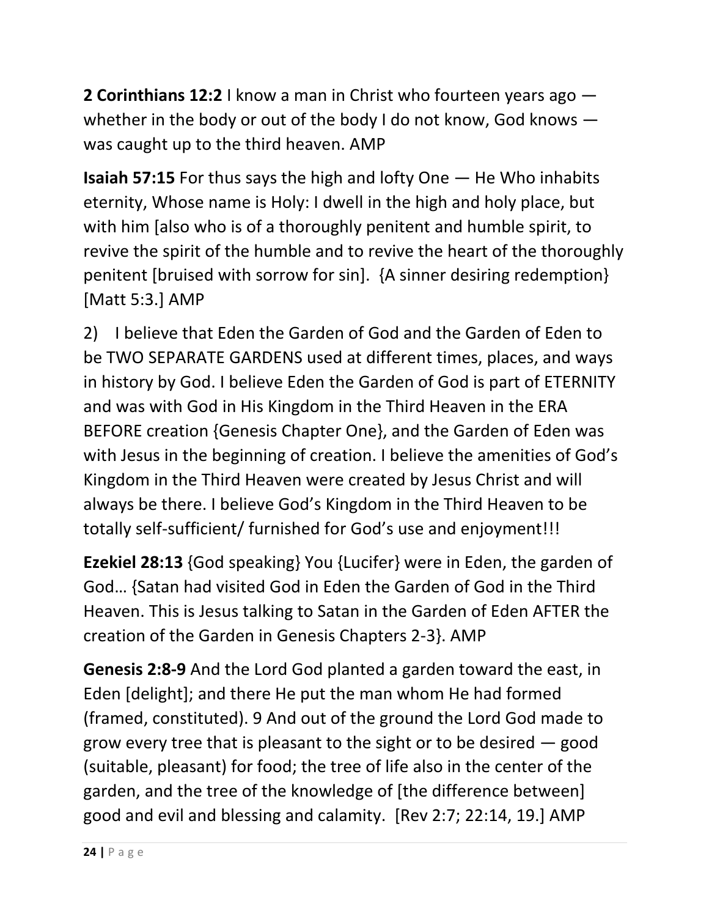**2 Corinthians 12:2** I know a man in Christ who fourteen years ago — whether in the body or out of the body I do not know, God knows — was caught up to the third heaven. AMP

**Isaiah 57:15** For thus says the high and lofty One — He Who inhabits eternity, Whose name is Holy: I dwell in the high and holy place, but with him [also who is of a thoroughly penitent and humble spirit, to revive the spirit of the humble and to revive the heart of the thoroughly penitent [bruised with sorrow for sin]. {A sinner desiring redemption} [Matt 5:3.] AMP

2) I believe that Eden the Garden of God and the Garden of Eden to be TWO SEPARATE GARDENS used at different times, places, and ways in history by God. I believe Eden the Garden of God is part of ETERNITY and was with God in His Kingdom in the Third Heaven in the ERA BEFORE creation {Genesis Chapter One}, and the Garden of Eden was with Jesus in the beginning of creation. I believe the amenities of God's Kingdom in the Third Heaven were created by Jesus Christ and will always be there. I believe God's Kingdom in the Third Heaven to be totally self-sufficient/ furnished for God's use and enjoyment!!!

**Ezekiel 28:13** {God speaking} You {Lucifer} were in Eden, the garden of God… {Satan had visited God in Eden the Garden of God in the Third Heaven. This is Jesus talking to Satan in the Garden of Eden AFTER the creation of the Garden in Genesis Chapters 2-3}. AMP

**Genesis 2:8-9** And the Lord God planted a garden toward the east, in Eden [delight]; and there He put the man whom He had formed (framed, constituted). 9 And out of the ground the Lord God made to grow every tree that is pleasant to the sight or to be desired — good (suitable, pleasant) for food; the tree of life also in the center of the garden, and the tree of the knowledge of [the difference between] good and evil and blessing and calamity. [Rev 2:7; 22:14, 19.] AMP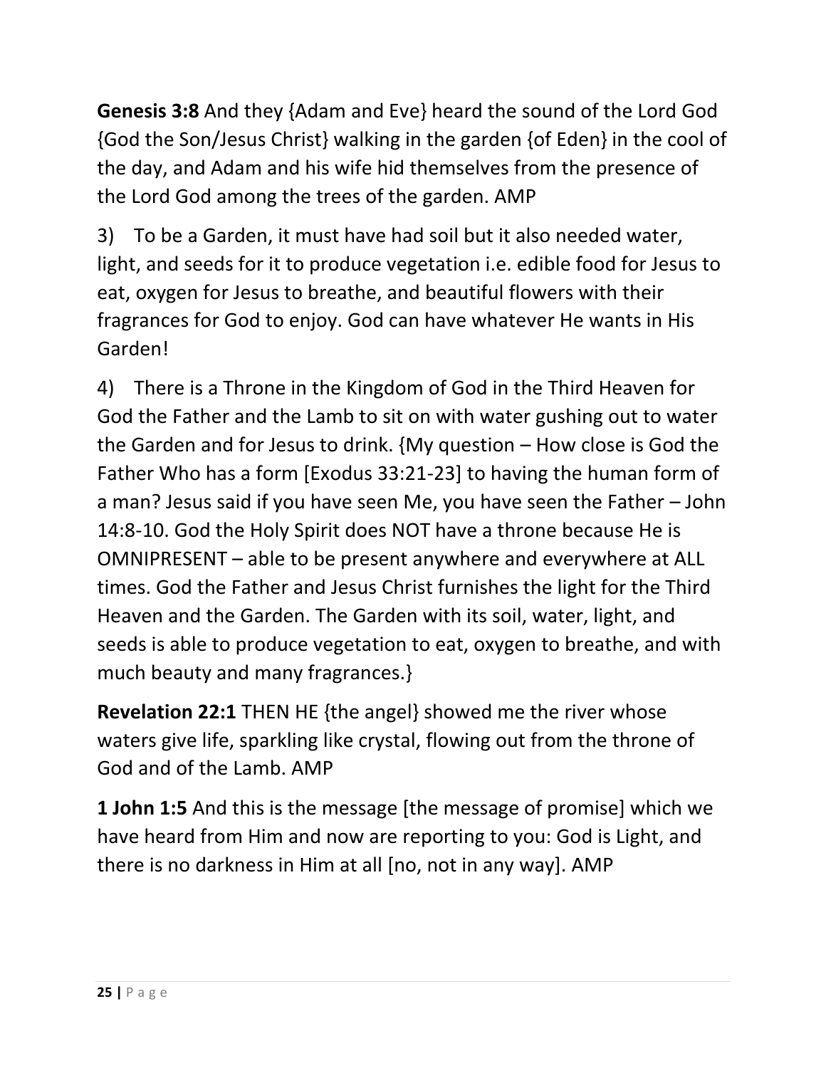**Genesis 3:8** And they {Adam and Eve} heard the sound of the Lord God {God the Son/Jesus Christ} walking in the garden {of Eden} in the cool of the day, and Adam and his wife hid themselves from the presence of the Lord God among the trees of the garden. AMP

3) To be a Garden, it must have had soil but it also needed water, light, and seeds for it to produce vegetation i.e. edible food for Jesus to eat, oxygen for Jesus to breathe, and beautiful flowers with their fragrances for God to enjoy. God can have whatever He wants in His Garden!

4) There is a Throne in the Kingdom of God in the Third Heaven for God the Father and the Lamb to sit on with water gushing out to water the Garden and for Jesus to drink. {My question – How close is God the Father Who has a form [Exodus 33:21-23] to having the human form of a man? Jesus said if you have seen Me, you have seen the Father – John 14:8-10. God the Holy Spirit does NOT have a throne because He is OMNIPRESENT – able to be present anywhere and everywhere at ALL times. God the Father and Jesus Christ furnishes the light for the Third Heaven and the Garden. The Garden with its soil, water, light, and seeds is able to produce vegetation to eat, oxygen to breathe, and with much beauty and many fragrances.}

**Revelation 22:1** THEN HE {the angel} showed me the river whose waters give life, sparkling like crystal, flowing out from the throne of God and of the Lamb. AMP

**1 John 1:5** And this is the message [the message of promise] which we have heard from Him and now are reporting to you: God is Light, and there is no darkness in Him at all [no, not in any way]. AMP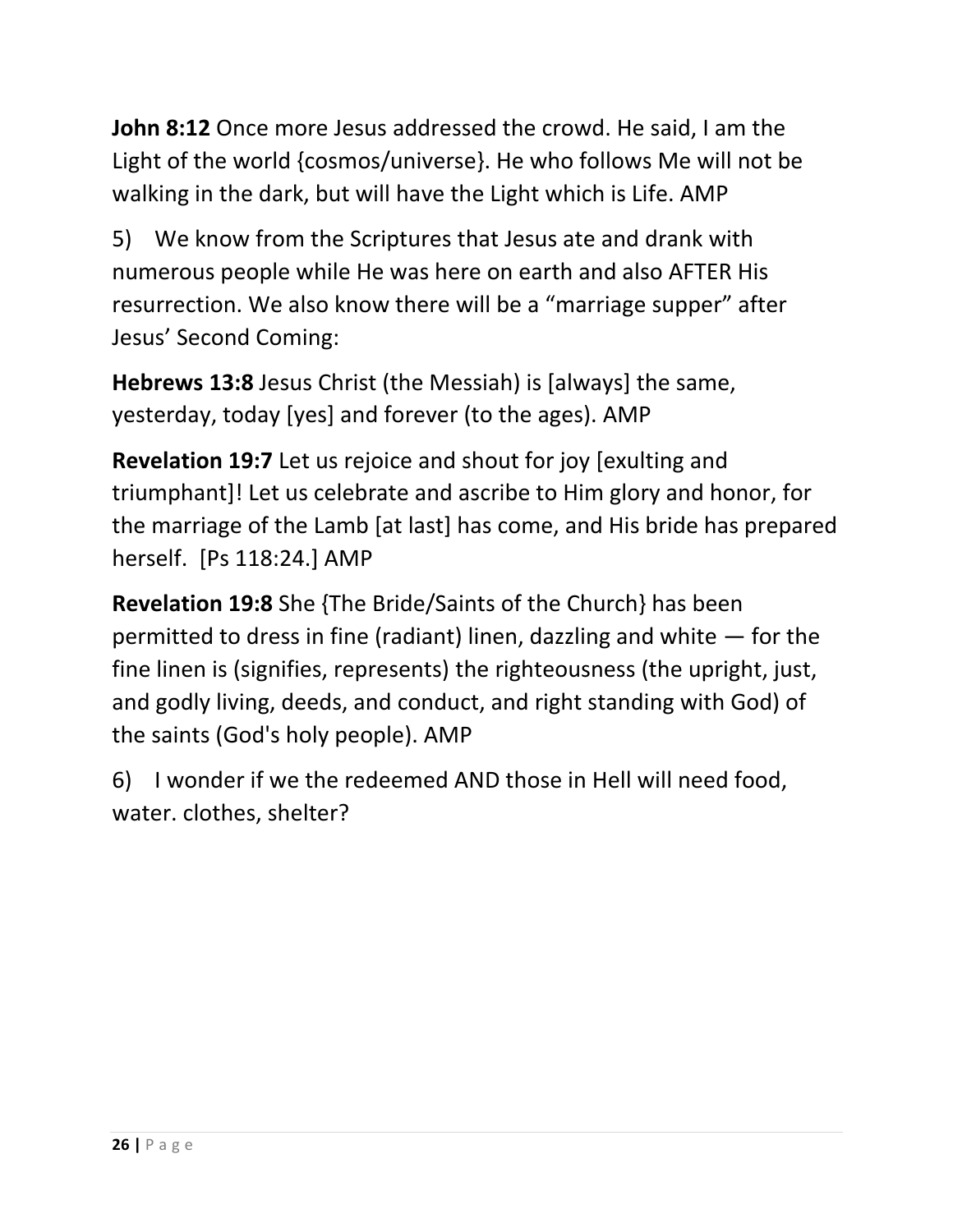**John 8:12** Once more Jesus addressed the crowd. He said, I am the Light of the world {cosmos/universe}. He who follows Me will not be walking in the dark, but will have the Light which is Life. AMP

5) We know from the Scriptures that Jesus ate and drank with numerous people while He was here on earth and also AFTER His resurrection. We also know there will be a "marriage supper" after Jesus' Second Coming:

**Hebrews 13:8** Jesus Christ (the Messiah) is [always] the same, yesterday, today [yes] and forever (to the ages). AMP

**Revelation 19:7** Let us rejoice and shout for joy [exulting and triumphant]! Let us celebrate and ascribe to Him glory and honor, for the marriage of the Lamb [at last] has come, and His bride has prepared herself. [Ps 118:24.] AMP

**Revelation 19:8** She {The Bride/Saints of the Church} has been permitted to dress in fine (radiant) linen, dazzling and white — for the fine linen is (signifies, represents) the righteousness (the upright, just, and godly living, deeds, and conduct, and right standing with God) of the saints (God's holy people). AMP

6) I wonder if we the redeemed AND those in Hell will need food, water. clothes, shelter?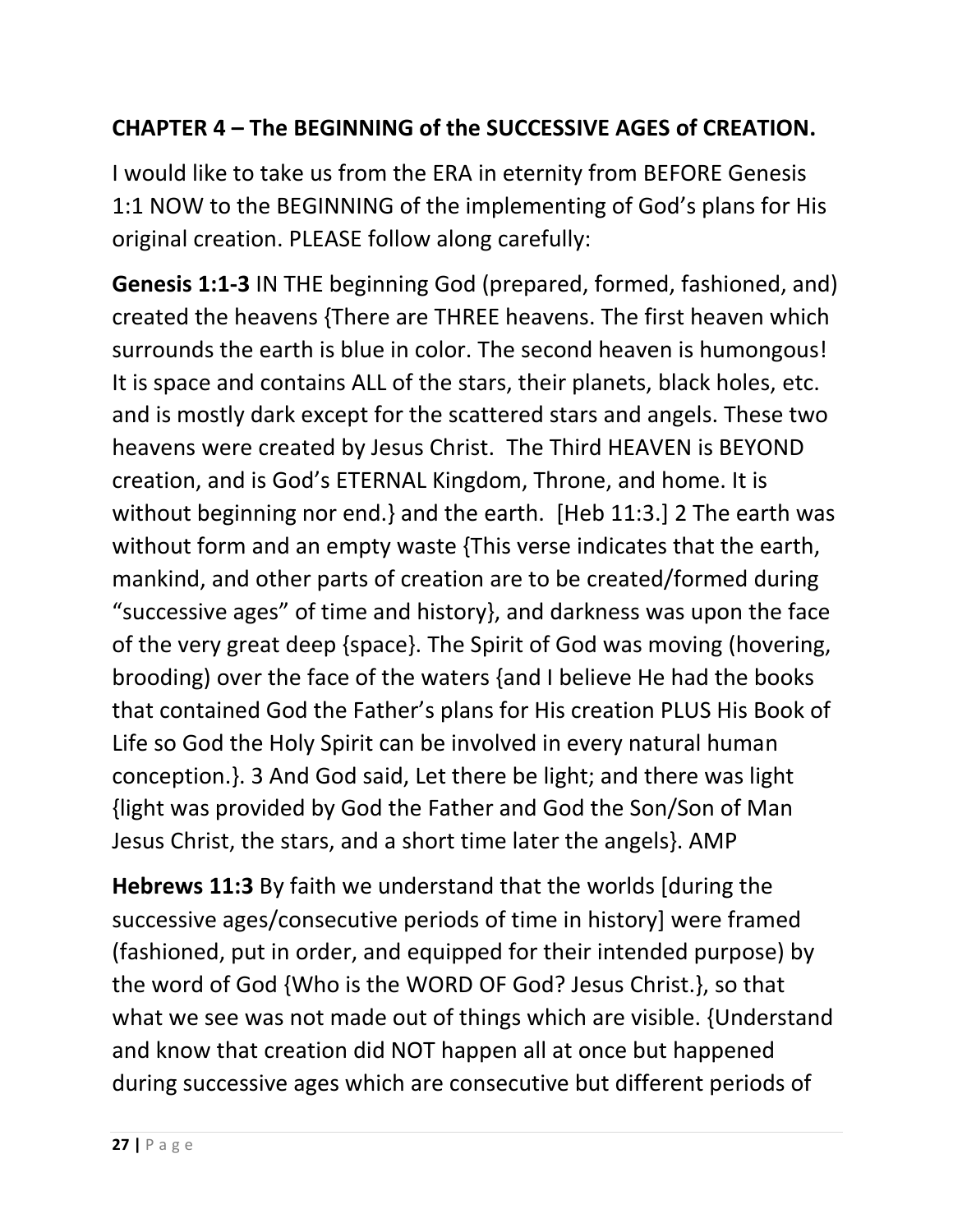## CHAPTER 4 – The BEGINNING of the SUCCESSIVE AGES of CREATION.

I would like to take us from the ERA in eternity from BEFORE Genesis 1:1 NOW to the BEGINNING of the implementing of God's plans for His original creation. PLEASE follow along carefully:

**Genesis 1:1-3** IN THE beginning God (prepared, formed, fashioned, and) created the heavens {There are THREE heavens. The first heaven which surrounds the earth is blue in color. The second heaven is humongous! It is space and contains ALL of the stars, their planets, black holes, etc. and is mostly dark except for the scattered stars and angels. These two heavens were created by Jesus Christ. The Third HEAVEN is BEYOND creation, and is God's ETERNAL Kingdom, Throne, and home. It is without beginning nor end.} and the earth. [Heb 11:3.] 2 The earth was without form and an empty waste {This verse indicates that the earth, mankind, and other parts of creation are to be created/formed during "successive ages" of time and history}, and darkness was upon the face of the very great deep {space}. The Spirit of God was moving (hovering, brooding) over the face of the waters {and I believe He had the books that contained God the Father's plans for His creation PLUS His Book of Life so God the Holy Spirit can be involved in every natural human conception.}. 3 And God said, Let there be light; and there was light {light was provided by God the Father and God the Son/Son of Man Jesus Christ, the stars, and a short time later the angels}. AMP

**Hebrews 11:3** By faith we understand that the worlds [during the successive ages/consecutive periods of time in history] were framed (fashioned, put in order, and equipped for their intended purpose) by the word of God {Who is the WORD OF God? Jesus Christ.}, so that what we see was not made out of things which are visible. {Understand and know that creation did NOT happen all at once but happened during successive ages which are consecutive but different periods of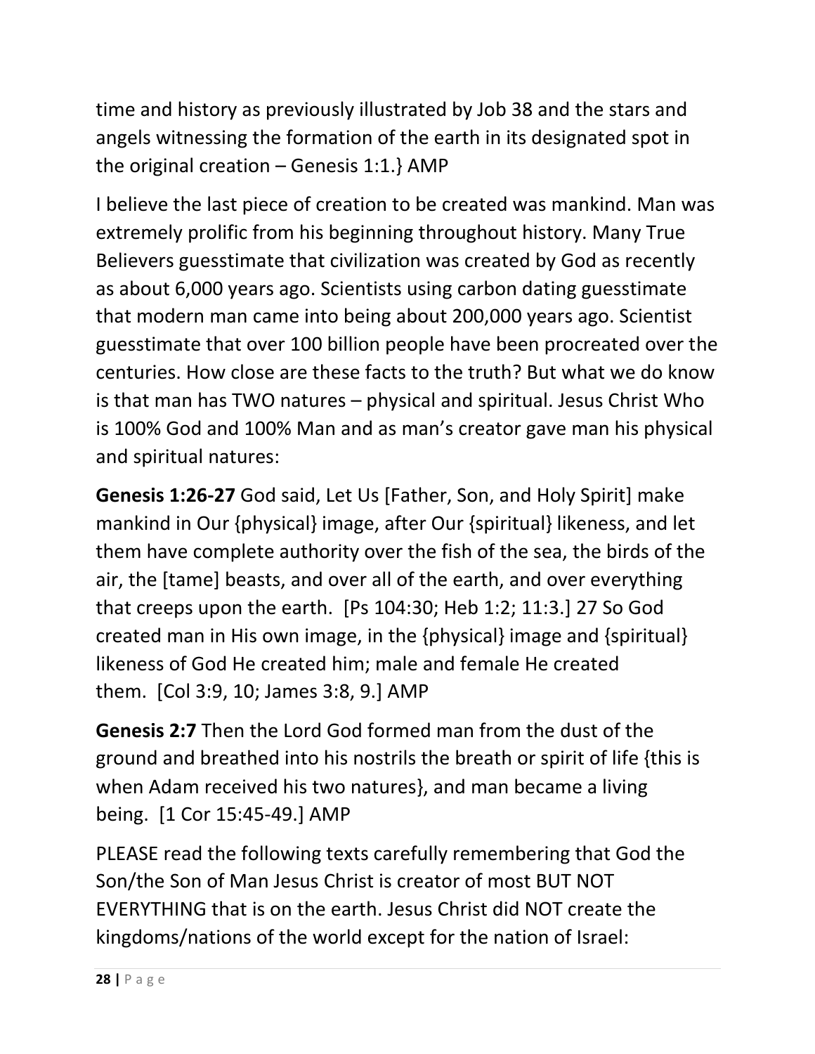time and history as previously illustrated by Job 38 and the stars and angels witnessing the formation of the earth in its designated spot in the original creation – Genesis 1:1.} AMP

I believe the last piece of creation to be created was mankind. Man was extremely prolific from his beginning throughout history. Many True Believers guesstimate that civilization was created by God as recently as about 6,000 years ago. Scientists using carbon dating guesstimate that modern man came into being about 200,000 years ago. Scientist guesstimate that over 100 billion people have been procreated over the centuries. How close are these facts to the truth? But what we do know is that man has TWO natures – physical and spiritual. Jesus Christ Who is 100% God and 100% Man and as man's creator gave man his physical and spiritual natures:

**Genesis 1:26-27** God said, Let Us [Father, Son, and Holy Spirit] make mankind in Our {physical} image, after Our {spiritual} likeness, and let them have complete authority over the fish of the sea, the birds of the air, the [tame] beasts, and over all of the earth, and over everything that creeps upon the earth. [Ps 104:30; Heb 1:2; 11:3.] 27 So God created man in His own image, in the {physical} image and {spiritual} likeness of God He created him; male and female He created them. [Col 3:9, 10; James 3:8, 9.] AMP

**Genesis 2:7** Then the Lord God formed man from the dust of the ground and breathed into his nostrils the breath or spirit of life {this is when Adam received his two natures}, and man became a living being. [1 Cor 15:45-49.] AMP

PLEASE read the following texts carefully remembering that God the Son/the Son of Man Jesus Christ is creator of most BUT NOT EVERYTHING that is on the earth. Jesus Christ did NOT create the kingdoms/nations of the world except for the nation of Israel: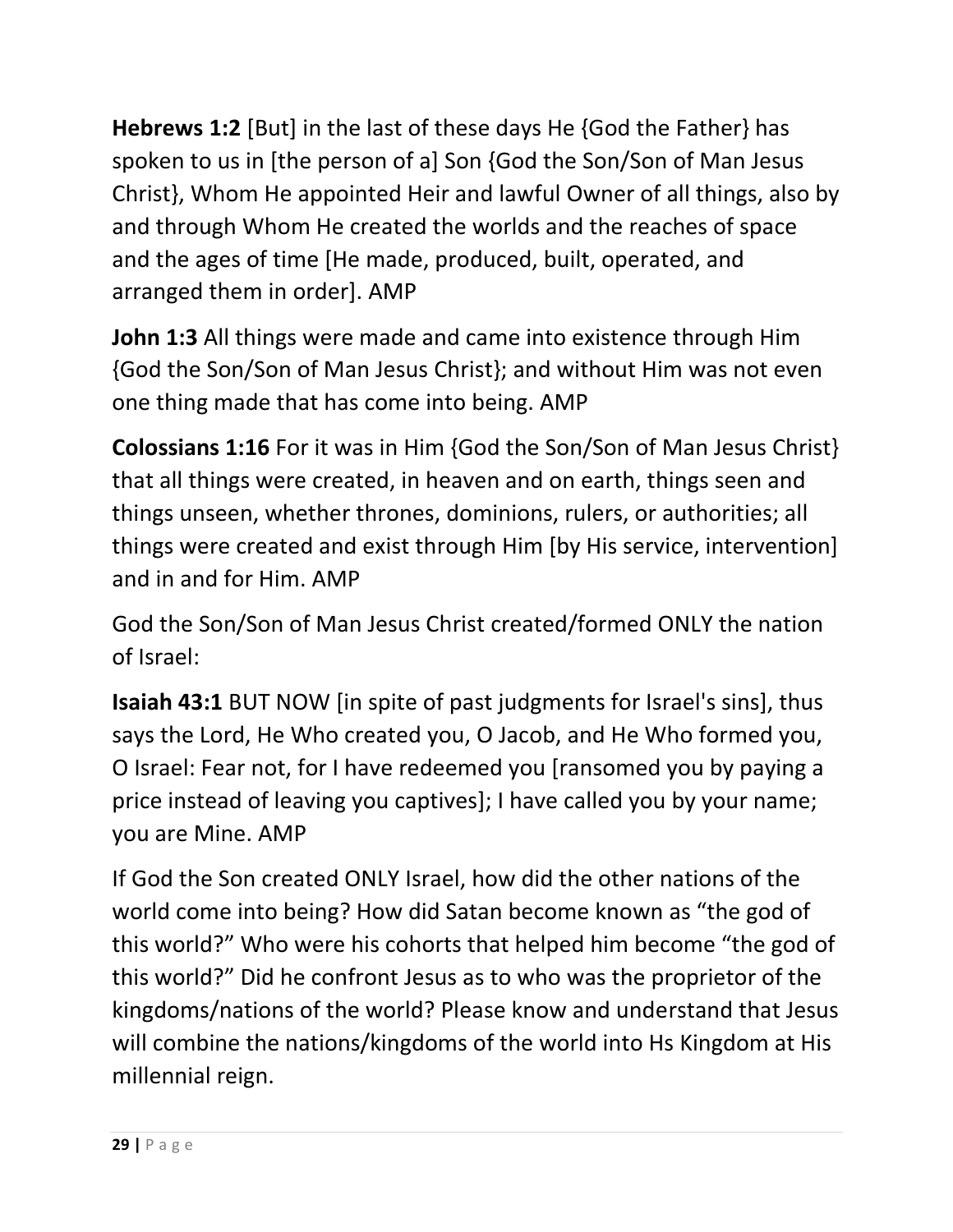**Hebrews 1:2** [But] in the last of these days He {God the Father} has spoken to us in [the person of a] Son {God the Son/Son of Man Jesus Christ}, Whom He appointed Heir and lawful Owner of all things, also by and through Whom He created the worlds and the reaches of space and the ages of time [He made, produced, built, operated, and arranged them in order]. AMP

**John 1:3** All things were made and came into existence through Him {God the Son/Son of Man Jesus Christ}; and without Him was not even one thing made that has come into being. AMP

**Colossians 1:16** For it was in Him {God the Son/Son of Man Jesus Christ} that all things were created, in heaven and on earth, things seen and things unseen, whether thrones, dominions, rulers, or authorities; all things were created and exist through Him [by His service, intervention] and in and for Him. AMP

God the Son/Son of Man Jesus Christ created/formed ONLY the nation of Israel:

**Isaiah 43:1** BUT NOW [in spite of past judgments for Israel's sins], thus says the Lord, He Who created you, O Jacob, and He Who formed you, O Israel: Fear not, for I have redeemed you [ransomed you by paying a price instead of leaving you captives]; I have called you by your name; you are Mine. AMP

If God the Son created ONLY Israel, how did the other nations of the world come into being? How did Satan become known as "the god of this world?" Who were his cohorts that helped him become "the god of this world?" Did he confront Jesus as to who was the proprietor of the kingdoms/nations of the world? Please know and understand that Jesus will combine the nations/kingdoms of the world into Hs Kingdom at His millennial reign.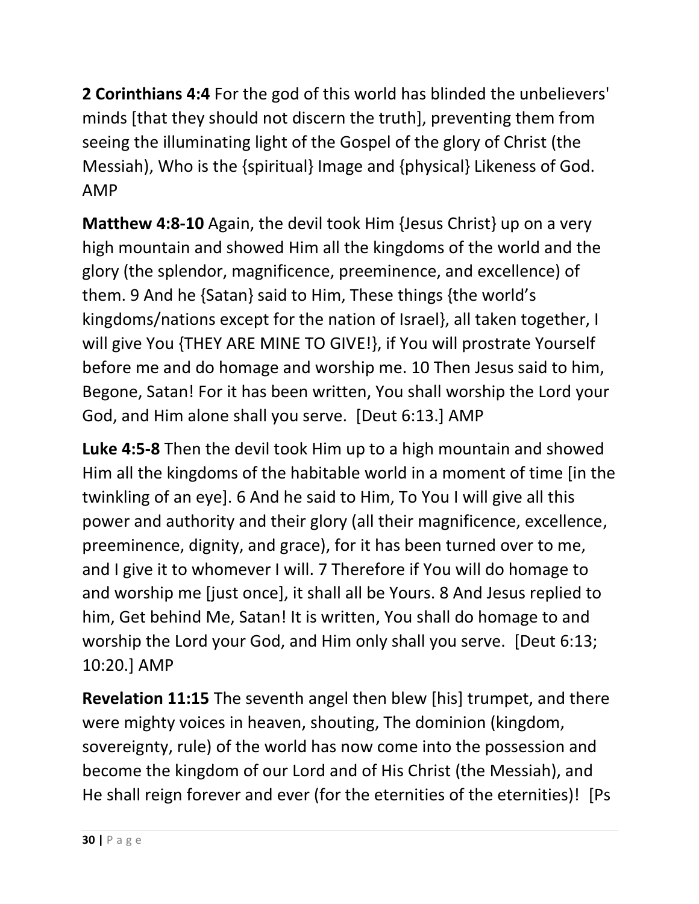**2 Corinthians 4:4** For the god of this world has blinded the unbelievers' minds [that they should not discern the truth], preventing them from seeing the illuminating light of the Gospel of the glory of Christ (the Messiah), Who is the {spiritual} Image and {physical} Likeness of God. AMP

**Matthew 4:8-10** Again, the devil took Him {Jesus Christ} up on a very high mountain and showed Him all the kingdoms of the world and the glory (the splendor, magnificence, preeminence, and excellence) of them. 9 And he {Satan} said to Him, These things {the world's kingdoms/nations except for the nation of Israel}, all taken together, I will give You {THEY ARE MINE TO GIVE!}, if You will prostrate Yourself before me and do homage and worship me. 10 Then Jesus said to him, Begone, Satan! For it has been written, You shall worship the Lord your God, and Him alone shall you serve. [Deut 6:13.] AMP

**Luke 4:5-8** Then the devil took Him up to a high mountain and showed Him all the kingdoms of the habitable world in a moment of time [in the twinkling of an eye]. 6 And he said to Him, To You I will give all this power and authority and their glory (all their magnificence, excellence, preeminence, dignity, and grace), for it has been turned over to me, and I give it to whomever I will. 7 Therefore if You will do homage to and worship me [just once], it shall all be Yours. 8 And Jesus replied to him, Get behind Me, Satan! It is written, You shall do homage to and worship the Lord your God, and Him only shall you serve. [Deut 6:13; 10:20.] AMP

**Revelation 11:15** The seventh angel then blew [his] trumpet, and there were mighty voices in heaven, shouting, The dominion (kingdom, sovereignty, rule) of the world has now come into the possession and become the kingdom of our Lord and of His Christ (the Messiah), and He shall reign forever and ever (for the eternities of the eternities)! [Ps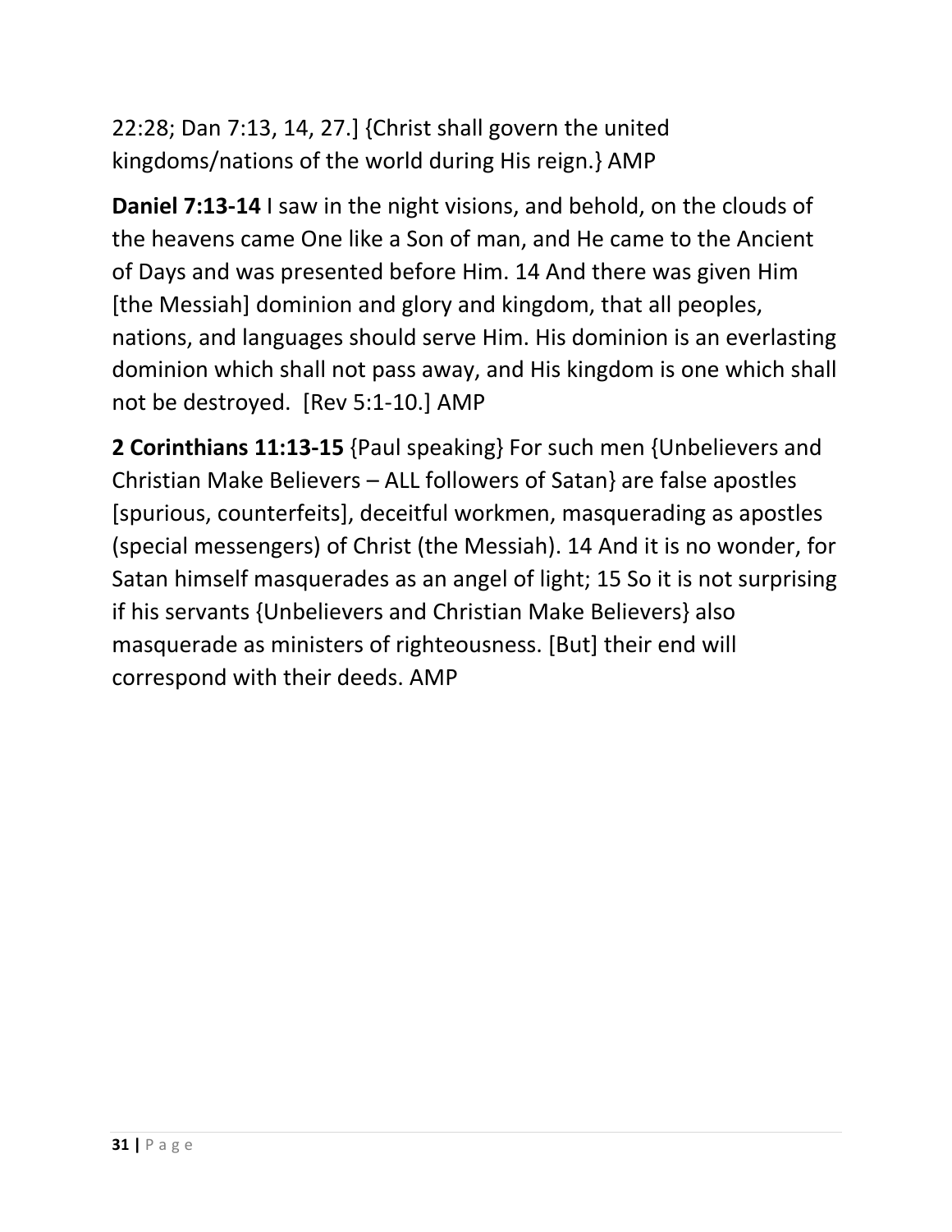22:28; Dan 7:13, 14, 27.] {Christ shall govern the united kingdoms/nations of the world during His reign.} AMP

**Daniel 7:13-14** I saw in the night visions, and behold, on the clouds of the heavens came One like a Son of man, and He came to the Ancient of Days and was presented before Him. 14 And there was given Him [the Messiah] dominion and glory and kingdom, that all peoples, nations, and languages should serve Him. His dominion is an everlasting dominion which shall not pass away, and His kingdom is one which shall not be destroyed. [Rev 5:1-10.] AMP

**2 Corinthians 11:13-15** {Paul speaking} For such men {Unbelievers and Christian Make Believers – ALL followers of Satan} are false apostles [spurious, counterfeits], deceitful workmen, masquerading as apostles (special messengers) of Christ (the Messiah). 14 And it is no wonder, for Satan himself masquerades as an angel of light; 15 So it is not surprising if his servants {Unbelievers and Christian Make Believers} also masquerade as ministers of righteousness. [But] their end will correspond with their deeds. AMP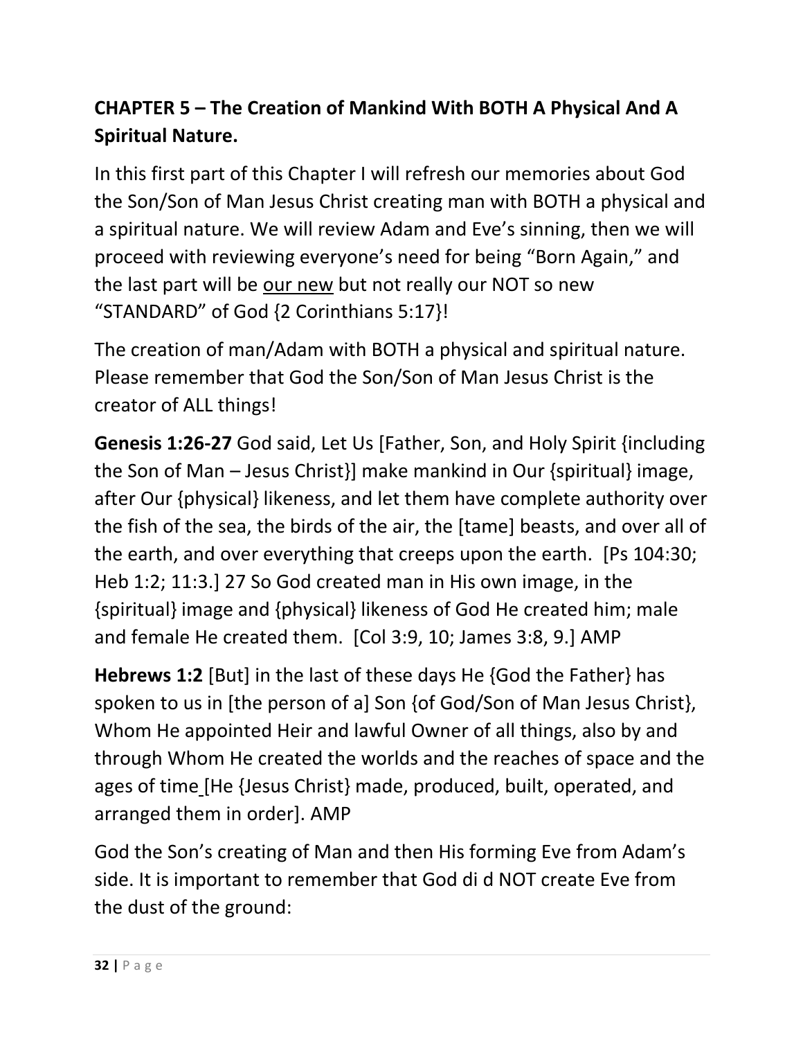**CHAPTER 5 – The Creation of Mankind With BOTH A Physical And A Spiritual Nature.**

In this first part of this Chapter I will refresh our memories about God the Son/Son of Man Jesus Christ creating man with BOTH a physical and a spiritual nature. We will review Adam and Eve's sinning, then we will proceed with reviewing everyone's need for being "Born Again," and the last part will be our new but not really our NOT so new "STANDARD" of God {2 Corinthians 5:17}!

The creation of man/Adam with BOTH a physical and spiritual nature. Please remember that God the Son/Son of Man Jesus Christ is the creator of ALL things!

**Genesis 1:26-27** God said, Let Us [Father, Son, and Holy Spirit {including the Son of Man – Jesus Christ}] make mankind in Our {spiritual} image, after Our {physical} likeness, and let them have complete authority over the fish of the sea, the birds of the air, the [tame] beasts, and over all of the earth, and over everything that creeps upon the earth. [Ps 104:30; Heb 1:2; 11:3.] 27 So God created man in His own image, in the {spiritual} image and {physical} likeness of God He created him; male and female He created them. [Col 3:9, 10; James 3:8, 9.] AMP

**Hebrews 1:2** [But] in the last of these days He {God the Father} has spoken to us in [the person of a] Son {of God/Son of Man Jesus Christ}, Whom He appointed Heir and lawful Owner of all things, also by and through Whom He created the worlds and the reaches of space and the ages of time [He {Jesus Christ} made, produced, built, operated, and arranged them in order]. AMP

God the Son's creating of Man and then His forming Eve from Adam's side. It is important to remember that God di d NOT create Eve from the dust of the ground: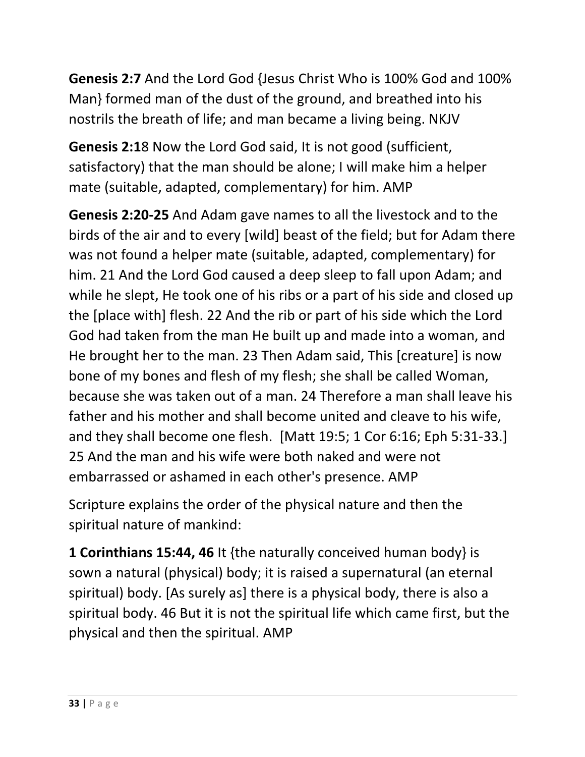**Genesis 2:7** And the Lord God {Jesus Christ Who is 100% God and 100% Man} formed man of the dust of the ground, and breathed into his nostrils the breath of life; and man became a living being. NKJV

**Genesis 2:1**8 Now the Lord God said, It is not good (sufficient, satisfactory) that the man should be alone; I will make him a helper mate (suitable, adapted, complementary) for him. AMP

**Genesis 2:20-25** And Adam gave names to all the livestock and to the birds of the air and to every [wild] beast of the field; but for Adam there was not found a helper mate (suitable, adapted, complementary) for him. 21 And the Lord God caused a deep sleep to fall upon Adam; and while he slept, He took one of his ribs or a part of his side and closed up the [place with] flesh. 22 And the rib or part of his side which the Lord God had taken from the man He built up and made into a woman, and He brought her to the man. 23 Then Adam said, This [creature] is now bone of my bones and flesh of my flesh; she shall be called Woman, because she was taken out of a man. 24 Therefore a man shall leave his father and his mother and shall become united and cleave to his wife, and they shall become one flesh. [Matt 19:5; 1 Cor 6:16; Eph 5:31-33.] 25 And the man and his wife were both naked and were not embarrassed or ashamed in each other's presence. AMP

Scripture explains the order of the physical nature and then the spiritual nature of mankind:

**1 Corinthians 15:44, 46** It {the naturally conceived human body} is sown a natural (physical) body; it is raised a supernatural (an eternal spiritual) body. [As surely as] there is a physical body, there is also a spiritual body. 46 But it is not the spiritual life which came first, but the physical and then the spiritual. AMP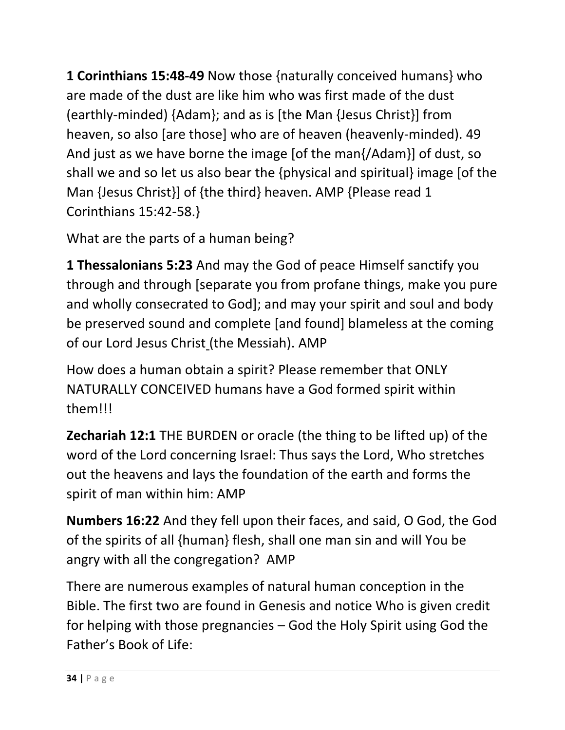**1 Corinthians 15:48-49** Now those {naturally conceived humans} who are made of the dust are like him who was first made of the dust (earthly-minded) {Adam}; and as is [the Man {Jesus Christ}] from heaven, so also [are those] who are of heaven (heavenly-minded). 49 And just as we have borne the image [of the man{/Adam}] of dust, so shall we and so let us also bear the {physical and spiritual} image [of the Man {Jesus Christ}] of {the third} heaven. AMP {Please read 1 Corinthians 15:42-58.}

What are the parts of a human being?

**1 Thessalonians 5:23** And may the God of peace Himself sanctify you through and through [separate you from profane things, make you pure and wholly consecrated to God]; and may your spirit and soul and body be preserved sound and complete [and found] blameless at the coming of our Lord Jesus Christ (the Messiah). AMP

How does a human obtain a spirit? Please remember that ONLY NATURALLY CONCEIVED humans have a God formed spirit within them!!!

**Zechariah 12:1** THE BURDEN or oracle (the thing to be lifted up) of the word of the Lord concerning Israel: Thus says the Lord, Who stretches out the heavens and lays the foundation of the earth and forms the spirit of man within him: AMP

**Numbers 16:22** And they fell upon their faces, and said, O God, the God of the spirits of all {human} flesh, shall one man sin and will You be angry with all the congregation? AMP

There are numerous examples of natural human conception in the Bible. The first two are found in Genesis and notice Who is given credit for helping with those pregnancies – God the Holy Spirit using God the Father's Book of Life: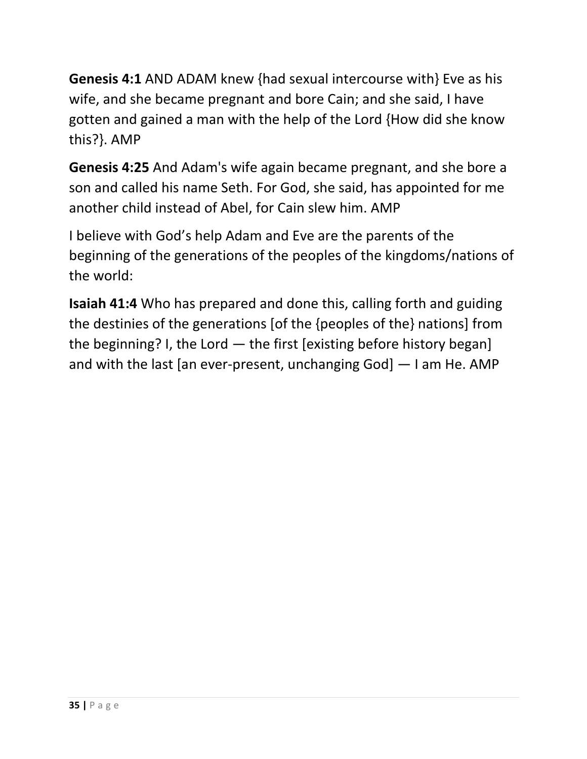**Genesis 4:1** AND ADAM knew {had sexual intercourse with} Eve as his wife, and she became pregnant and bore Cain; and she said, I have gotten and gained a man with the help of the Lord {How did she know this?}. AMP

**Genesis 4:25** And Adam's wife again became pregnant, and she bore a son and called his name Seth. For God, she said, has appointed for me another child instead of Abel, for Cain slew him. AMP

I believe with God's help Adam and Eve are the parents of the beginning of the generations of the peoples of the kingdoms/nations of the world:

**Isaiah 41:4** Who has prepared and done this, calling forth and guiding the destinies of the generations [of the {peoples of the} nations] from the beginning? I, the Lord — the first [existing before history began] and with the last [an ever-present, unchanging God] — I am He. AMP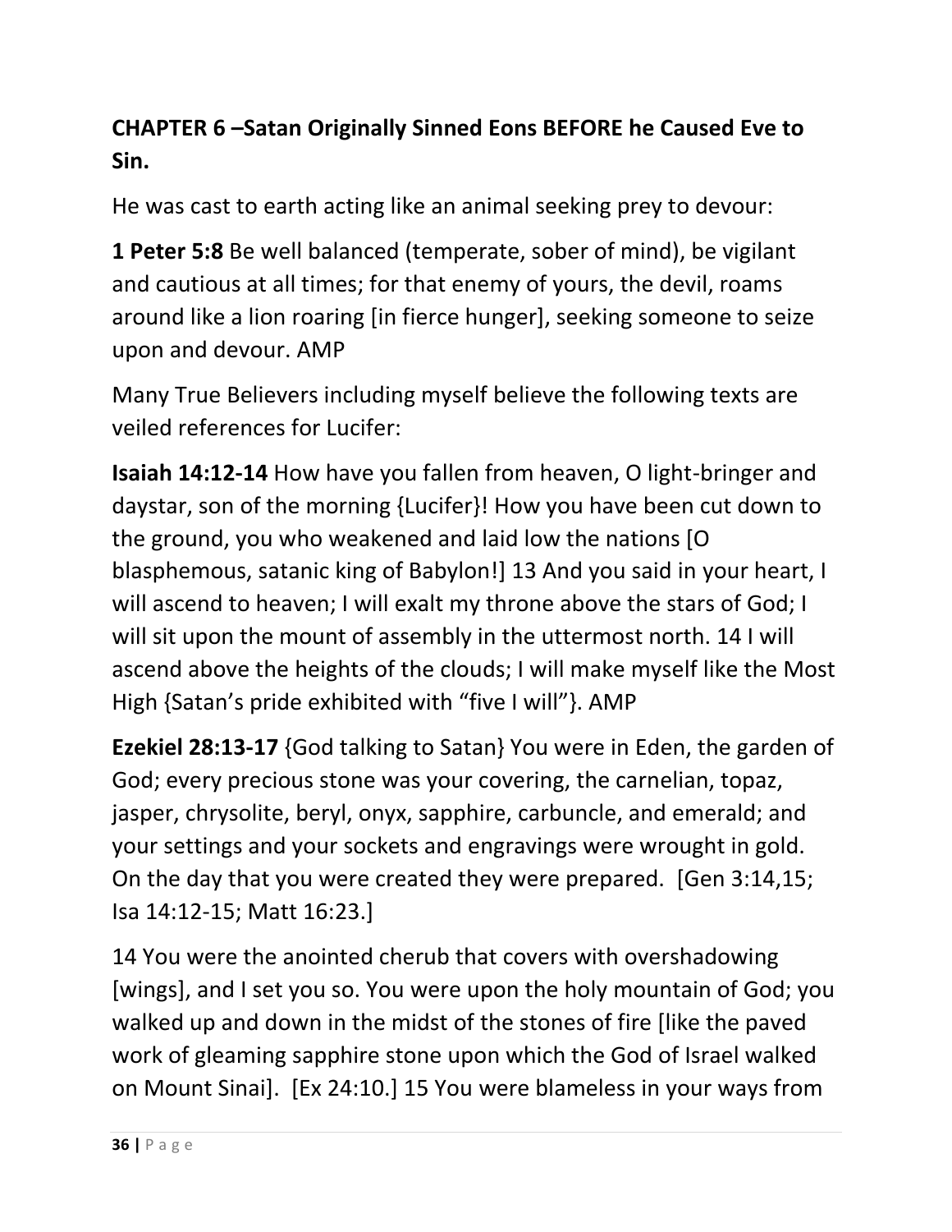## CHAPTER 6 –Satan Originally Sinned Eons BEFORE he Caused Eve to Sin.

He was cast to earth acting like an animal seeking prey to devour:

**1 Peter 5:8** Be well balanced (temperate, sober of mind), be vigilant and cautious at all times; for that enemy of yours, the devil, roams around like a lion roaring [in fierce hunger], seeking someone to seize upon and devour. AMP

Many True Believers including myself believe the following texts are veiled references for Lucifer:

**Isaiah 14:12-14** How have you fallen from heaven, O light-bringer and daystar, son of the morning {Lucifer}! How you have been cut down to the ground, you who weakened and laid low the nations [O blasphemous, satanic king of Babylon!] 13 And you said in your heart, I will ascend to heaven; I will exalt my throne above the stars of God; I will sit upon the mount of assembly in the uttermost north. 14 I will ascend above the heights of the clouds; I will make myself like the Most High {Satan's pride exhibited with "five I will"}. AMP

**Ezekiel 28:13-17** {God talking to Satan} You were in Eden, the garden of God; every precious stone was your covering, the carnelian, topaz, jasper, chrysolite, beryl, onyx, sapphire, carbuncle, and emerald; and your settings and your sockets and engravings were wrought in gold. On the day that you were created they were prepared. [Gen 3:14,15; Isa 14:12-15; Matt 16:23.]

14 You were the anointed cherub that covers with overshadowing [wings], and I set you so. You were upon the holy mountain of God; you walked up and down in the midst of the stones of fire [like the paved work of gleaming sapphire stone upon which the God of Israel walked on Mount Sinai]. [Ex 24:10.] 15 You were blameless in your ways from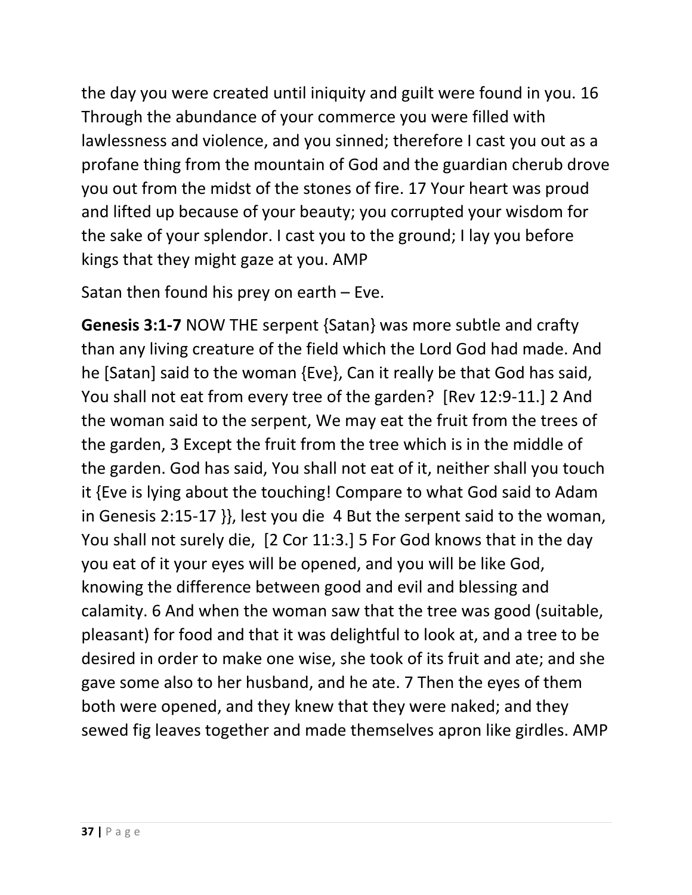the day you were created until iniquity and guilt were found in you. 16 Through the abundance of your commerce you were filled with lawlessness and violence, and you sinned; therefore I cast you out as a profane thing from the mountain of God and the guardian cherub drove you out from the midst of the stones of fire. 17 Your heart was proud and lifted up because of your beauty; you corrupted your wisdom for the sake of your splendor. I cast you to the ground; I lay you before kings that they might gaze at you. AMP

Satan then found his prey on earth – Eve.

**Genesis 3:1-7** NOW THE serpent {Satan} was more subtle and crafty than any living creature of the field which the Lord God had made. And he [Satan] said to the woman {Eve}, Can it really be that God has said, You shall not eat from every tree of the garden? [Rev 12:9-11.] 2 And the woman said to the serpent, We may eat the fruit from the trees of the garden, 3 Except the fruit from the tree which is in the middle of the garden. God has said, You shall not eat of it, neither shall you touch it {Eve is lying about the touching! Compare to what God said to Adam in Genesis 2:15-17 }}, lest you die 4 But the serpent said to the woman, You shall not surely die, [2 Cor 11:3.] 5 For God knows that in the day you eat of it your eyes will be opened, and you will be like God, knowing the difference between good and evil and blessing and calamity. 6 And when the woman saw that the tree was good (suitable, pleasant) for food and that it was delightful to look at, and a tree to be desired in order to make one wise, she took of its fruit and ate; and she gave some also to her husband, and he ate. 7 Then the eyes of them both were opened, and they knew that they were naked; and they sewed fig leaves together and made themselves apron like girdles. AMP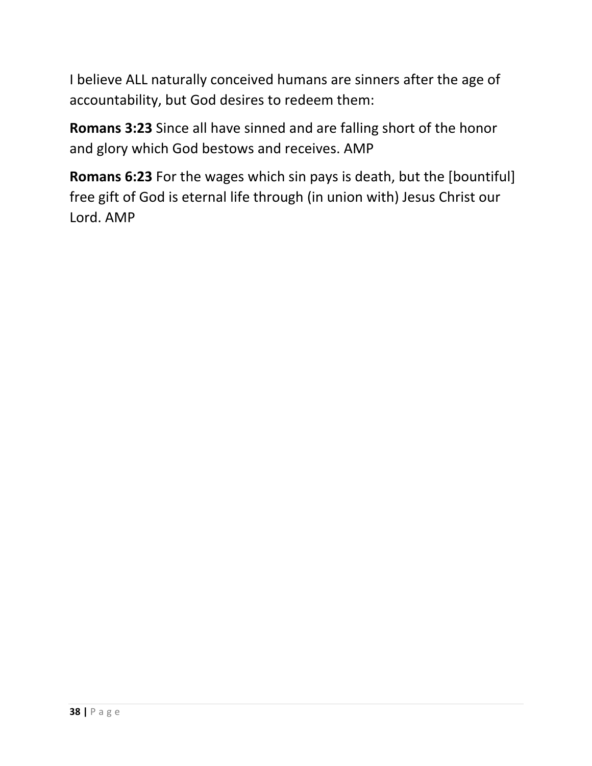I believe ALL naturally conceived humans are sinners after the age of accountability, but God desires to redeem them:

**Romans 3:23** Since all have sinned and are falling short of the honor and glory which God bestows and receives. AMP

**Romans 6:23** For the wages which sin pays is death, but the [bountiful] free gift of God is eternal life through (in union with) Jesus Christ our Lord. AMP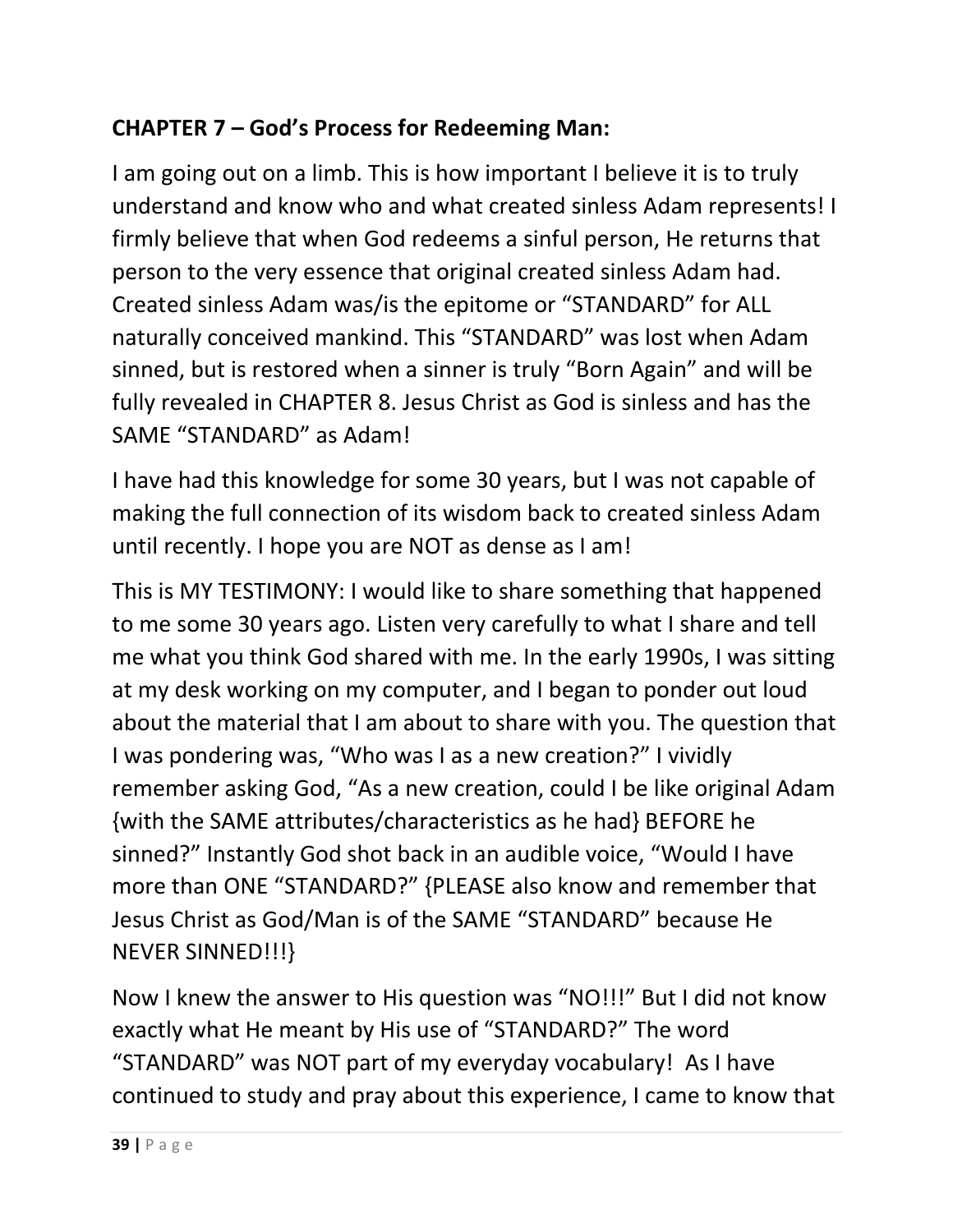**CHAPTER 7 – God's Process for Redeeming Man:**

I am going out on a limb. This is how important I believe it is to truly understand and know who and what created sinless Adam represents! I firmly believe that when God redeems a sinful person, He returns that person to the very essence that original created sinless Adam had. Created sinless Adam was/is the epitome or "STANDARD" for ALL naturally conceived mankind. This "STANDARD" was lost when Adam sinned, but is restored when a sinner is truly "Born Again" and will be fully revealed in CHAPTER 8. Jesus Christ as God is sinless and has the SAME "STANDARD" as Adam!

I have had this knowledge for some 30 years, but I was not capable of making the full connection of its wisdom back to created sinless Adam until recently. I hope you are NOT as dense as I am!

This is MY TESTIMONY: I would like to share something that happened to me some 30 years ago. Listen very carefully to what I share and tell me what you think God shared with me. In the early 1990s, I was sitting at my desk working on my computer, and I began to ponder out loud about the material that I am about to share with you. The question that I was pondering was, "Who was I as a new creation?" I vividly remember asking God, "As a new creation, could I be like original Adam {with the SAME attributes/characteristics as he had} BEFORE he sinned?" Instantly God shot back in an audible voice, "Would I have more than ONE "STANDARD?" {PLEASE also know and remember that Jesus Christ as God/Man is of the SAME "STANDARD" because He NEVER SINNED!!!}

Now I knew the answer to His question was "NO!!!" But I did not know exactly what He meant by His use of "STANDARD?" The word "STANDARD" was NOT part of my everyday vocabulary! As I have continued to study and pray about this experience, I came to know that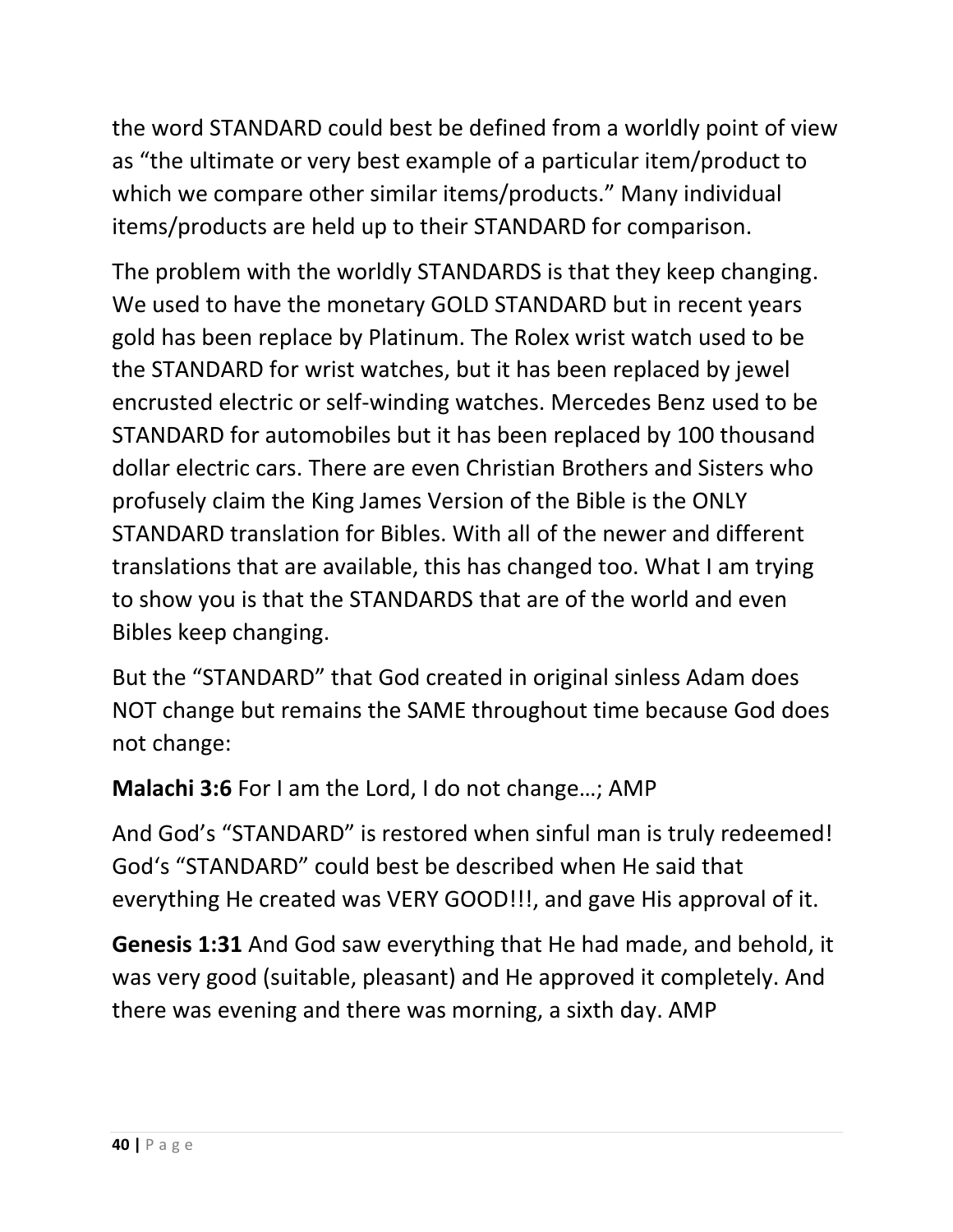the word STANDARD could best be defined from a worldly point of view as “the ultimate or very best example of a particular item/product to which we compare other similar items/products.” Many individual items/products are held up to their STANDARD for comparison.

The problem with the worldly STANDARDS is that they keep changing. We used to have the monetary GOLD STANDARD but in recent years gold has been replace by Platinum. The Rolex wrist watch used to be the STANDARD for wrist watches, but it has been replaced by jewel encrusted electric or self-winding watches. Mercedes Benz used to be STANDARD for automobiles but it has been replaced by 100 thousand dollar electric cars. There are even Christian Brothers and Sisters who profusely claim the King James Version of the Bible is the ONLY STANDARD translation for Bibles. With all of the newer and different translations that are available, this has changed too. What I am trying to show you is that the STANDARDS that are of the world and even Bibles keep changing.

But the “STANDARD” that God created in original sinless Adam does NOT change but remains the SAME throughout time because God does not change:

**Malachi 3:6** For I am the Lord, I do not change…; AMP

And God’s “STANDARD” is restored when sinful man is truly redeemed! God‘s “STANDARD” could best be described when He said that everything He created was VERY GOOD!!!, and gave His approval of it.

**Genesis 1:31** And God saw everything that He had made, and behold, it was very good (suitable, pleasant) and He approved it completely. And there was evening and there was morning, a sixth day. AMP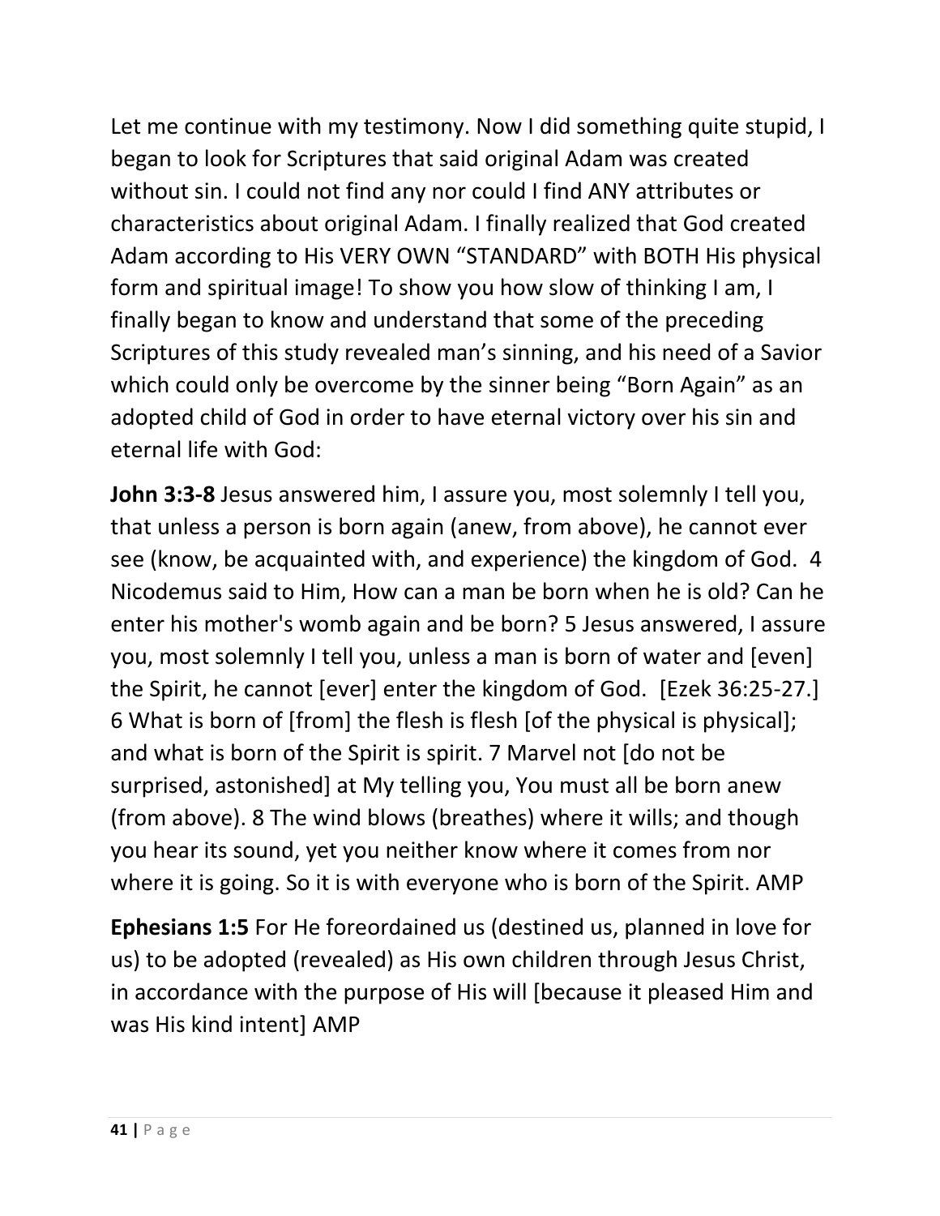Let me continue with my testimony. Now I did something quite stupid, I began to look for Scriptures that said original Adam was created without sin. I could not find any nor could I find ANY attributes or characteristics about original Adam. I finally realized that God created Adam according to His VERY OWN “STANDARD” with BOTH His physical form and spiritual image! To show you how slow of thinking I am, I finally began to know and understand that some of the preceding Scriptures of this study revealed man’s sinning, and his need of a Savior which could only be overcome by the sinner being “Born Again” as an adopted child of God in order to have eternal victory over his sin and eternal life with God:

**John 3:3-8** Jesus answered him, I assure you, most solemnly I tell you, that unless a person is born again (anew, from above), he cannot ever see (know, be acquainted with, and experience) the kingdom of God. 4 Nicodemus said to Him, How can a man be born when he is old? Can he enter his mother's womb again and be born? 5 Jesus answered, I assure you, most solemnly I tell you, unless a man is born of water and [even] the Spirit, he cannot [ever] enter the kingdom of God. [Ezek 36:25-27.] 6 What is born of [from] the flesh is flesh [of the physical is physical]; and what is born of the Spirit is spirit. 7 Marvel not [do not be surprised, astonished] at My telling you, You must all be born anew (from above). 8 The wind blows (breathes) where it wills; and though you hear its sound, yet you neither know where it comes from nor where it is going. So it is with everyone who is born of the Spirit. AMP

**Ephesians 1:5** For He foreordained us (destined us, planned in love for us) to be adopted (revealed) as His own children through Jesus Christ, in accordance with the purpose of His will [because it pleased Him and was His kind intent] AMP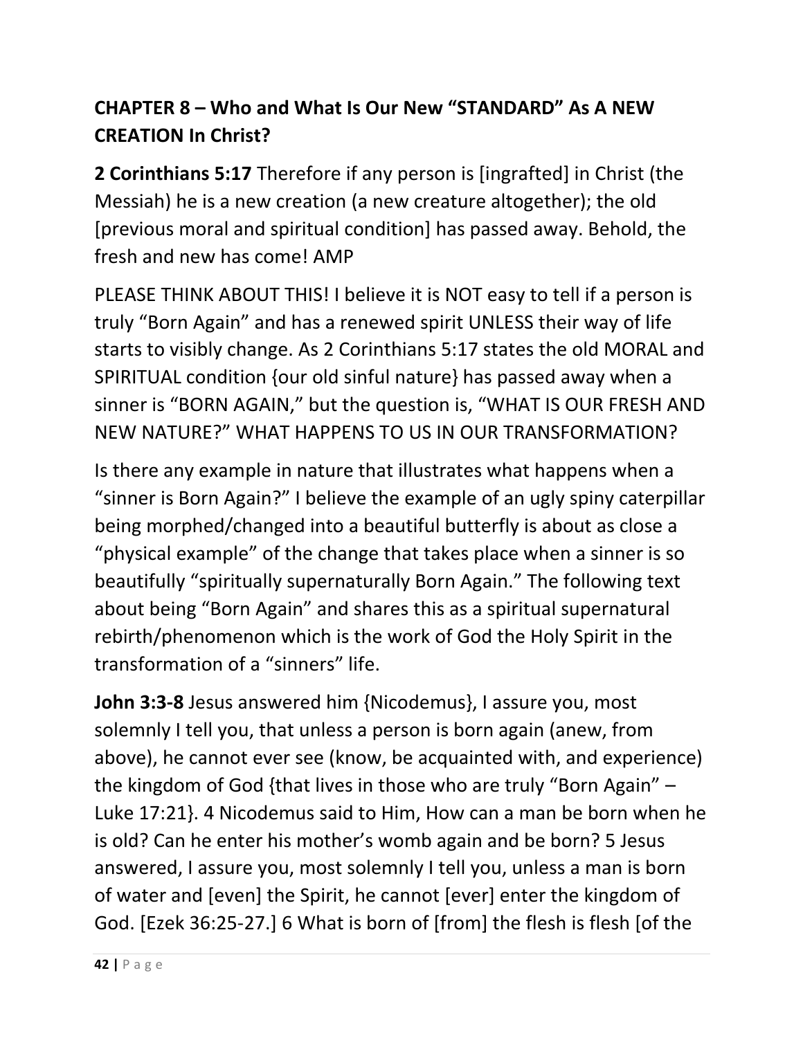## CHAPTER 8 – Who and What Is Our New "STANDARD" As A NEW CREATION In Christ?

**2 Corinthians 5:17** Therefore if any person is [ingrafted] in Christ (the Messiah) he is a new creation (a new creature altogether); the old [previous moral and spiritual condition] has passed away. Behold, the fresh and new has come! AMP

PLEASE THINK ABOUT THIS! I believe it is NOT easy to tell if a person is truly "Born Again" and has a renewed spirit UNLESS their way of life starts to visibly change. As 2 Corinthians 5:17 states the old MORAL and SPIRITUAL condition {our old sinful nature} has passed away when a sinner is "BORN AGAIN," but the question is, "WHAT IS OUR FRESH AND NEW NATURE?" WHAT HAPPENS TO US IN OUR TRANSFORMATION?

Is there any example in nature that illustrates what happens when a "sinner is Born Again?" I believe the example of an ugly spiny caterpillar being morphed/changed into a beautiful butterfly is about as close a "physical example" of the change that takes place when a sinner is so beautifully "spiritually supernaturally Born Again." The following text about being "Born Again" and shares this as a spiritual supernatural rebirth/phenomenon which is the work of God the Holy Spirit in the transformation of a "sinners" life.

**John 3:3-8** Jesus answered him {Nicodemus}, I assure you, most solemnly I tell you, that unless a person is born again (anew, from above), he cannot ever see (know, be acquainted with, and experience) the kingdom of God {that lives in those who are truly "Born Again" – Luke 17:21}. 4 Nicodemus said to Him, How can a man be born when he is old? Can he enter his mother's womb again and be born? 5 Jesus answered, I assure you, most solemnly I tell you, unless a man is born of water and [even] the Spirit, he cannot [ever] enter the kingdom of God. [Ezek 36:25-27.] 6 What is born of [from] the flesh is flesh [of the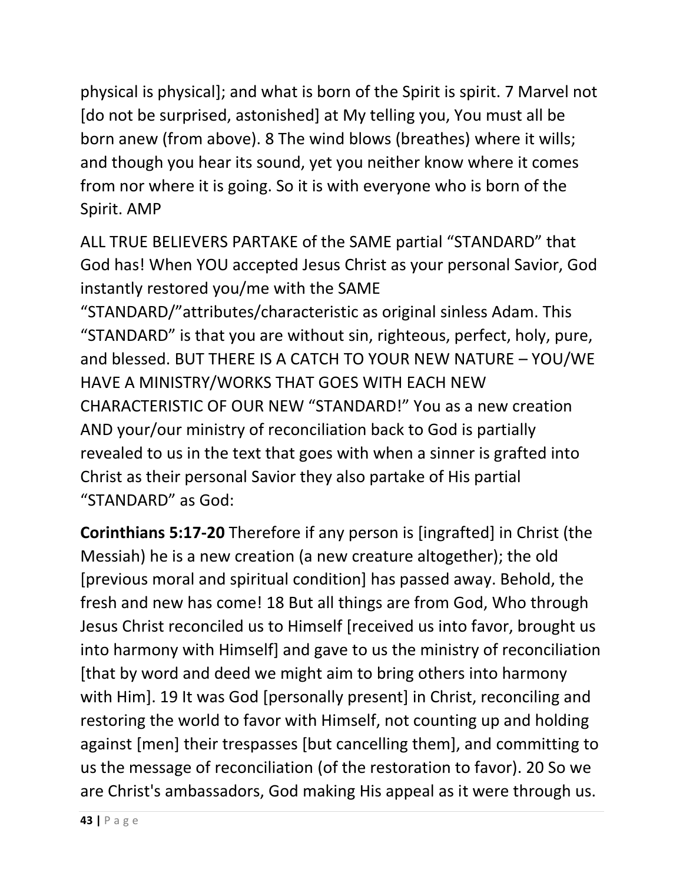physical is physical]; and what is born of the Spirit is spirit. 7 Marvel not [do not be surprised, astonished] at My telling you, You must all be born anew (from above). 8 The wind blows (breathes) where it wills; and though you hear its sound, yet you neither know where it comes from nor where it is going. So it is with everyone who is born of the Spirit. AMP

ALL TRUE BELIEVERS PARTAKE of the SAME partial "STANDARD" that God has! When YOU accepted Jesus Christ as your personal Savior, God instantly restored you/me with the SAME "STANDARD/"attributes/characteristic as original sinless Adam. This "STANDARD" is that you are without sin, righteous, perfect, holy, pure, and blessed. BUT THERE IS A CATCH TO YOUR NEW NATURE – YOU/WE HAVE A MINISTRY/WORKS THAT GOES WITH EACH NEW CHARACTERISTIC OF OUR NEW "STANDARD!" You as a new creation AND your/our ministry of reconciliation back to God is partially revealed to us in the text that goes with when a sinner is grafted into Christ as their personal Savior they also partake of His partial "STANDARD" as God:

**Corinthians 5:17-20** Therefore if any person is [ingrafted] in Christ (the Messiah) he is a new creation (a new creature altogether); the old [previous moral and spiritual condition] has passed away. Behold, the fresh and new has come! 18 But all things are from God, Who through Jesus Christ reconciled us to Himself [received us into favor, brought us into harmony with Himself] and gave to us the ministry of reconciliation [that by word and deed we might aim to bring others into harmony with Him]. 19 It was God [personally present] in Christ, reconciling and restoring the world to favor with Himself, not counting up and holding against [men] their trespasses [but cancelling them], and committing to us the message of reconciliation (of the restoration to favor). 20 So we are Christ's ambassadors, God making His appeal as it were through us.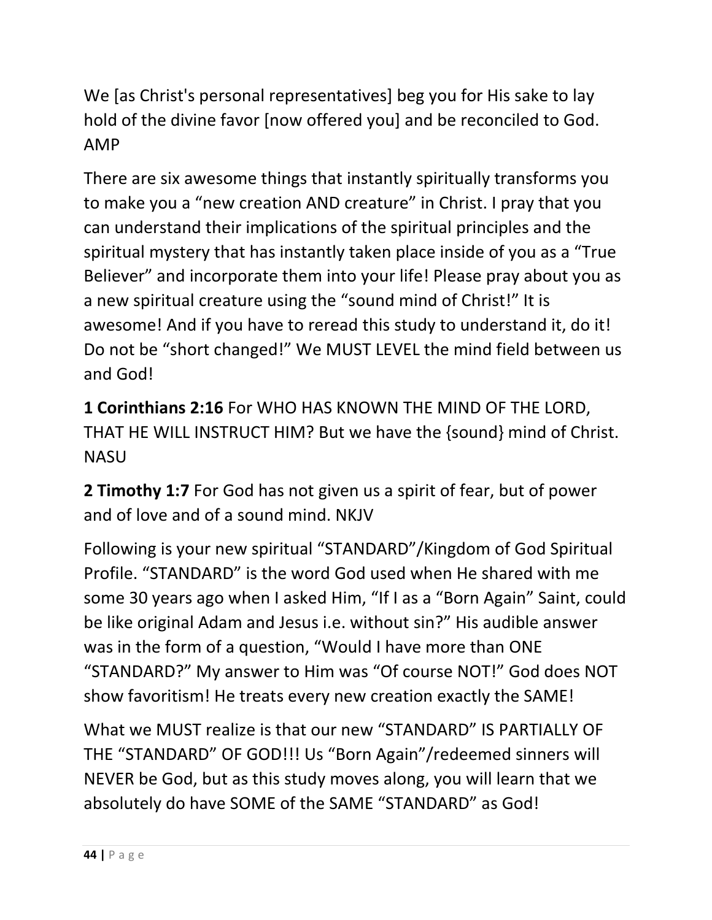We [as Christ's personal representatives] beg you for His sake to lay hold of the divine favor [now offered you] and be reconciled to God. AMP

There are six awesome things that instantly spiritually transforms you to make you a "new creation AND creature" in Christ. I pray that you can understand their implications of the spiritual principles and the spiritual mystery that has instantly taken place inside of you as a "True Believer" and incorporate them into your life! Please pray about you as a new spiritual creature using the "sound mind of Christ!" It is awesome! And if you have to reread this study to understand it, do it! Do not be "short changed!" We MUST LEVEL the mind field between us and God!

**1 Corinthians 2:16** For WHO HAS KNOWN THE MIND OF THE LORD, THAT HE WILL INSTRUCT HIM? But we have the {sound} mind of Christ. NASU

**2 Timothy 1:7** For God has not given us a spirit of fear, but of power and of love and of a sound mind. NKJV

Following is your new spiritual "STANDARD"/Kingdom of God Spiritual Profile. "STANDARD" is the word God used when He shared with me some 30 years ago when I asked Him, "If I as a "Born Again" Saint, could be like original Adam and Jesus i.e. without sin?" His audible answer was in the form of a question, "Would I have more than ONE "STANDARD?" My answer to Him was "Of course NOT!" God does NOT show favoritism! He treats every new creation exactly the SAME!

What we MUST realize is that our new "STANDARD" IS PARTIALLY OF THE "STANDARD" OF GOD!!! Us "Born Again"/redeemed sinners will NEVER be God, but as this study moves along, you will learn that we absolutely do have SOME of the SAME "STANDARD" as God!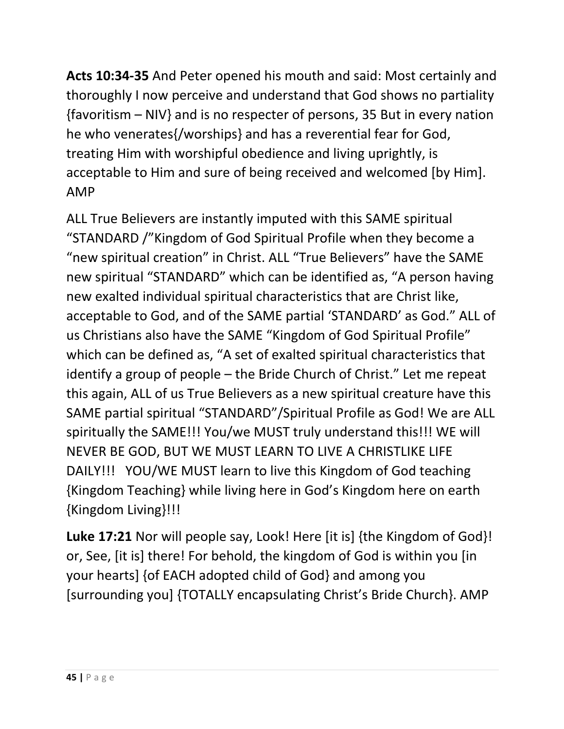**Acts 10:34-35** And Peter opened his mouth and said: Most certainly and thoroughly I now perceive and understand that God shows no partiality {favoritism – NIV} and is no respecter of persons, 35 But in every nation he who venerates{/worships} and has a reverential fear for God, treating Him with worshipful obedience and living uprightly, is acceptable to Him and sure of being received and welcomed [by Him]. AMP

ALL True Believers are instantly imputed with this SAME spiritual "STANDARD /"Kingdom of God Spiritual Profile when they become a "new spiritual creation" in Christ. ALL "True Believers" have the SAME new spiritual "STANDARD" which can be identified as, "A person having new exalted individual spiritual characteristics that are Christ like, acceptable to God, and of the SAME partial 'STANDARD' as God." ALL of us Christians also have the SAME "Kingdom of God Spiritual Profile" which can be defined as, "A set of exalted spiritual characteristics that identify a group of people – the Bride Church of Christ." Let me repeat this again, ALL of us True Believers as a new spiritual creature have this SAME partial spiritual "STANDARD"/Spiritual Profile as God! We are ALL spiritually the SAME!!! You/we MUST truly understand this!!! WE will NEVER BE GOD, BUT WE MUST LEARN TO LIVE A CHRISTLIKE LIFE DAILY!!! YOU/WE MUST learn to live this Kingdom of God teaching {Kingdom Teaching} while living here in God's Kingdom here on earth {Kingdom Living}!!!

**Luke 17:21** Nor will people say, Look! Here [it is] {the Kingdom of God}! or, See, [it is] there! For behold, the kingdom of God is within you [in your hearts] {of EACH adopted child of God} and among you [surrounding you] {TOTALLY encapsulating Christ's Bride Church}. AMP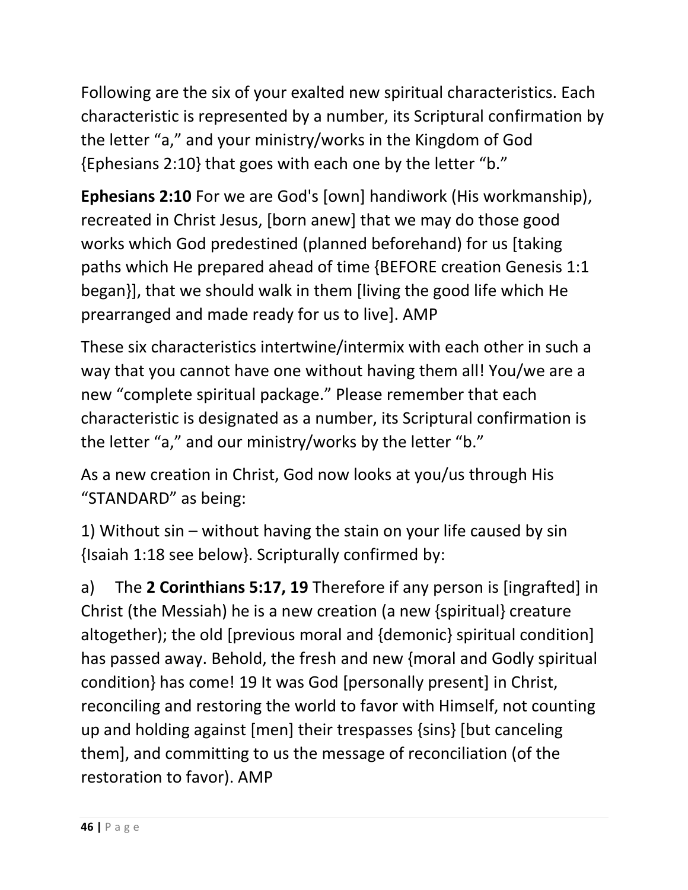Following are the six of your exalted new spiritual characteristics. Each characteristic is represented by a number, its Scriptural confirmation by the letter "a," and your ministry/works in the Kingdom of God {Ephesians 2:10} that goes with each one by the letter "b."

**Ephesians 2:10** For we are God's [own] handiwork (His workmanship), recreated in Christ Jesus, [born anew] that we may do those good works which God predestined (planned beforehand) for us [taking paths which He prepared ahead of time {BEFORE creation Genesis 1:1 began}], that we should walk in them [living the good life which He prearranged and made ready for us to live]. AMP

These six characteristics intertwine/intermix with each other in such a way that you cannot have one without having them all! You/we are a new "complete spiritual package." Please remember that each characteristic is designated as a number, its Scriptural confirmation is the letter "a," and our ministry/works by the letter "b."

As a new creation in Christ, God now looks at you/us through His "STANDARD" as being:

1) Without sin – without having the stain on your life caused by sin {Isaiah 1:18 see below}. Scripturally confirmed by:

a) The **2 Corinthians 5:17, 19** Therefore if any person is [ingrafted] in Christ (the Messiah) he is a new creation (a new {spiritual} creature altogether); the old [previous moral and {demonic} spiritual condition] has passed away. Behold, the fresh and new {moral and Godly spiritual condition} has come! 19 It was God [personally present] in Christ, reconciling and restoring the world to favor with Himself, not counting up and holding against [men] their trespasses {sins} [but canceling them], and committing to us the message of reconciliation (of the restoration to favor). AMP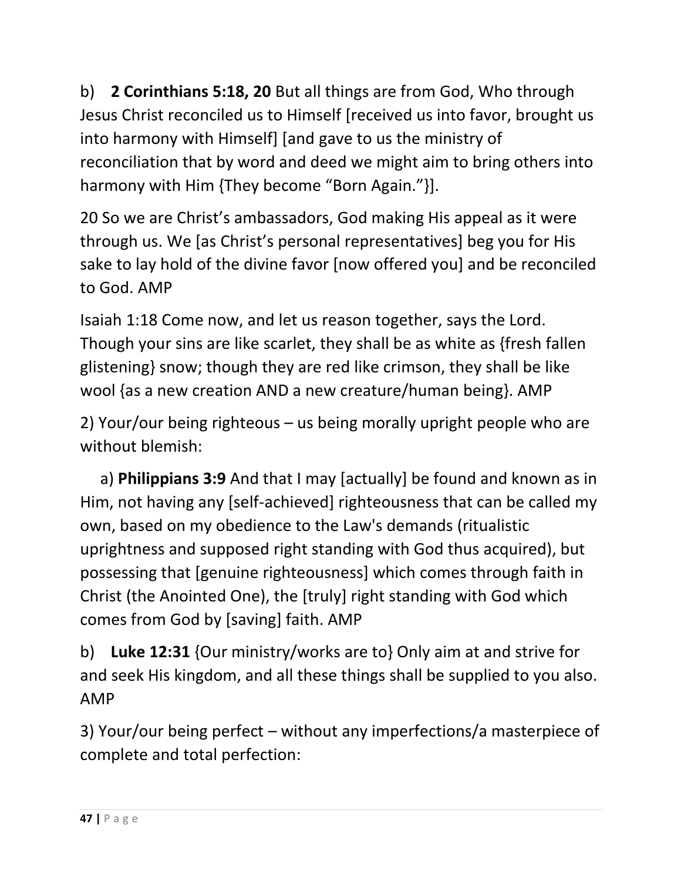b) **2 Corinthians 5:18, 20** But all things are from God, Who through Jesus Christ reconciled us to Himself [received us into favor, brought us into harmony with Himself] [and gave to us the ministry of reconciliation that by word and deed we might aim to bring others into harmony with Him {They become "Born Again."}].

20 So we are Christ's ambassadors, God making His appeal as it were through us. We [as Christ's personal representatives] beg you for His sake to lay hold of the divine favor [now offered you] and be reconciled to God. AMP

Isaiah 1:18 Come now, and let us reason together, says the Lord. Though your sins are like scarlet, they shall be as white as {fresh fallen glistening} snow; though they are red like crimson, they shall be like wool {as a new creation AND a new creature/human being}. AMP

2) Your/our being righteous – us being morally upright people who are without blemish:

a) **Philippians 3:9** And that I may [actually] be found and known as in Him, not having any [self-achieved] righteousness that can be called my own, based on my obedience to the Law's demands (ritualistic uprightness and supposed right standing with God thus acquired), but possessing that [genuine righteousness] which comes through faith in Christ (the Anointed One), the [truly] right standing with God which comes from God by [saving] faith. AMP

b) **Luke 12:31** {Our ministry/works are to} Only aim at and strive for and seek His kingdom, and all these things shall be supplied to you also. AMP

3) Your/our being perfect – without any imperfections/a masterpiece of complete and total perfection: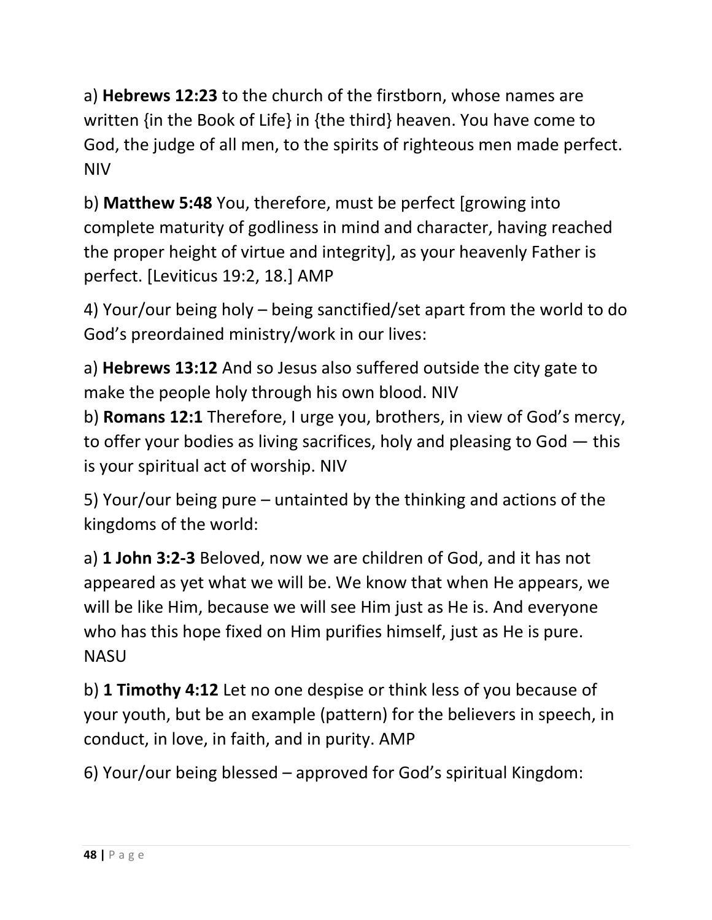a) **Hebrews 12:23** to the church of the firstborn, whose names are written {in the Book of Life} in {the third} heaven. You have come to God, the judge of all men, to the spirits of righteous men made perfect. NIV

b) **Matthew 5:48** You, therefore, must be perfect [growing into complete maturity of godliness in mind and character, having reached the proper height of virtue and integrity], as your heavenly Father is perfect. [Leviticus 19:2, 18.] AMP

4) Your/our being holy – being sanctified/set apart from the world to do God's preordained ministry/work in our lives:

a) **Hebrews 13:12** And so Jesus also suffered outside the city gate to make the people holy through his own blood. NIV
b) **Romans 12:1** Therefore, I urge you, brothers, in view of God's mercy, to offer your bodies as living sacrifices, holy and pleasing to God — this is your spiritual act of worship. NIV

5) Your/our being pure – untainted by the thinking and actions of the kingdoms of the world:

a) **1 John 3:2-3** Beloved, now we are children of God, and it has not appeared as yet what we will be. We know that when He appears, we will be like Him, because we will see Him just as He is. And everyone who has this hope fixed on Him purifies himself, just as He is pure. NASU

b) **1 Timothy 4:12** Let no one despise or think less of you because of your youth, but be an example (pattern) for the believers in speech, in conduct, in love, in faith, and in purity. AMP

6) Your/our being blessed – approved for God's spiritual Kingdom: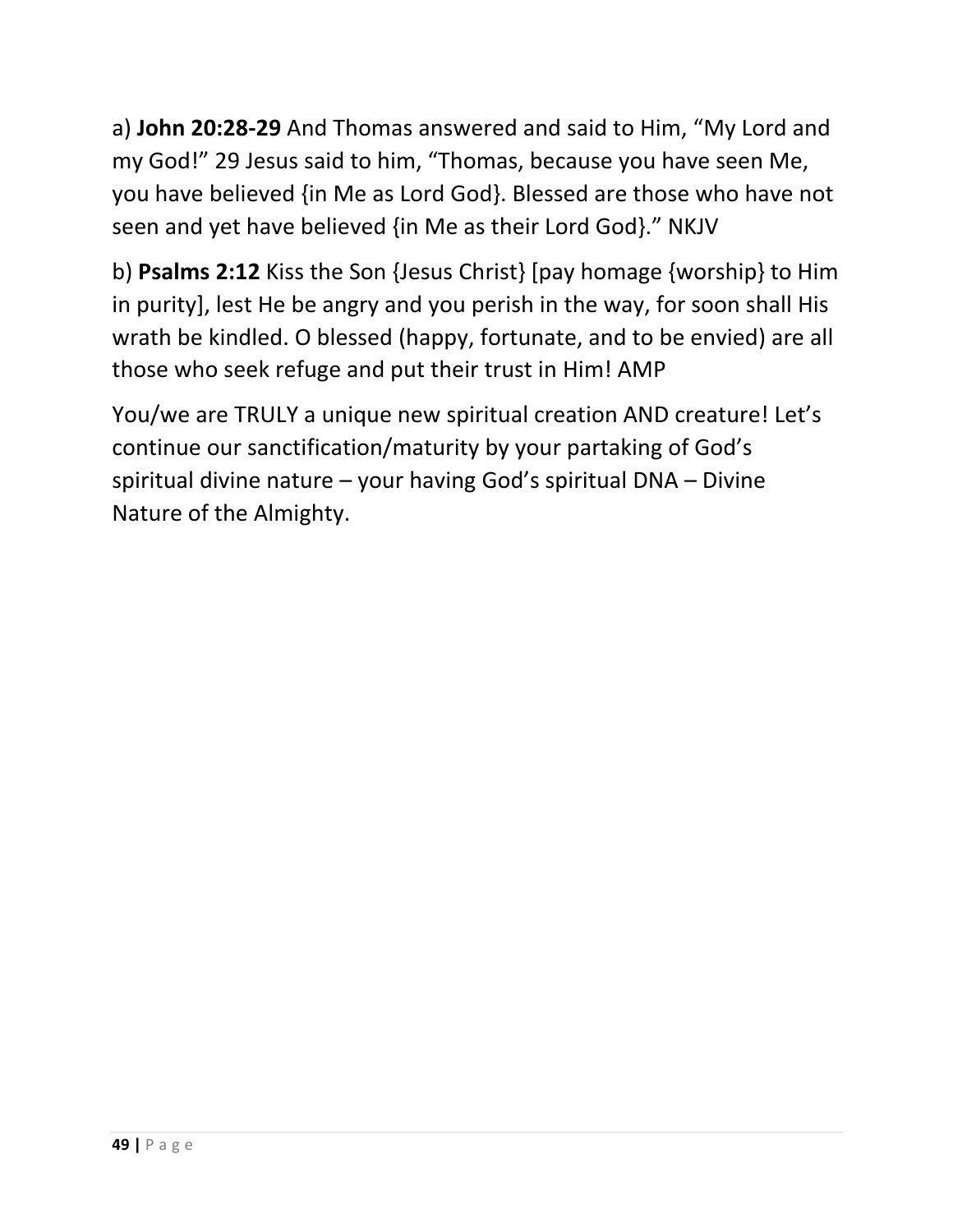a) **John 20:28-29** And Thomas answered and said to Him, “My Lord and my God!” 29 Jesus said to him, “Thomas, because you have seen Me, you have believed {in Me as Lord God}. Blessed are those who have not seen and yet have believed {in Me as their Lord God}.” NKJV

b) **Psalms 2:12** Kiss the Son {Jesus Christ} [pay homage {worship} to Him in purity], lest He be angry and you perish in the way, for soon shall His wrath be kindled. O blessed (happy, fortunate, and to be envied) are all those who seek refuge and put their trust in Him! AMP

You/we are TRULY a unique new spiritual creation AND creature! Let’s continue our sanctification/maturity by your partaking of God’s spiritual divine nature – your having God’s spiritual DNA – Divine Nature of the Almighty.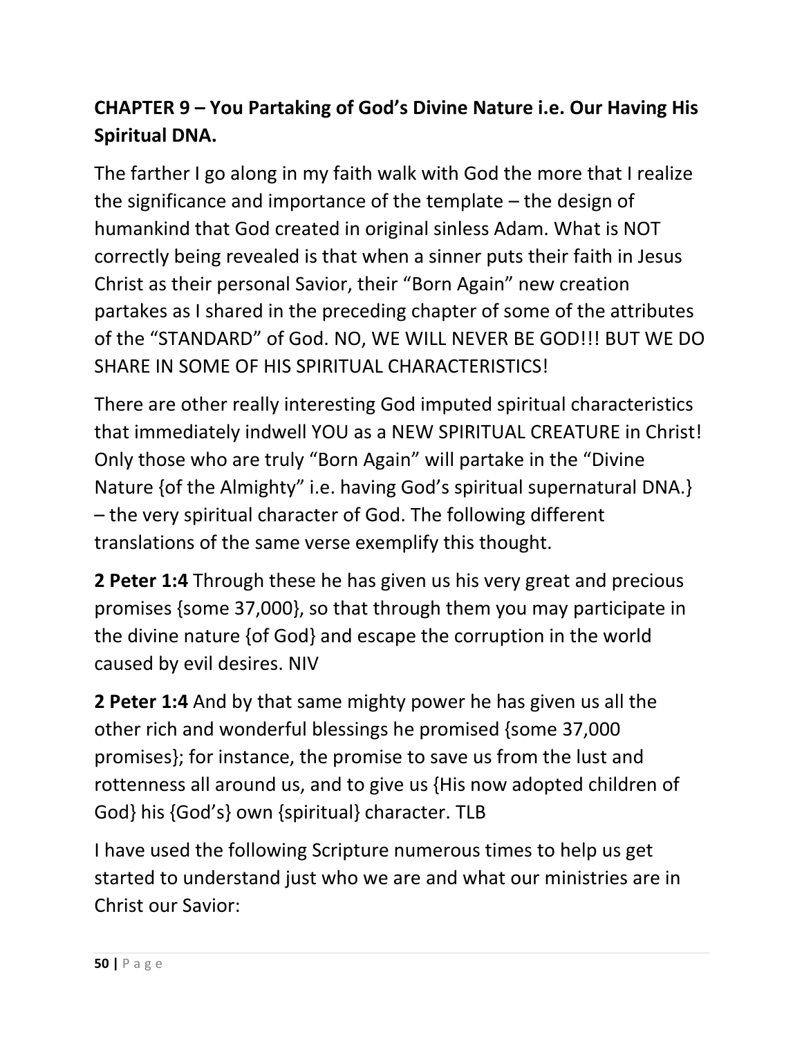**CHAPTER 9 – You Partaking of God's Divine Nature i.e. Our Having His Spiritual DNA.**

The farther I go along in my faith walk with God the more that I realize the significance and importance of the template – the design of humankind that God created in original sinless Adam. What is NOT correctly being revealed is that when a sinner puts their faith in Jesus Christ as their personal Savior, their "Born Again" new creation partakes as I shared in the preceding chapter of some of the attributes of the "STANDARD" of God. NO, WE WILL NEVER BE GOD!!! BUT WE DO SHARE IN SOME OF HIS SPIRITUAL CHARACTERISTICS!

There are other really interesting God imputed spiritual characteristics that immediately indwell YOU as a NEW SPIRITUAL CREATURE in Christ! Only those who are truly "Born Again" will partake in the "Divine Nature {of the Almighty" i.e. having God's spiritual supernatural DNA.} – the very spiritual character of God. The following different translations of the same verse exemplify this thought.

**2 Peter 1:4** Through these he has given us his very great and precious promises {some 37,000}, so that through them you may participate in the divine nature {of God} and escape the corruption in the world caused by evil desires. NIV

**2 Peter 1:4** And by that same mighty power he has given us all the other rich and wonderful blessings he promised {some 37,000 promises}; for instance, the promise to save us from the lust and rottenness all around us, and to give us {His now adopted children of God} his {God's} own {spiritual} character. TLB

I have used the following Scripture numerous times to help us get started to understand just who we are and what our ministries are in Christ our Savior: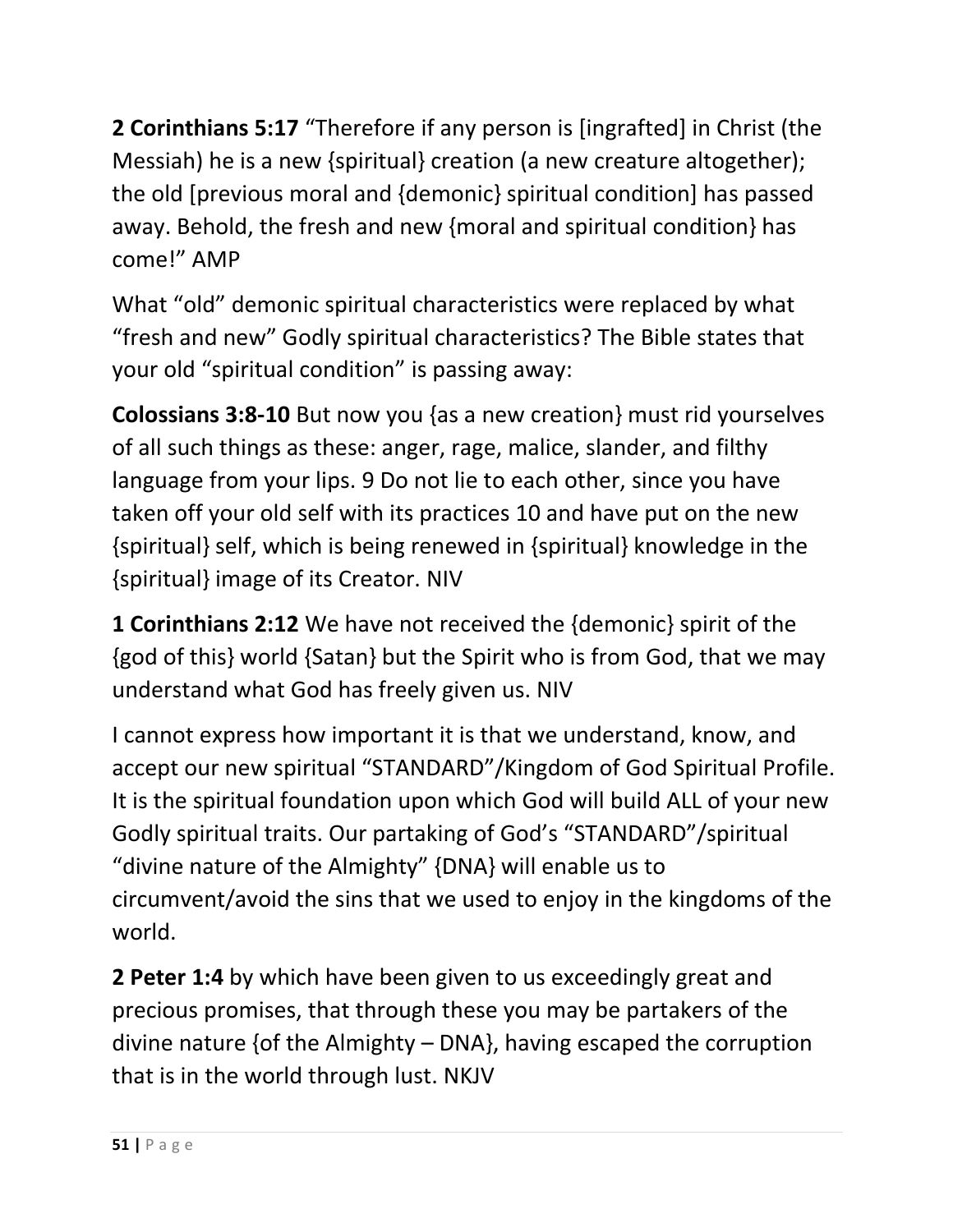**2 Corinthians 5:17** "Therefore if any person is [ingrafted] in Christ (the Messiah) he is a new {spiritual} creation (a new creature altogether); the old [previous moral and {demonic} spiritual condition] has passed away. Behold, the fresh and new {moral and spiritual condition} has come!" AMP

What "old" demonic spiritual characteristics were replaced by what "fresh and new" Godly spiritual characteristics? The Bible states that your old "spiritual condition" is passing away:

**Colossians 3:8-10** But now you {as a new creation} must rid yourselves of all such things as these: anger, rage, malice, slander, and filthy language from your lips. 9 Do not lie to each other, since you have taken off your old self with its practices 10 and have put on the new {spiritual} self, which is being renewed in {spiritual} knowledge in the {spiritual} image of its Creator. NIV

**1 Corinthians 2:12** We have not received the {demonic} spirit of the {god of this} world {Satan} but the Spirit who is from God, that we may understand what God has freely given us. NIV

I cannot express how important it is that we understand, know, and accept our new spiritual "STANDARD"/Kingdom of God Spiritual Profile. It is the spiritual foundation upon which God will build ALL of your new Godly spiritual traits. Our partaking of God's "STANDARD"/spiritual "divine nature of the Almighty" {DNA} will enable us to circumvent/avoid the sins that we used to enjoy in the kingdoms of the world.

**2 Peter 1:4** by which have been given to us exceedingly great and precious promises, that through these you may be partakers of the divine nature {of the Almighty – DNA}, having escaped the corruption that is in the world through lust. NKJV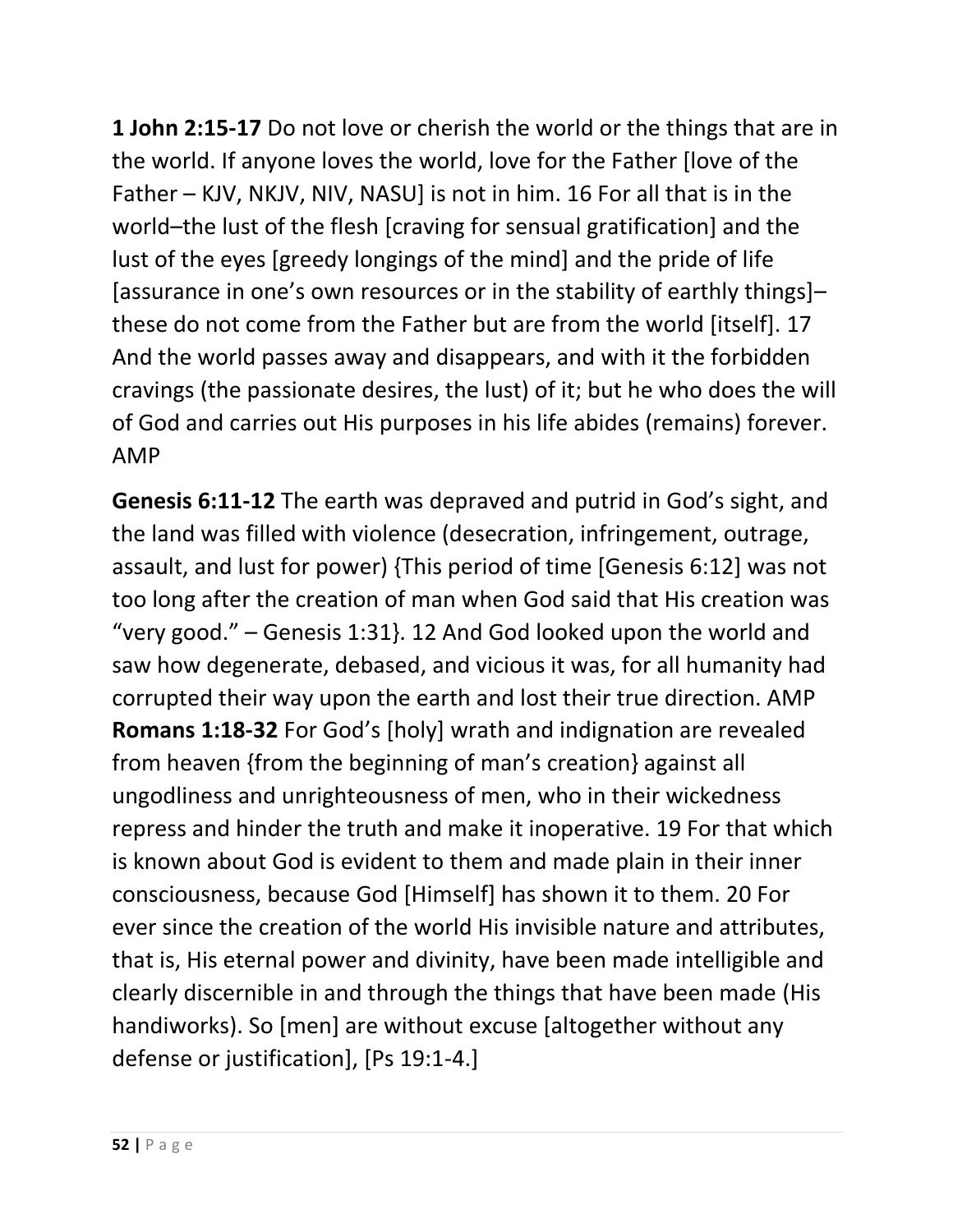**1 John 2:15-17** Do not love or cherish the world or the things that are in the world. If anyone loves the world, love for the Father [love of the Father – KJV, NKJV, NIV, NASU] is not in him. 16 For all that is in the world–the lust of the flesh [craving for sensual gratification] and the lust of the eyes [greedy longings of the mind] and the pride of life [assurance in one's own resources or in the stability of earthly things]–these do not come from the Father but are from the world [itself]. 17 And the world passes away and disappears, and with it the forbidden cravings (the passionate desires, the lust) of it; but he who does the will of God and carries out His purposes in his life abides (remains) forever. AMP

**Genesis 6:11-12** The earth was depraved and putrid in God's sight, and the land was filled with violence (desecration, infringement, outrage, assault, and lust for power) {This period of time [Genesis 6:12] was not too long after the creation of man when God said that His creation was "very good." – Genesis 1:31}. 12 And God looked upon the world and saw how degenerate, debased, and vicious it was, for all humanity had corrupted their way upon the earth and lost their true direction. AMP

**Romans 1:18-32** For God's [holy] wrath and indignation are revealed from heaven {from the beginning of man's creation} against all ungodliness and unrighteousness of men, who in their wickedness repress and hinder the truth and make it inoperative. 19 For that which is known about God is evident to them and made plain in their inner consciousness, because God [Himself] has shown it to them. 20 For ever since the creation of the world His invisible nature and attributes, that is, His eternal power and divinity, have been made intelligible and clearly discernible in and through the things that have been made (His handiworks). So [men] are without excuse [altogether without any defense or justification], [Ps 19:1-4.]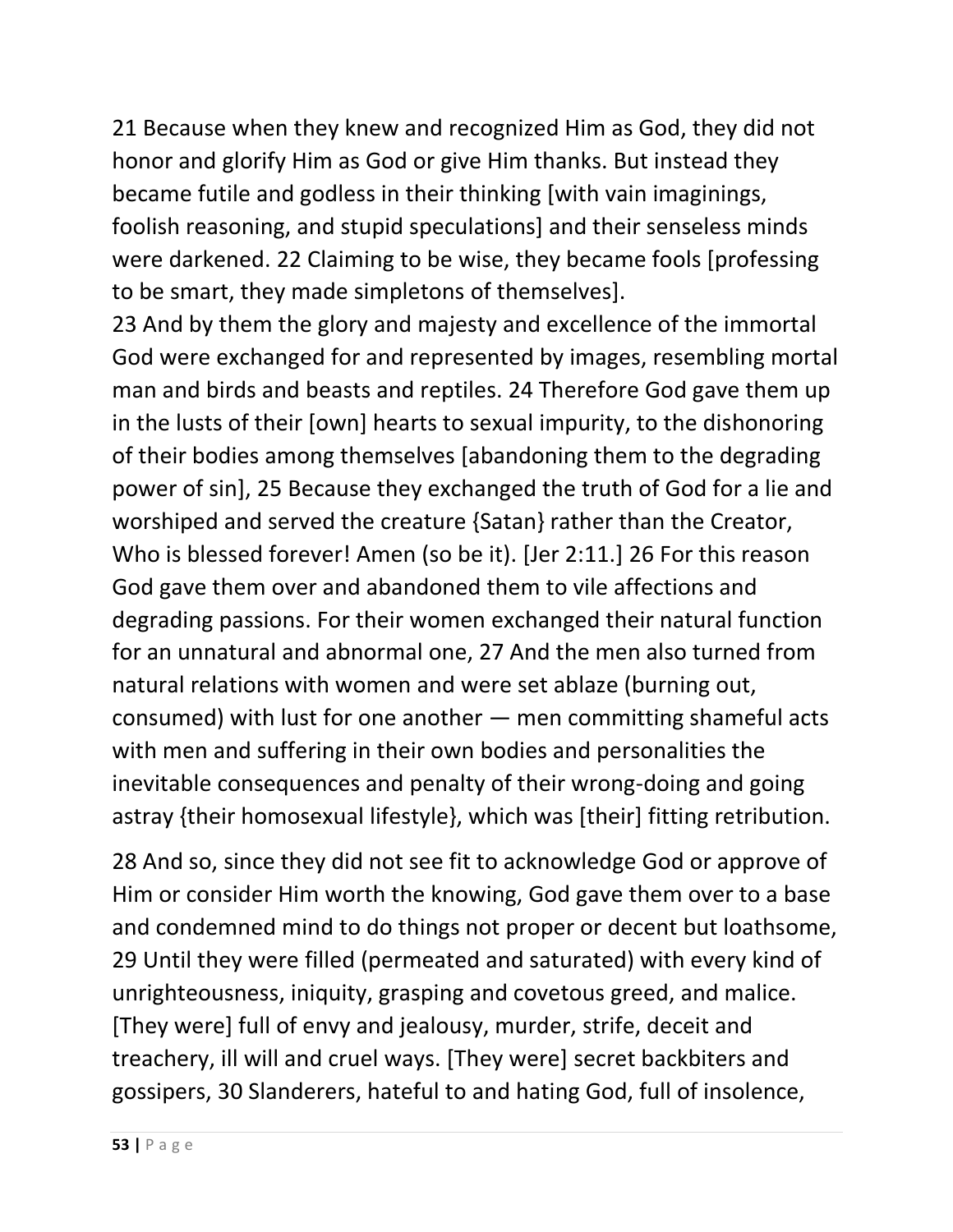21 Because when they knew and recognized Him as God, they did not honor and glorify Him as God or give Him thanks. But instead they became futile and godless in their thinking [with vain imaginings, foolish reasoning, and stupid speculations] and their senseless minds were darkened. 22 Claiming to be wise, they became fools [professing to be smart, they made simpletons of themselves].
23 And by them the glory and majesty and excellence of the immortal God were exchanged for and represented by images, resembling mortal man and birds and beasts and reptiles. 24 Therefore God gave them up in the lusts of their [own] hearts to sexual impurity, to the dishonoring of their bodies among themselves [abandoning them to the degrading power of sin], 25 Because they exchanged the truth of God for a lie and worshiped and served the creature {Satan} rather than the Creator, Who is blessed forever! Amen (so be it). [Jer 2:11.] 26 For this reason God gave them over and abandoned them to vile affections and degrading passions. For their women exchanged their natural function for an unnatural and abnormal one, 27 And the men also turned from natural relations with women and were set ablaze (burning out, consumed) with lust for one another — men committing shameful acts with men and suffering in their own bodies and personalities the inevitable consequences and penalty of their wrong-doing and going astray {their homosexual lifestyle}, which was [their] fitting retribution.

28 And so, since they did not see fit to acknowledge God or approve of Him or consider Him worth the knowing, God gave them over to a base and condemned mind to do things not proper or decent but loathsome, 29 Until they were filled (permeated and saturated) with every kind of unrighteousness, iniquity, grasping and covetous greed, and malice. [They were] full of envy and jealousy, murder, strife, deceit and treachery, ill will and cruel ways. [They were] secret backbiters and gossipers, 30 Slanderers, hateful to and hating God, full of insolence,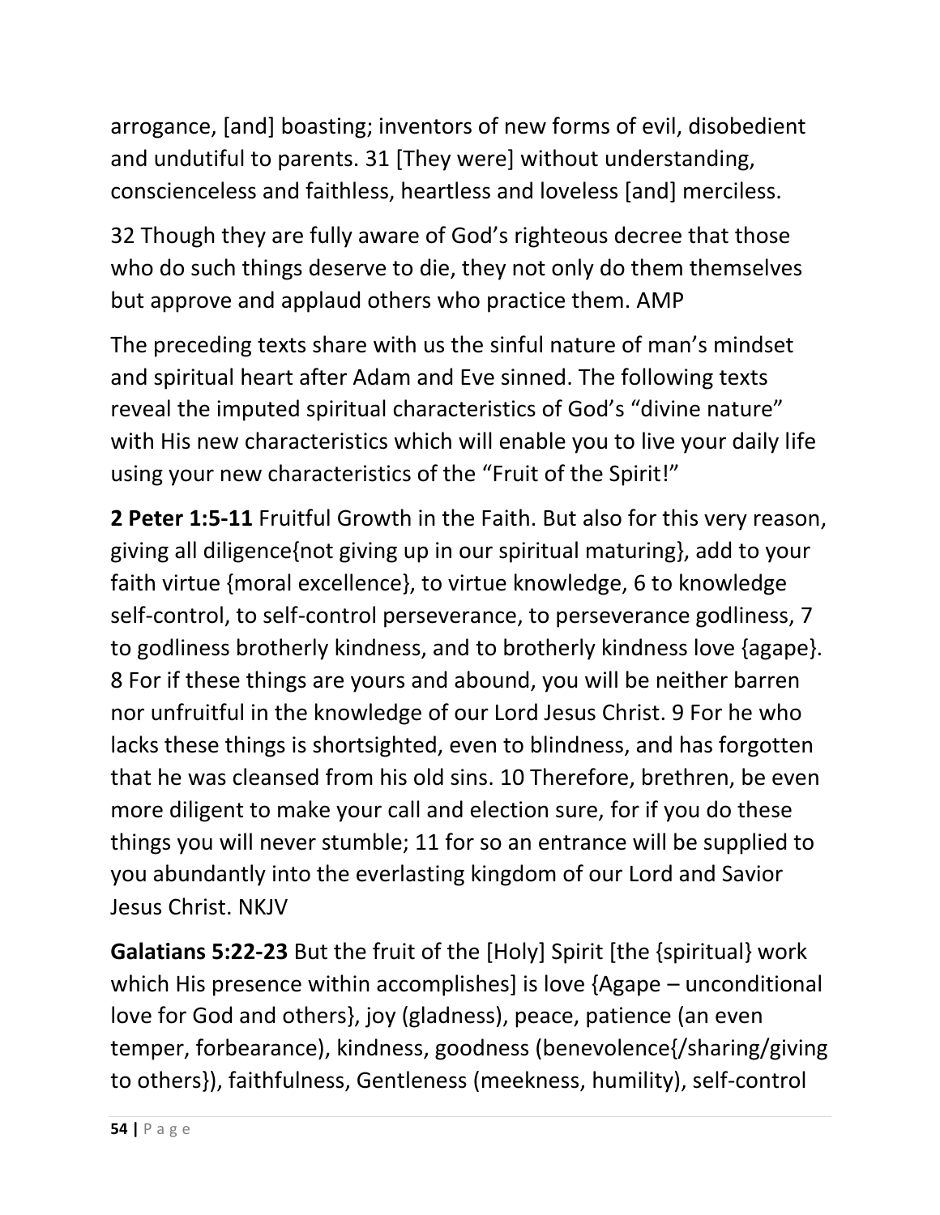arrogance, [and] boasting; inventors of new forms of evil, disobedient and undutiful to parents. 31 [They were] without understanding, conscienceless and faithless, heartless and loveless [and] merciless.

32 Though they are fully aware of God's righteous decree that those who do such things deserve to die, they not only do them themselves but approve and applaud others who practice them. AMP

The preceding texts share with us the sinful nature of man's mindset and spiritual heart after Adam and Eve sinned. The following texts reveal the imputed spiritual characteristics of God's "divine nature" with His new characteristics which will enable you to live your daily life using your new characteristics of the "Fruit of the Spirit!"

**2 Peter 1:5-11** Fruitful Growth in the Faith. But also for this very reason, giving all diligence{not giving up in our spiritual maturing}, add to your faith virtue {moral excellence}, to virtue knowledge, 6 to knowledge self-control, to self-control perseverance, to perseverance godliness, 7 to godliness brotherly kindness, and to brotherly kindness love {agape}. 8 For if these things are yours and abound, you will be neither barren nor unfruitful in the knowledge of our Lord Jesus Christ. 9 For he who lacks these things is shortsighted, even to blindness, and has forgotten that he was cleansed from his old sins. 10 Therefore, brethren, be even more diligent to make your call and election sure, for if you do these things you will never stumble; 11 for so an entrance will be supplied to you abundantly into the everlasting kingdom of our Lord and Savior Jesus Christ. NKJV

**Galatians 5:22-23** But the fruit of the [Holy] Spirit [the {spiritual} work which His presence within accomplishes] is love {Agape – unconditional love for God and others}, joy (gladness), peace, patience (an even temper, forbearance), kindness, goodness (benevolence{/sharing/giving to others}), faithfulness, Gentleness (meekness, humility), self-control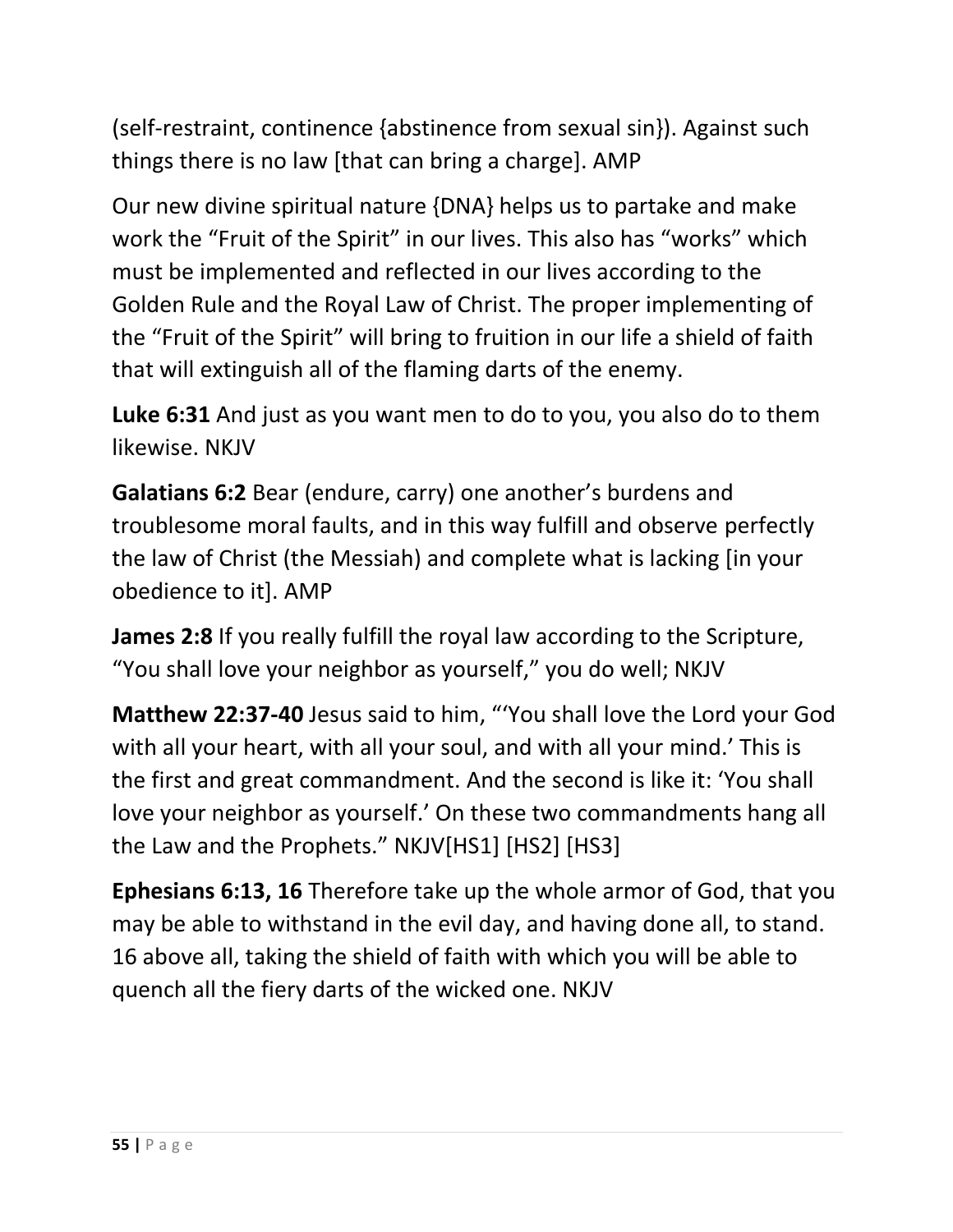(self-restraint, continence {abstinence from sexual sin}). Against such things there is no law [that can bring a charge]. AMP

Our new divine spiritual nature {DNA} helps us to partake and make work the "Fruit of the Spirit" in our lives. This also has "works" which must be implemented and reflected in our lives according to the Golden Rule and the Royal Law of Christ. The proper implementing of the "Fruit of the Spirit" will bring to fruition in our life a shield of faith that will extinguish all of the flaming darts of the enemy.

**Luke 6:31** And just as you want men to do to you, you also do to them likewise. NKJV

**Galatians 6:2** Bear (endure, carry) one another's burdens and troublesome moral faults, and in this way fulfill and observe perfectly the law of Christ (the Messiah) and complete what is lacking [in your obedience to it]. AMP

**James 2:8** If you really fulfill the royal law according to the Scripture, "You shall love your neighbor as yourself," you do well; NKJV

**Matthew 22:37-40** Jesus said to him, "'You shall love the Lord your God with all your heart, with all your soul, and with all your mind.' This is the first and great commandment. And the second is like it: 'You shall love your neighbor as yourself.' On these two commandments hang all the Law and the Prophets." NKJV[HS1] [HS2] [HS3]

**Ephesians 6:13, 16** Therefore take up the whole armor of God, that you may be able to withstand in the evil day, and having done all, to stand. 16 above all, taking the shield of faith with which you will be able to quench all the fiery darts of the wicked one. NKJV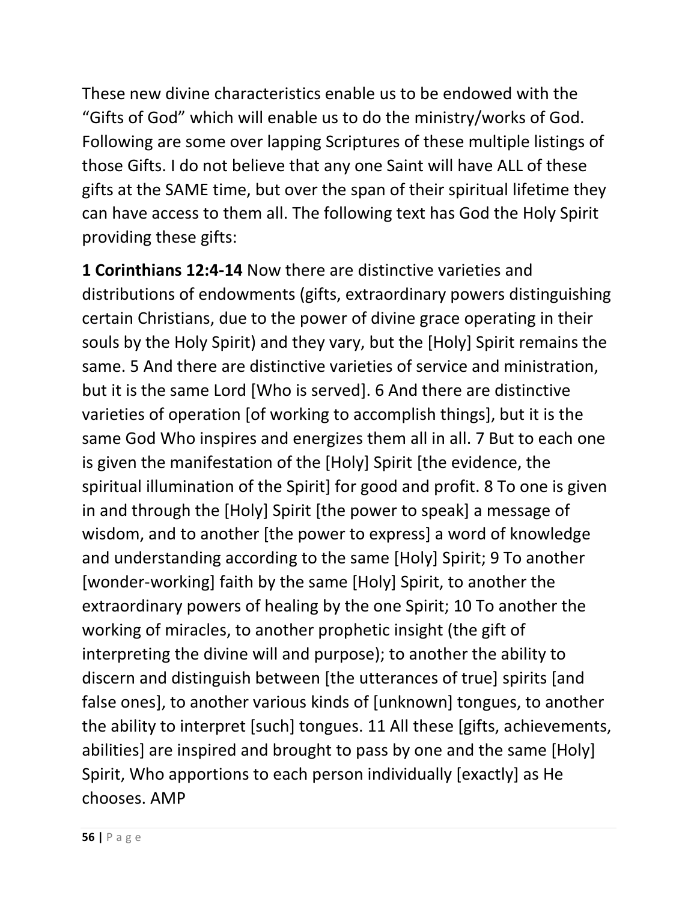These new divine characteristics enable us to be endowed with the "Gifts of God" which will enable us to do the ministry/works of God. Following are some over lapping Scriptures of these multiple listings of those Gifts. I do not believe that any one Saint will have ALL of these gifts at the SAME time, but over the span of their spiritual lifetime they can have access to them all. The following text has God the Holy Spirit providing these gifts:

**1 Corinthians 12:4-14** Now there are distinctive varieties and distributions of endowments (gifts, extraordinary powers distinguishing certain Christians, due to the power of divine grace operating in their souls by the Holy Spirit) and they vary, but the [Holy] Spirit remains the same. 5 And there are distinctive varieties of service and ministration, but it is the same Lord [Who is served]. 6 And there are distinctive varieties of operation [of working to accomplish things], but it is the same God Who inspires and energizes them all in all. 7 But to each one is given the manifestation of the [Holy] Spirit [the evidence, the spiritual illumination of the Spirit] for good and profit. 8 To one is given in and through the [Holy] Spirit [the power to speak] a message of wisdom, and to another [the power to express] a word of knowledge and understanding according to the same [Holy] Spirit; 9 To another [wonder-working] faith by the same [Holy] Spirit, to another the extraordinary powers of healing by the one Spirit; 10 To another the working of miracles, to another prophetic insight (the gift of interpreting the divine will and purpose); to another the ability to discern and distinguish between [the utterances of true] spirits [and false ones], to another various kinds of [unknown] tongues, to another the ability to interpret [such] tongues. 11 All these [gifts, achievements, abilities] are inspired and brought to pass by one and the same [Holy] Spirit, Who apportions to each person individually [exactly] as He chooses. AMP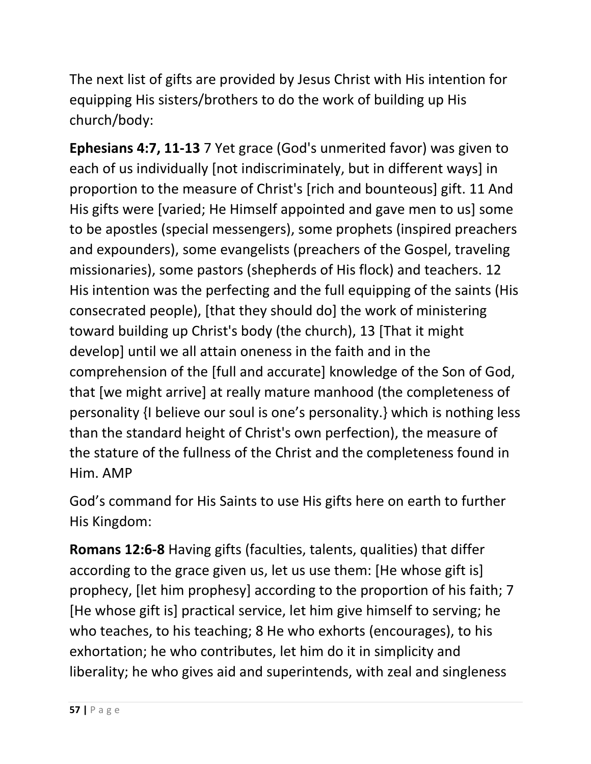The next list of gifts are provided by Jesus Christ with His intention for equipping His sisters/brothers to do the work of building up His church/body:

**Ephesians 4:7, 11-13** 7 Yet grace (God's unmerited favor) was given to each of us individually [not indiscriminately, but in different ways] in proportion to the measure of Christ's [rich and bounteous] gift. 11 And His gifts were [varied; He Himself appointed and gave men to us] some to be apostles (special messengers), some prophets (inspired preachers and expounders), some evangelists (preachers of the Gospel, traveling missionaries), some pastors (shepherds of His flock) and teachers. 12 His intention was the perfecting and the full equipping of the saints (His consecrated people), [that they should do] the work of ministering toward building up Christ's body (the church), 13 [That it might develop] until we all attain oneness in the faith and in the comprehension of the [full and accurate] knowledge of the Son of God, that [we might arrive] at really mature manhood (the completeness of personality {I believe our soul is one's personality.} which is nothing less than the standard height of Christ's own perfection), the measure of the stature of the fullness of the Christ and the completeness found in Him. AMP

God's command for His Saints to use His gifts here on earth to further His Kingdom:

**Romans 12:6-8** Having gifts (faculties, talents, qualities) that differ according to the grace given us, let us use them: [He whose gift is] prophecy, [let him prophesy] according to the proportion of his faith; 7 [He whose gift is] practical service, let him give himself to serving; he who teaches, to his teaching; 8 He who exhorts (encourages), to his exhortation; he who contributes, let him do it in simplicity and liberality; he who gives aid and superintends, with zeal and singleness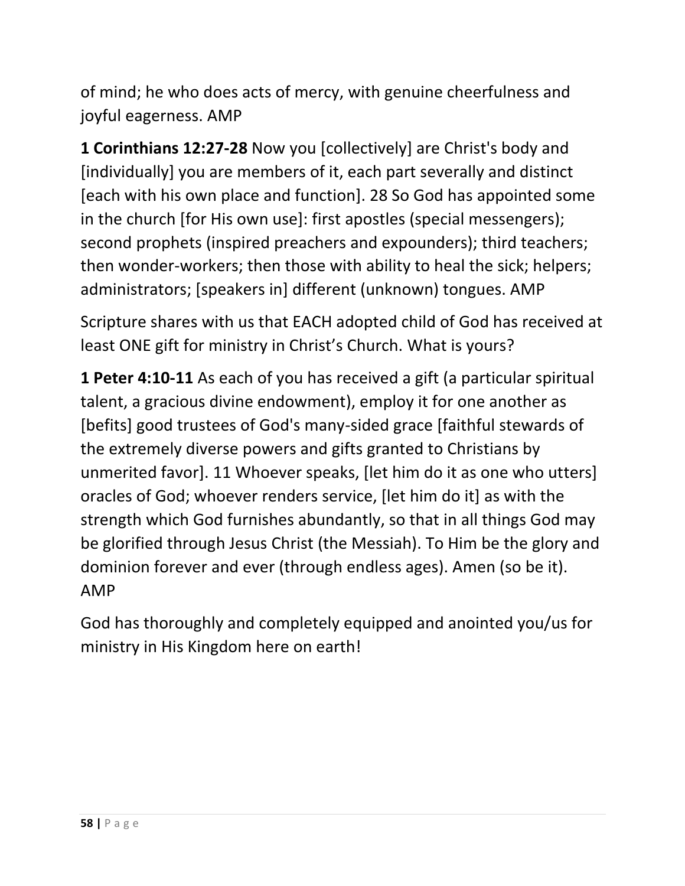of mind; he who does acts of mercy, with genuine cheerfulness and joyful eagerness. AMP

**1 Corinthians 12:27-28** Now you [collectively] are Christ's body and [individually] you are members of it, each part severally and distinct [each with his own place and function]. 28 So God has appointed some in the church [for His own use]: first apostles (special messengers); second prophets (inspired preachers and expounders); third teachers; then wonder-workers; then those with ability to heal the sick; helpers; administrators; [speakers in] different (unknown) tongues. AMP

Scripture shares with us that EACH adopted child of God has received at least ONE gift for ministry in Christ's Church. What is yours?

**1 Peter 4:10-11** As each of you has received a gift (a particular spiritual talent, a gracious divine endowment), employ it for one another as [befits] good trustees of God's many-sided grace [faithful stewards of the extremely diverse powers and gifts granted to Christians by unmerited favor]. 11 Whoever speaks, [let him do it as one who utters] oracles of God; whoever renders service, [let him do it] as with the strength which God furnishes abundantly, so that in all things God may be glorified through Jesus Christ (the Messiah). To Him be the glory and dominion forever and ever (through endless ages). Amen (so be it). AMP

God has thoroughly and completely equipped and anointed you/us for ministry in His Kingdom here on earth!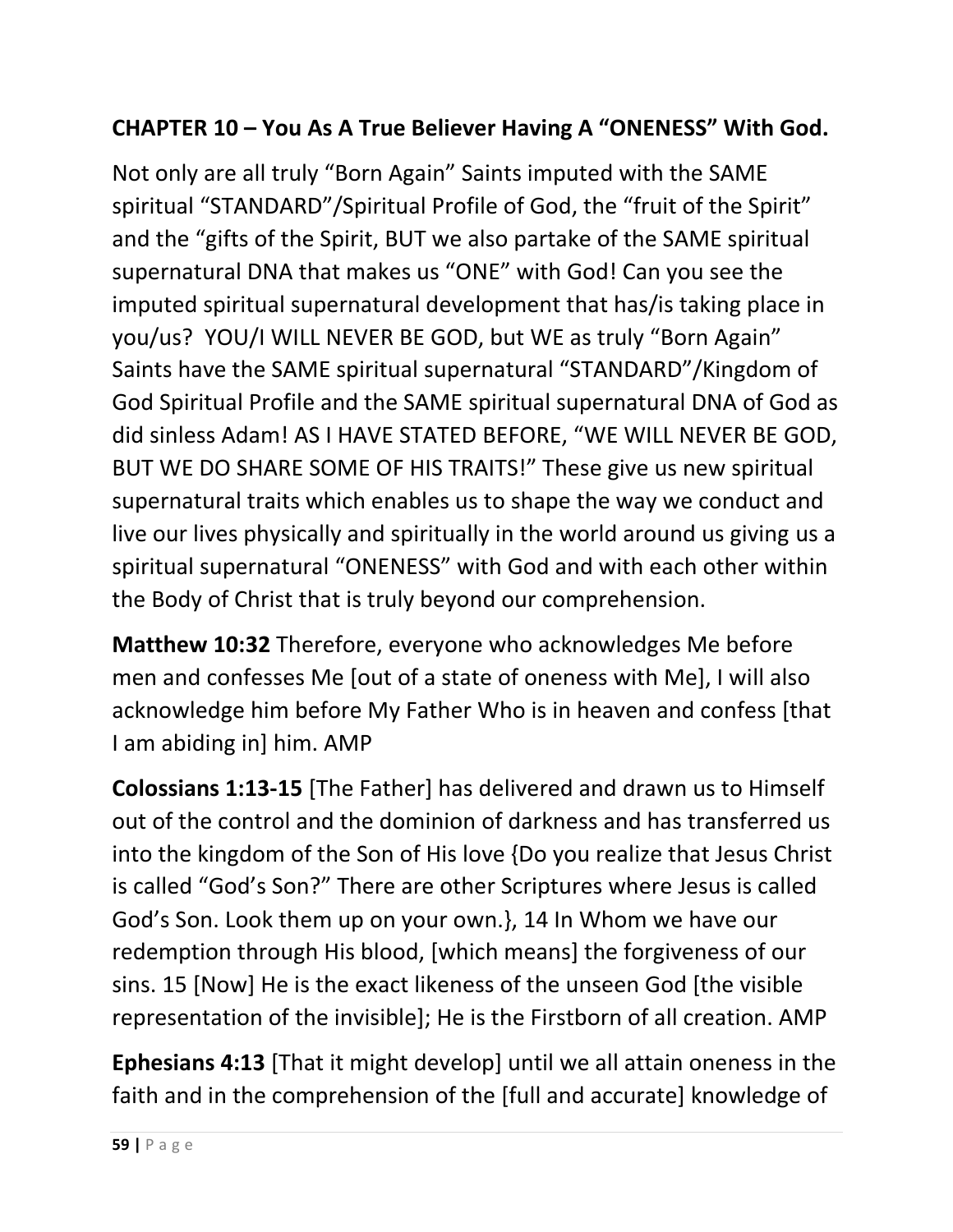## CHAPTER 10 – You As A True Believer Having A "ONENESS" With God.

Not only are all truly "Born Again" Saints imputed with the SAME spiritual "STANDARD"/Spiritual Profile of God, the "fruit of the Spirit" and the "gifts of the Spirit, BUT we also partake of the SAME spiritual supernatural DNA that makes us "ONE" with God! Can you see the imputed spiritual supernatural development that has/is taking place in you/us? YOU/I WILL NEVER BE GOD, but WE as truly "Born Again" Saints have the SAME spiritual supernatural "STANDARD"/Kingdom of God Spiritual Profile and the SAME spiritual supernatural DNA of God as did sinless Adam! AS I HAVE STATED BEFORE, "WE WILL NEVER BE GOD, BUT WE DO SHARE SOME OF HIS TRAITS!" These give us new spiritual supernatural traits which enables us to shape the way we conduct and live our lives physically and spiritually in the world around us giving us a spiritual supernatural "ONENESS" with God and with each other within the Body of Christ that is truly beyond our comprehension.

**Matthew 10:32** Therefore, everyone who acknowledges Me before men and confesses Me [out of a state of oneness with Me], I will also acknowledge him before My Father Who is in heaven and confess [that I am abiding in] him. AMP

**Colossians 1:13-15** [The Father] has delivered and drawn us to Himself out of the control and the dominion of darkness and has transferred us into the kingdom of the Son of His love {Do you realize that Jesus Christ is called "God's Son?" There are other Scriptures where Jesus is called God's Son. Look them up on your own.}, 14 In Whom we have our redemption through His blood, [which means] the forgiveness of our sins. 15 [Now] He is the exact likeness of the unseen God [the visible representation of the invisible]; He is the Firstborn of all creation. AMP

**Ephesians 4:13** [That it might develop] until we all attain oneness in the faith and in the comprehension of the [full and accurate] knowledge of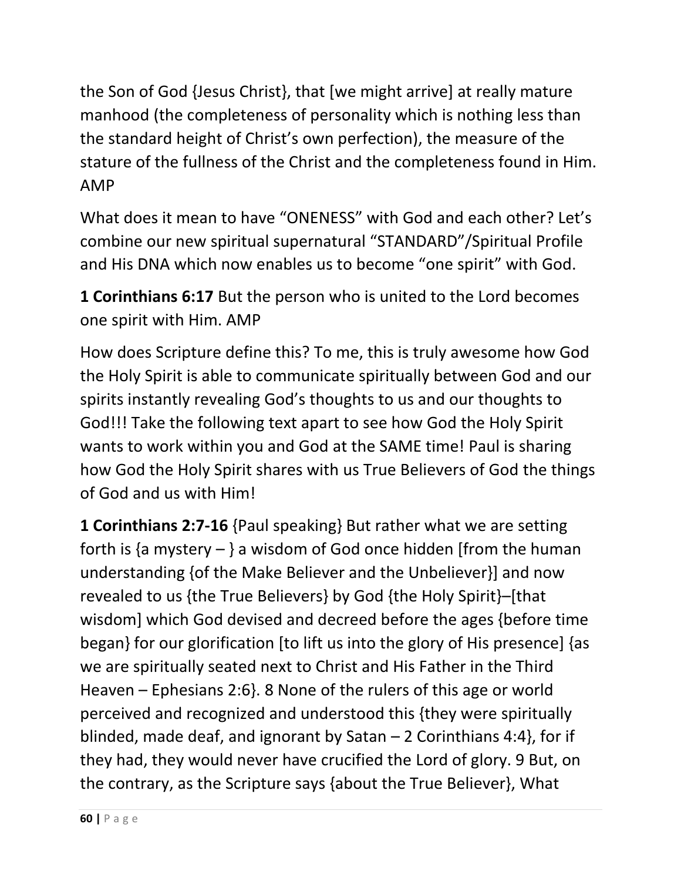the Son of God {Jesus Christ}, that [we might arrive] at really mature manhood (the completeness of personality which is nothing less than the standard height of Christ's own perfection), the measure of the stature of the fullness of the Christ and the completeness found in Him. AMP

What does it mean to have "ONENESS" with God and each other? Let's combine our new spiritual supernatural "STANDARD"/Spiritual Profile and His DNA which now enables us to become "one spirit" with God.

**1 Corinthians 6:17** But the person who is united to the Lord becomes one spirit with Him. AMP

How does Scripture define this? To me, this is truly awesome how God the Holy Spirit is able to communicate spiritually between God and our spirits instantly revealing God's thoughts to us and our thoughts to God!!! Take the following text apart to see how God the Holy Spirit wants to work within you and God at the SAME time! Paul is sharing how God the Holy Spirit shares with us True Believers of God the things of God and us with Him!

**1 Corinthians 2:7-16** {Paul speaking} But rather what we are setting forth is {a mystery – } a wisdom of God once hidden [from the human understanding {of the Make Believer and the Unbeliever}] and now revealed to us {the True Believers} by God {the Holy Spirit}–[that wisdom] which God devised and decreed before the ages {before time began} for our glorification [to lift us into the glory of His presence] {as we are spiritually seated next to Christ and His Father in the Third Heaven – Ephesians 2:6}. 8 None of the rulers of this age or world perceived and recognized and understood this {they were spiritually blinded, made deaf, and ignorant by Satan – 2 Corinthians 4:4}, for if they had, they would never have crucified the Lord of glory. 9 But, on the contrary, as the Scripture says {about the True Believer}, What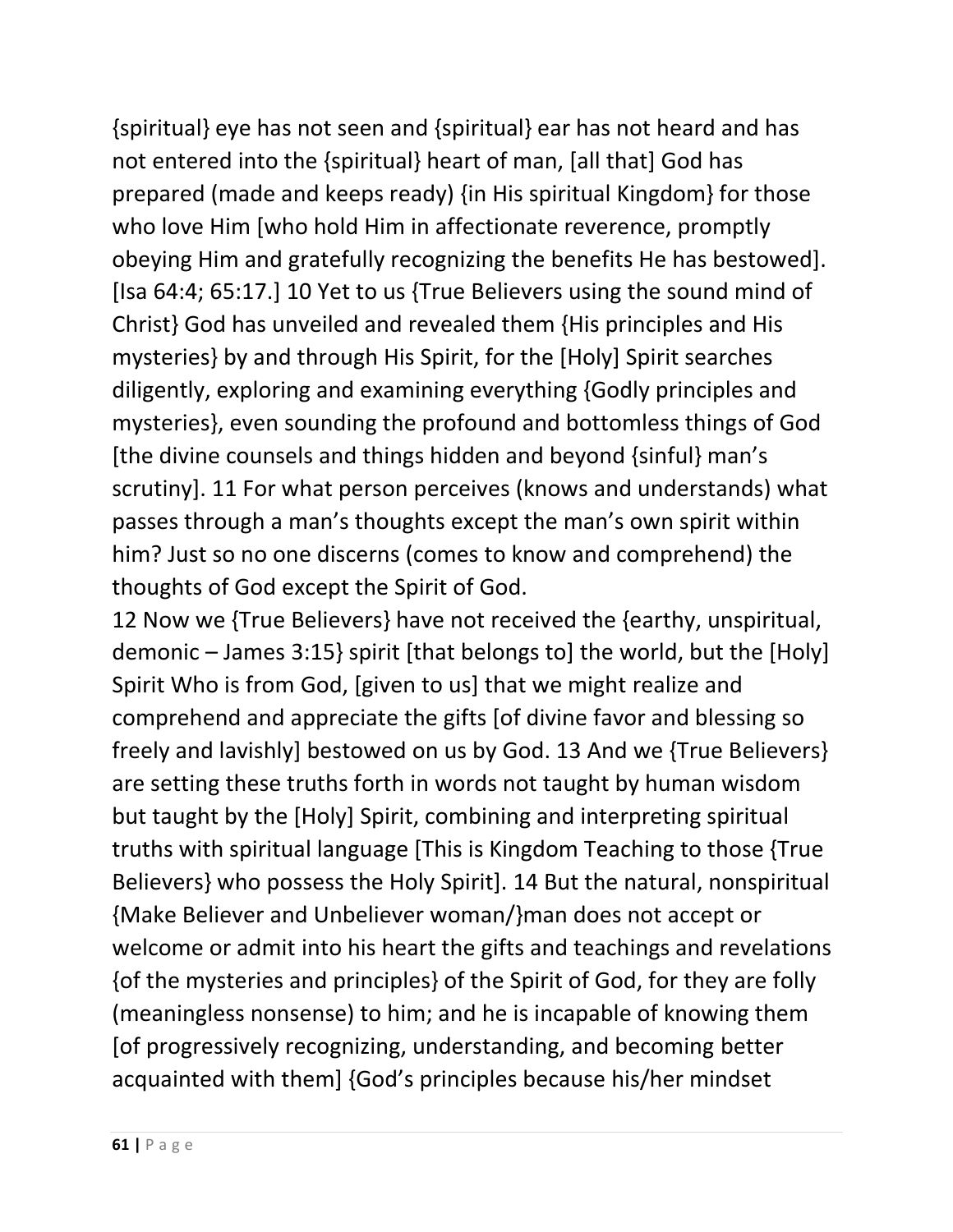{spiritual} eye has not seen and {spiritual} ear has not heard and has not entered into the {spiritual} heart of man, [all that] God has prepared (made and keeps ready) {in His spiritual Kingdom} for those who love Him [who hold Him in affectionate reverence, promptly obeying Him and gratefully recognizing the benefits He has bestowed]. [Isa 64:4; 65:17.] 10 Yet to us {True Believers using the sound mind of Christ} God has unveiled and revealed them {His principles and His mysteries} by and through His Spirit, for the [Holy] Spirit searches diligently, exploring and examining everything {Godly principles and mysteries}, even sounding the profound and bottomless things of God [the divine counsels and things hidden and beyond {sinful} man's scrutiny]. 11 For what person perceives (knows and understands) what passes through a man's thoughts except the man's own spirit within him? Just so no one discerns (comes to know and comprehend) the thoughts of God except the Spirit of God.

12 Now we {True Believers} have not received the {earthy, unspiritual, demonic – James 3:15} spirit [that belongs to] the world, but the [Holy] Spirit Who is from God, [given to us] that we might realize and comprehend and appreciate the gifts [of divine favor and blessing so freely and lavishly] bestowed on us by God. 13 And we {True Believers} are setting these truths forth in words not taught by human wisdom but taught by the [Holy] Spirit, combining and interpreting spiritual truths with spiritual language [This is Kingdom Teaching to those {True Believers} who possess the Holy Spirit]. 14 But the natural, nonspiritual {Make Believer and Unbeliever woman/}man does not accept or welcome or admit into his heart the gifts and teachings and revelations {of the mysteries and principles} of the Spirit of God, for they are folly (meaningless nonsense) to him; and he is incapable of knowing them [of progressively recognizing, understanding, and becoming better acquainted with them] {God's principles because his/her mindset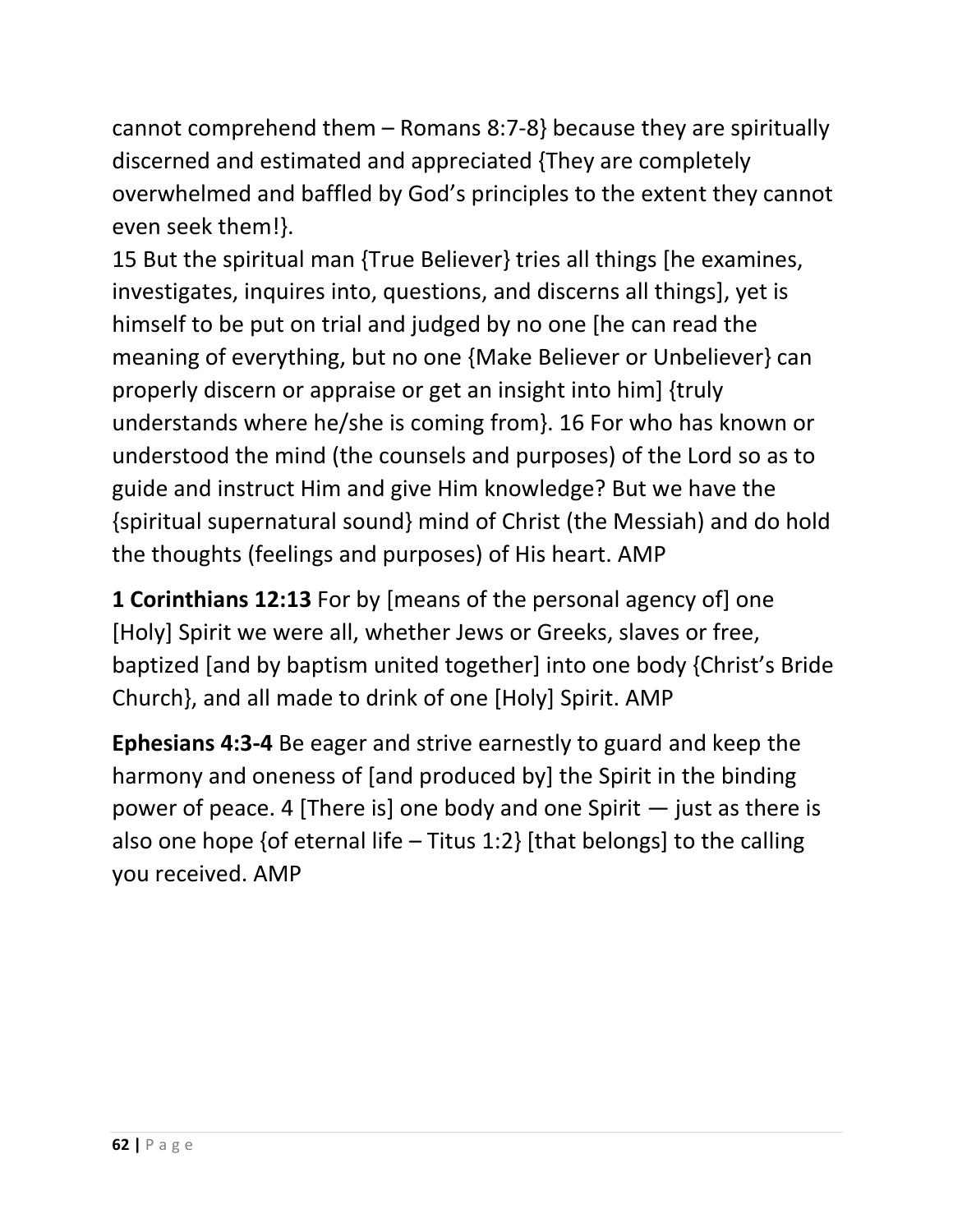cannot comprehend them – Romans 8:7-8} because they are spiritually discerned and estimated and appreciated {They are completely overwhelmed and baffled by God's principles to the extent they cannot even seek them!}.
15 But the spiritual man {True Believer} tries all things [he examines, investigates, inquires into, questions, and discerns all things], yet is himself to be put on trial and judged by no one [he can read the meaning of everything, but no one {Make Believer or Unbeliever} can properly discern or appraise or get an insight into him] {truly understands where he/she is coming from}. 16 For who has known or understood the mind (the counsels and purposes) of the Lord so as to guide and instruct Him and give Him knowledge? But we have the {spiritual supernatural sound} mind of Christ (the Messiah) and do hold the thoughts (feelings and purposes) of His heart. AMP

**1 Corinthians 12:13** For by [means of the personal agency of] one [Holy] Spirit we were all, whether Jews or Greeks, slaves or free, baptized [and by baptism united together] into one body {Christ's Bride Church}, and all made to drink of one [Holy] Spirit. AMP

**Ephesians 4:3-4** Be eager and strive earnestly to guard and keep the harmony and oneness of [and produced by] the Spirit in the binding power of peace. 4 [There is] one body and one Spirit — just as there is also one hope {of eternal life – Titus 1:2} [that belongs] to the calling you received. AMP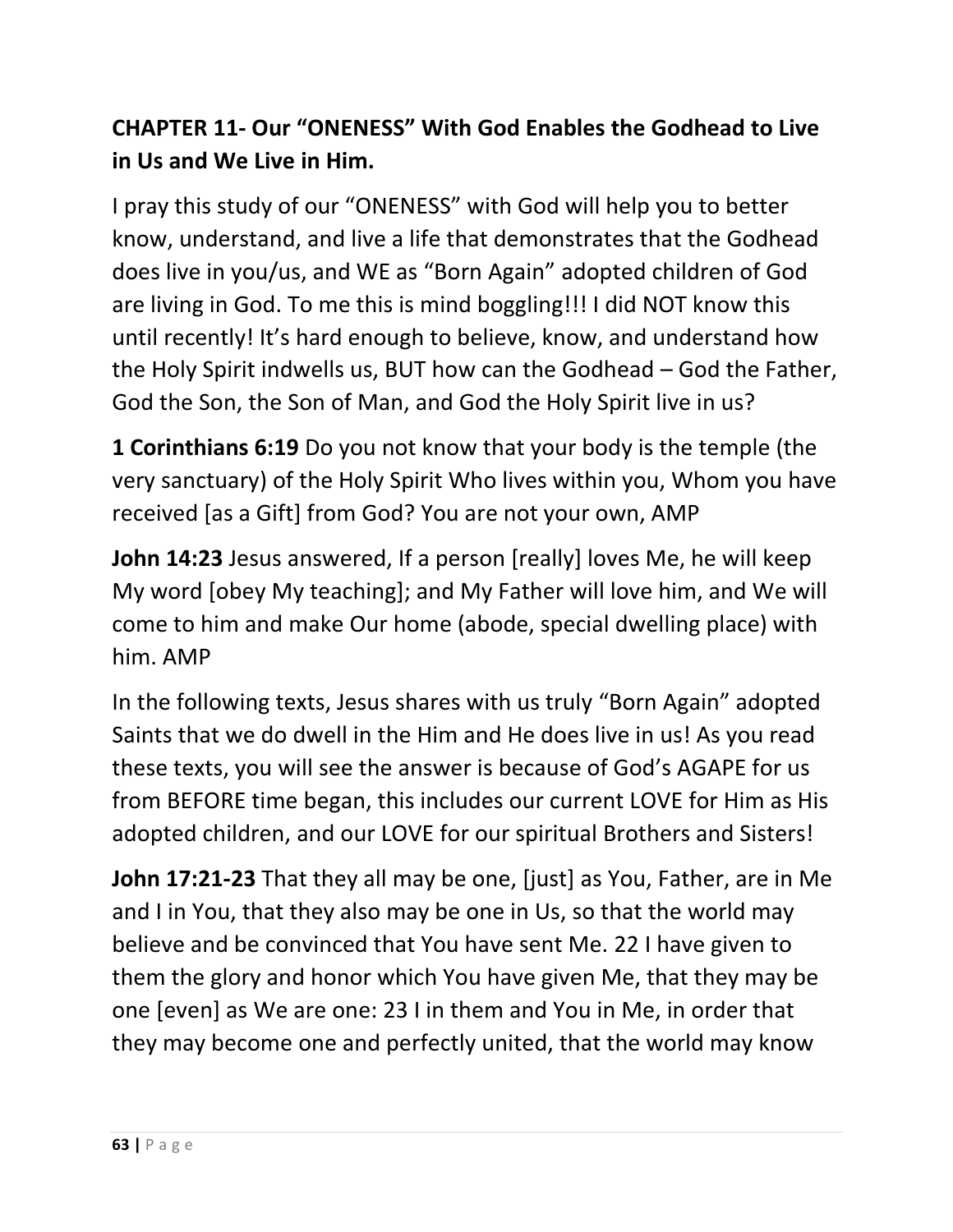**CHAPTER 11- Our "ONENESS" With God Enables the Godhead to Live in Us and We Live in Him.**

I pray this study of our "ONENESS" with God will help you to better know, understand, and live a life that demonstrates that the Godhead does live in you/us, and WE as "Born Again" adopted children of God are living in God. To me this is mind boggling!!! I did NOT know this until recently! It's hard enough to believe, know, and understand how the Holy Spirit indwells us, BUT how can the Godhead – God the Father, God the Son, the Son of Man, and God the Holy Spirit live in us?

**1 Corinthians 6:19** Do you not know that your body is the temple (the very sanctuary) of the Holy Spirit Who lives within you, Whom you have received [as a Gift] from God? You are not your own, AMP

**John 14:23** Jesus answered, If a person [really] loves Me, he will keep My word [obey My teaching]; and My Father will love him, and We will come to him and make Our home (abode, special dwelling place) with him. AMP

In the following texts, Jesus shares with us truly "Born Again" adopted Saints that we do dwell in the Him and He does live in us! As you read these texts, you will see the answer is because of God's AGAPE for us from BEFORE time began, this includes our current LOVE for Him as His adopted children, and our LOVE for our spiritual Brothers and Sisters!

**John 17:21-23** That they all may be one, [just] as You, Father, are in Me and I in You, that they also may be one in Us, so that the world may believe and be convinced that You have sent Me. 22 I have given to them the glory and honor which You have given Me, that they may be one [even] as We are one: 23 I in them and You in Me, in order that they may become one and perfectly united, that the world may know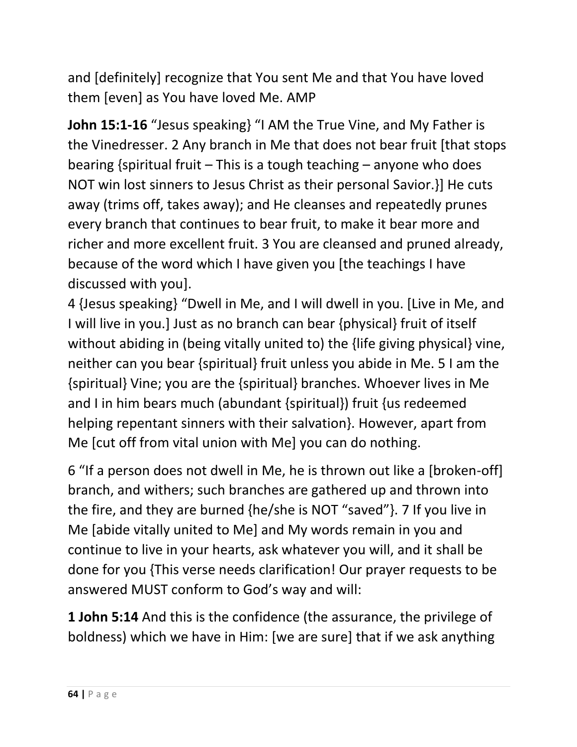and [definitely] recognize that You sent Me and that You have loved them [even] as You have loved Me. AMP

**John 15:1-16** “Jesus speaking} “I AM the True Vine, and My Father is the Vinedresser. 2 Any branch in Me that does not bear fruit [that stops bearing {spiritual fruit – This is a tough teaching – anyone who does NOT win lost sinners to Jesus Christ as their personal Savior.}] He cuts away (trims off, takes away); and He cleanses and repeatedly prunes every branch that continues to bear fruit, to make it bear more and richer and more excellent fruit. 3 You are cleansed and pruned already, because of the word which I have given you [the teachings I have discussed with you].
4 {Jesus speaking} “Dwell in Me, and I will dwell in you. [Live in Me, and I will live in you.] Just as no branch can bear {physical} fruit of itself without abiding in (being vitally united to) the {life giving physical} vine, neither can you bear {spiritual} fruit unless you abide in Me. 5 I am the {spiritual} Vine; you are the {spiritual} branches. Whoever lives in Me and I in him bears much (abundant {spiritual}) fruit {us redeemed helping repentant sinners with their salvation}. However, apart from Me [cut off from vital union with Me] you can do nothing.

6 “If a person does not dwell in Me, he is thrown out like a [broken-off] branch, and withers; such branches are gathered up and thrown into the fire, and they are burned {he/she is NOT “saved”}. 7 If you live in Me [abide vitally united to Me] and My words remain in you and continue to live in your hearts, ask whatever you will, and it shall be done for you {This verse needs clarification! Our prayer requests to be answered MUST conform to God’s way and will:

**1 John 5:14** And this is the confidence (the assurance, the privilege of boldness) which we have in Him: [we are sure] that if we ask anything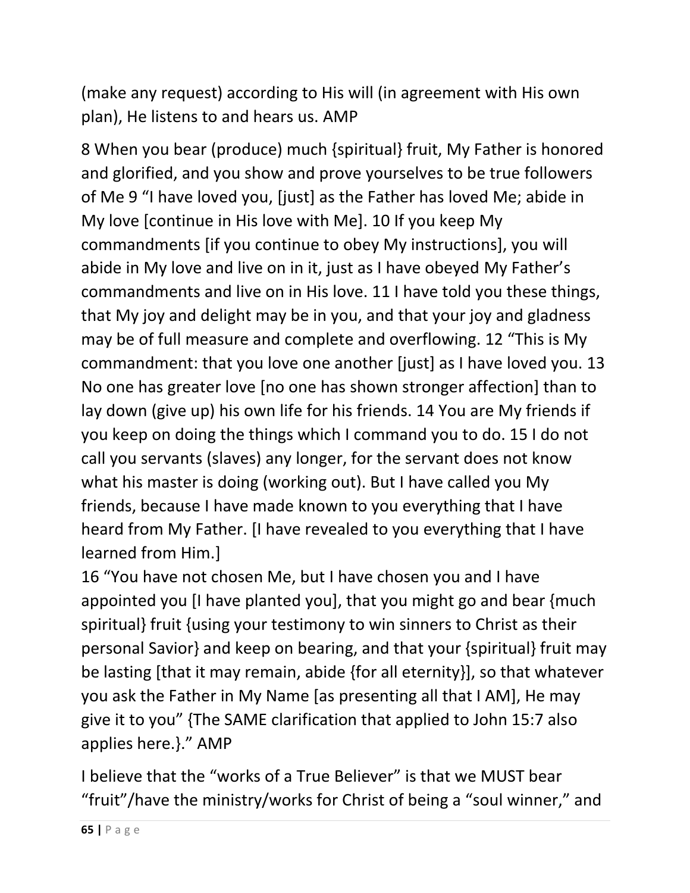(make any request) according to His will (in agreement with His own plan), He listens to and hears us. AMP

8 When you bear (produce) much {spiritual} fruit, My Father is honored and glorified, and you show and prove yourselves to be true followers of Me 9 "I have loved you, [just] as the Father has loved Me; abide in My love [continue in His love with Me]. 10 If you keep My commandments [if you continue to obey My instructions], you will abide in My love and live on in it, just as I have obeyed My Father's commandments and live on in His love. 11 I have told you these things, that My joy and delight may be in you, and that your joy and gladness may be of full measure and complete and overflowing. 12 "This is My commandment: that you love one another [just] as I have loved you. 13 No one has greater love [no one has shown stronger affection] than to lay down (give up) his own life for his friends. 14 You are My friends if you keep on doing the things which I command you to do. 15 I do not call you servants (slaves) any longer, for the servant does not know what his master is doing (working out). But I have called you My friends, because I have made known to you everything that I have heard from My Father. [I have revealed to you everything that I have learned from Him.]
16 "You have not chosen Me, but I have chosen you and I have appointed you [I have planted you], that you might go and bear {much spiritual} fruit {using your testimony to win sinners to Christ as their personal Savior} and keep on bearing, and that your {spiritual} fruit may be lasting [that it may remain, abide {for all eternity}], so that whatever you ask the Father in My Name [as presenting all that I AM], He may give it to you" {The SAME clarification that applied to John 15:7 also applies here.}." AMP

I believe that the "works of a True Believer" is that we MUST bear "fruit"/have the ministry/works for Christ of being a "soul winner," and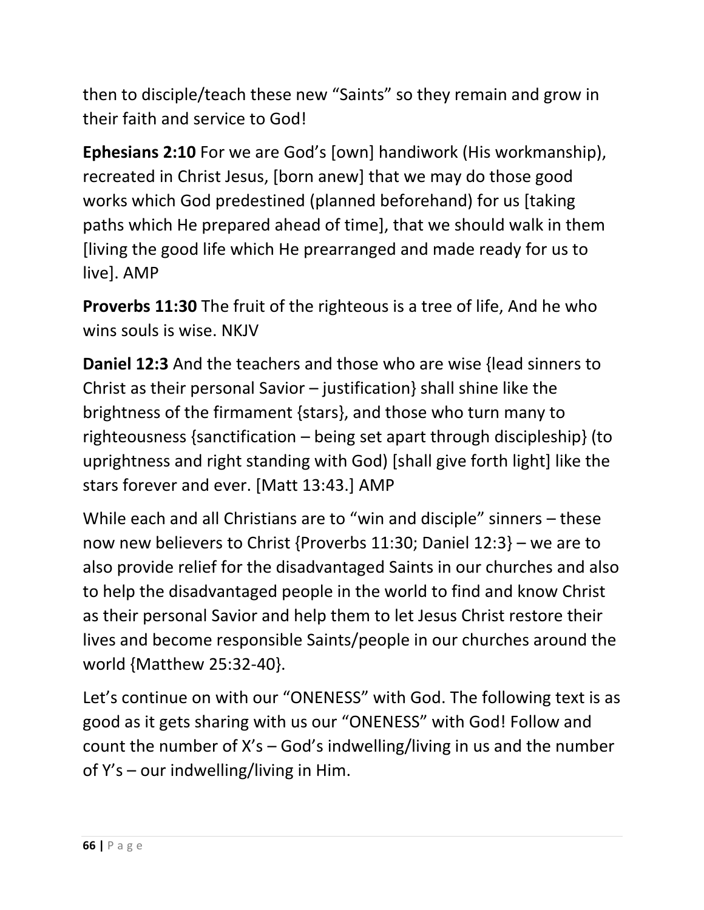then to disciple/teach these new “Saints” so they remain and grow in their faith and service to God!

**Ephesians 2:10** For we are God’s [own] handiwork (His workmanship), recreated in Christ Jesus, [born anew] that we may do those good works which God predestined (planned beforehand) for us [taking paths which He prepared ahead of time], that we should walk in them [living the good life which He prearranged and made ready for us to live]. AMP

**Proverbs 11:30** The fruit of the righteous is a tree of life, And he who wins souls is wise. NKJV

**Daniel 12:3** And the teachers and those who are wise {lead sinners to Christ as their personal Savior – justification} shall shine like the brightness of the firmament {stars}, and those who turn many to righteousness {sanctification – being set apart through discipleship} (to uprightness and right standing with God) [shall give forth light] like the stars forever and ever. [Matt 13:43.] AMP

While each and all Christians are to “win and disciple” sinners – these now new believers to Christ {Proverbs 11:30; Daniel 12:3} – we are to also provide relief for the disadvantaged Saints in our churches and also to help the disadvantaged people in the world to find and know Christ as their personal Savior and help them to let Jesus Christ restore their lives and become responsible Saints/people in our churches around the world {Matthew 25:32-40}.

Let’s continue on with our “ONENESS” with God. The following text is as good as it gets sharing with us our “ONENESS” with God! Follow and count the number of X’s – God’s indwelling/living in us and the number of Y’s – our indwelling/living in Him.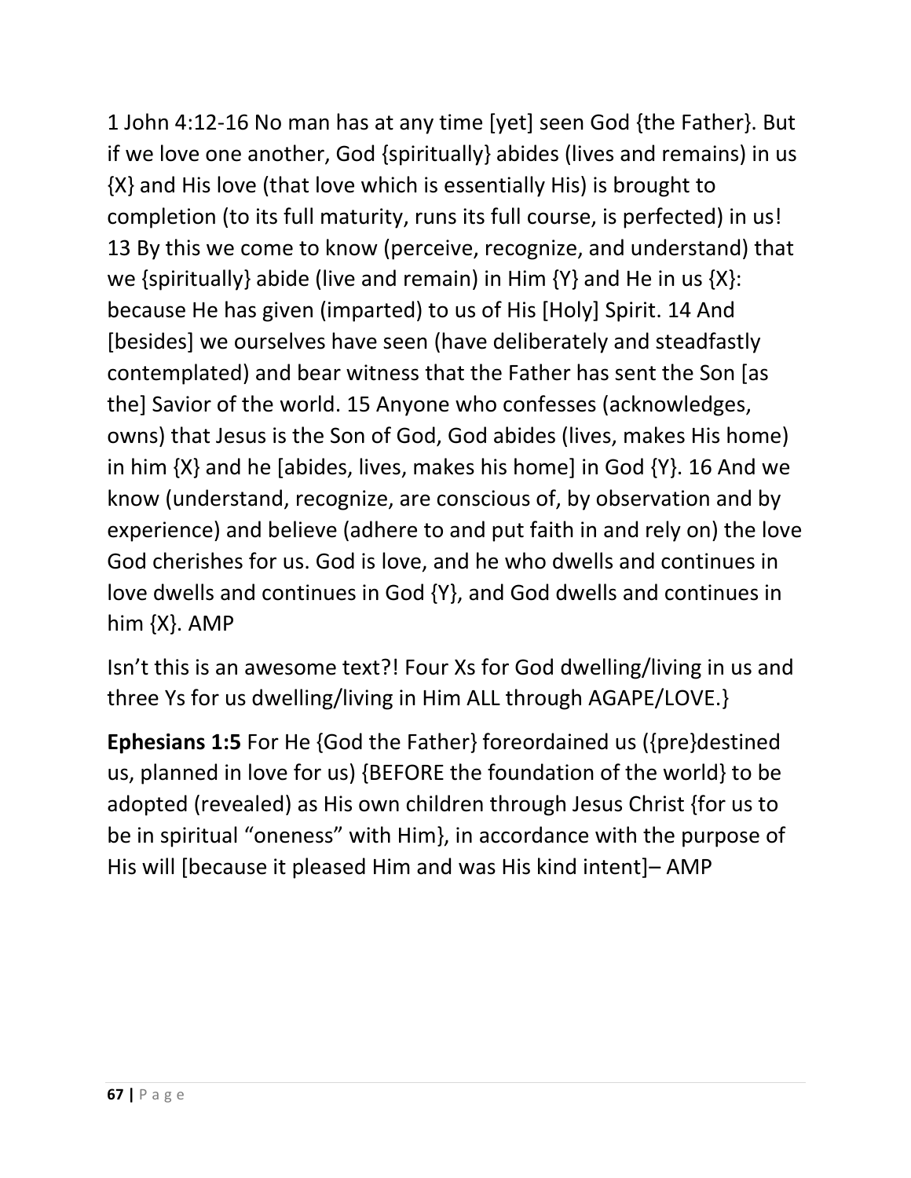1 John 4:12-16 No man has at any time [yet] seen God {the Father}. But if we love one another, God {spiritually} abides (lives and remains) in us {X} and His love (that love which is essentially His) is brought to completion (to its full maturity, runs its full course, is perfected) in us! 13 By this we come to know (perceive, recognize, and understand) that we {spiritually} abide (live and remain) in Him {Y} and He in us {X}: because He has given (imparted) to us of His [Holy] Spirit. 14 And [besides] we ourselves have seen (have deliberately and steadfastly contemplated) and bear witness that the Father has sent the Son [as the] Savior of the world. 15 Anyone who confesses (acknowledges, owns) that Jesus is the Son of God, God abides (lives, makes His home) in him {X} and he [abides, lives, makes his home] in God {Y}. 16 And we know (understand, recognize, are conscious of, by observation and by experience) and believe (adhere to and put faith in and rely on) the love God cherishes for us. God is love, and he who dwells and continues in love dwells and continues in God {Y}, and God dwells and continues in him {X}. AMP

Isn't this is an awesome text?! Four Xs for God dwelling/living in us and three Ys for us dwelling/living in Him ALL through AGAPE/LOVE.}

**Ephesians 1:5** For He {God the Father} foreordained us ({pre}destined us, planned in love for us) {BEFORE the foundation of the world} to be adopted (revealed) as His own children through Jesus Christ {for us to be in spiritual "oneness" with Him}, in accordance with the purpose of His will [because it pleased Him and was His kind intent]– AMP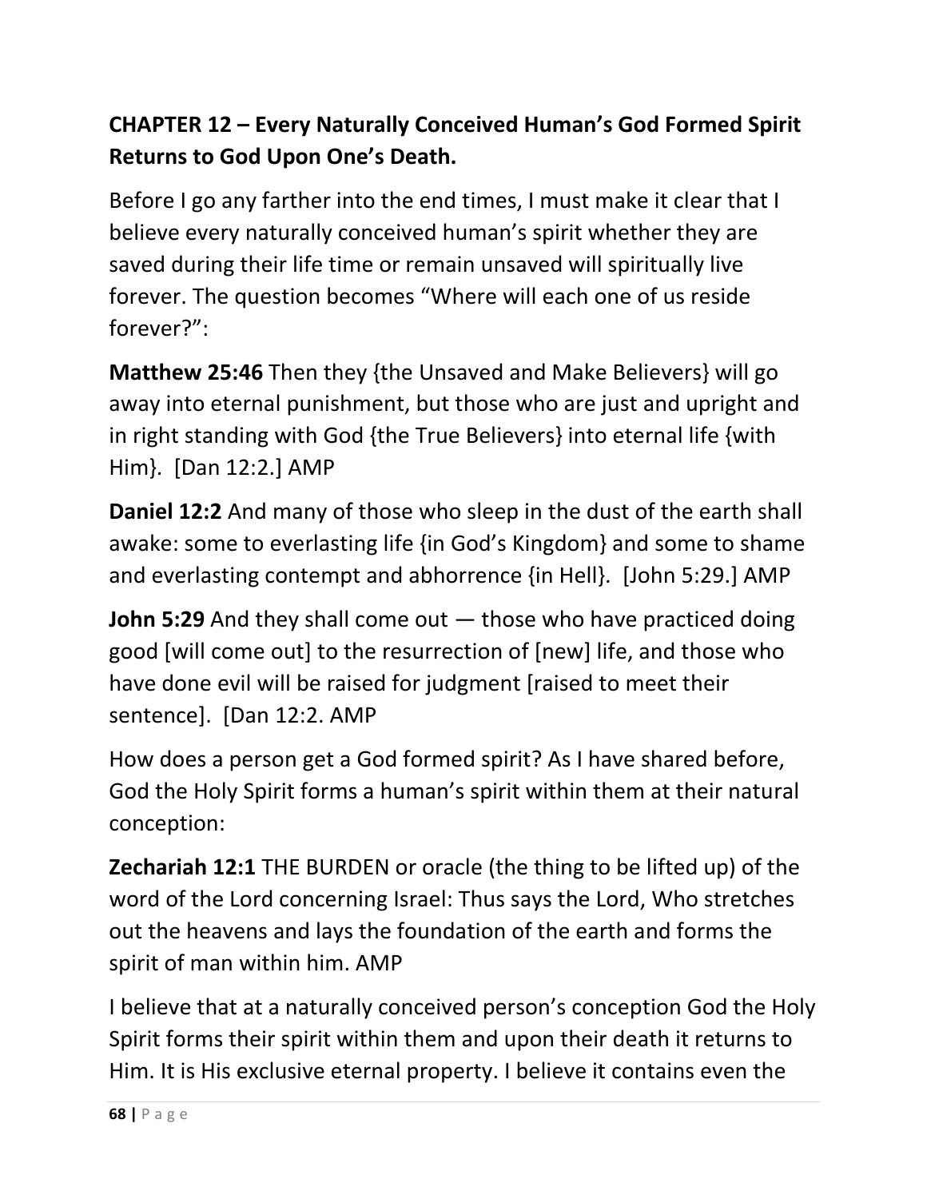## CHAPTER 12 – Every Naturally Conceived Human's God Formed Spirit Returns to God Upon One's Death.

Before I go any farther into the end times, I must make it clear that I believe every naturally conceived human's spirit whether they are saved during their life time or remain unsaved will spiritually live forever. The question becomes "Where will each one of us reside forever?":

**Matthew 25:46** Then they {the Unsaved and Make Believers} will go away into eternal punishment, but those who are just and upright and in right standing with God {the True Believers} into eternal life {with Him}. [Dan 12:2.] AMP

**Daniel 12:2** And many of those who sleep in the dust of the earth shall awake: some to everlasting life {in God's Kingdom} and some to shame and everlasting contempt and abhorrence {in Hell}. [John 5:29.] AMP

**John 5:29** And they shall come out — those who have practiced doing good [will come out] to the resurrection of [new] life, and those who have done evil will be raised for judgment [raised to meet their sentence]. [Dan 12:2. AMP

How does a person get a God formed spirit? As I have shared before, God the Holy Spirit forms a human's spirit within them at their natural conception:

**Zechariah 12:1** THE BURDEN or oracle (the thing to be lifted up) of the word of the Lord concerning Israel: Thus says the Lord, Who stretches out the heavens and lays the foundation of the earth and forms the spirit of man within him. AMP

I believe that at a naturally conceived person's conception God the Holy Spirit forms their spirit within them and upon their death it returns to Him. It is His exclusive eternal property. I believe it contains even the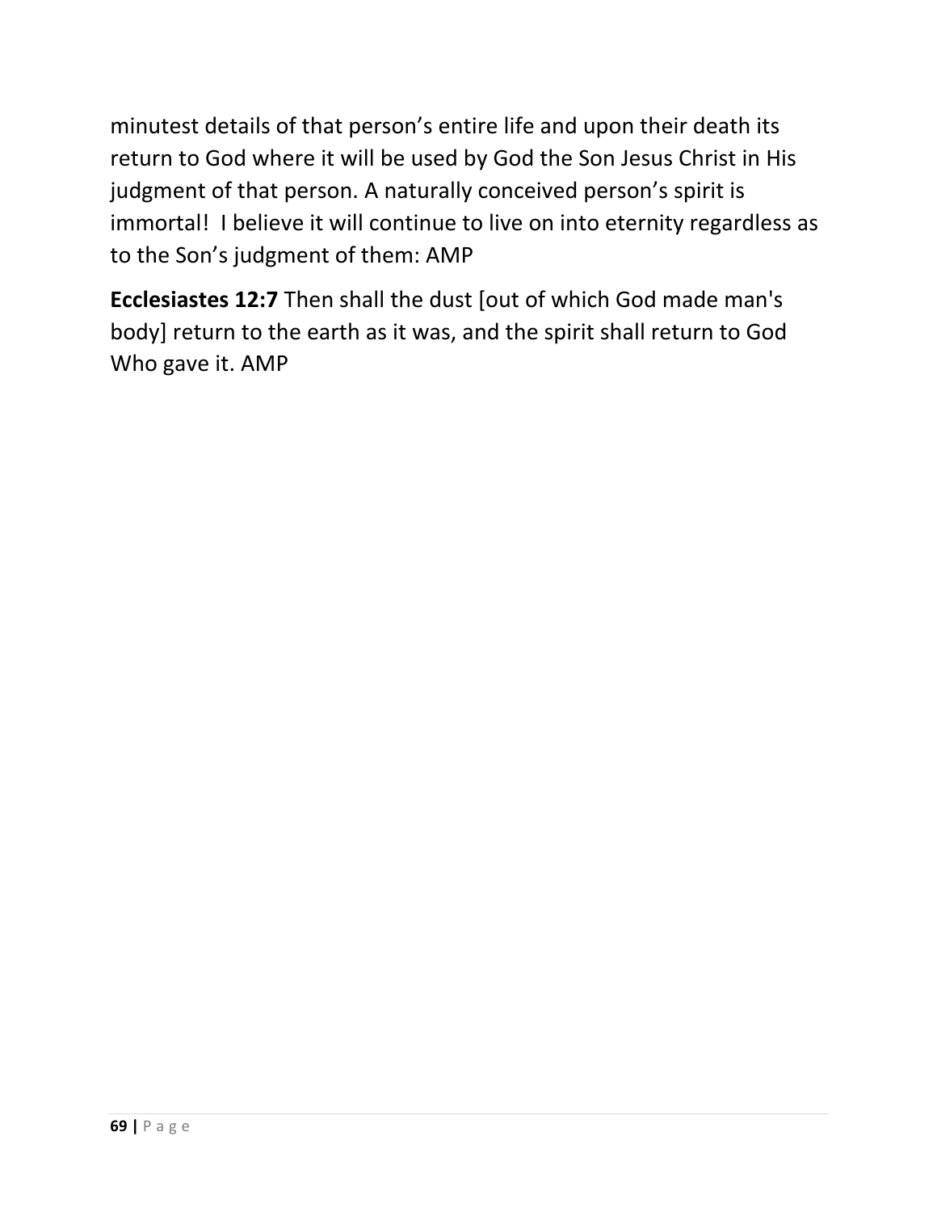minutest details of that person's entire life and upon their death its return to God where it will be used by God the Son Jesus Christ in His judgment of that person. A naturally conceived person's spirit is immortal!  I believe it will continue to live on into eternity regardless as to the Son's judgment of them: AMP

**Ecclesiastes 12:7** Then shall the dust [out of which God made man's body] return to the earth as it was, and the spirit shall return to God Who gave it. AMP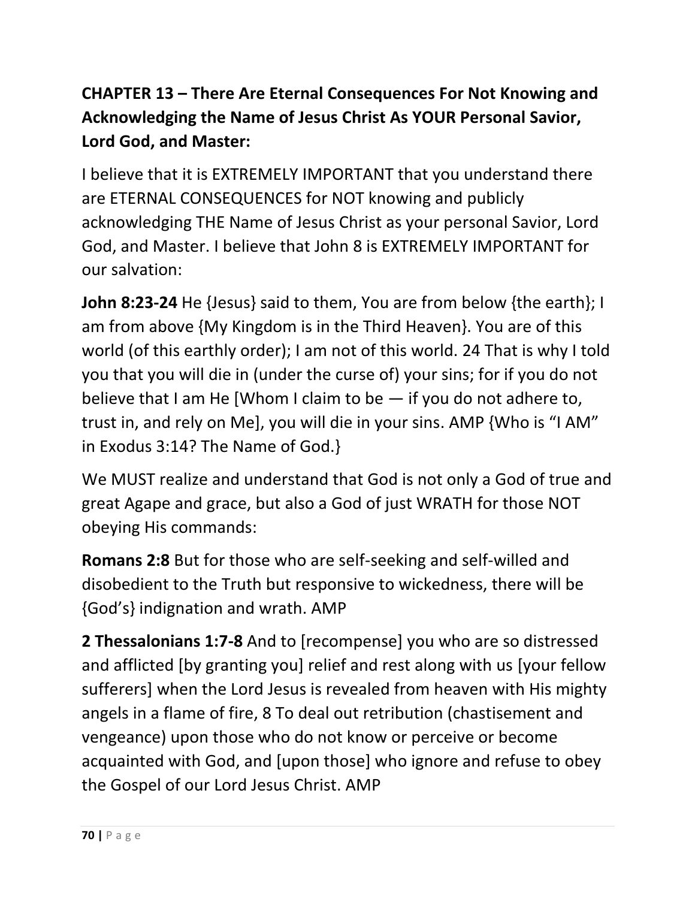**CHAPTER 13 – There Are Eternal Consequences For Not Knowing and Acknowledging the Name of Jesus Christ As YOUR Personal Savior, Lord God, and Master:**

I believe that it is EXTREMELY IMPORTANT that you understand there are ETERNAL CONSEQUENCES for NOT knowing and publicly acknowledging THE Name of Jesus Christ as your personal Savior, Lord God, and Master. I believe that John 8 is EXTREMELY IMPORTANT for our salvation:

**John 8:23-24** He {Jesus} said to them, You are from below {the earth}; I am from above {My Kingdom is in the Third Heaven}. You are of this world (of this earthly order); I am not of this world. 24 That is why I told you that you will die in (under the curse of) your sins; for if you do not believe that I am He [Whom I claim to be — if you do not adhere to, trust in, and rely on Me], you will die in your sins. AMP {Who is "I AM" in Exodus 3:14? The Name of God.}

We MUST realize and understand that God is not only a God of true and great Agape and grace, but also a God of just WRATH for those NOT obeying His commands:

**Romans 2:8** But for those who are self-seeking and self-willed and disobedient to the Truth but responsive to wickedness, there will be {God's} indignation and wrath. AMP

**2 Thessalonians 1:7-8** And to [recompense] you who are so distressed and afflicted [by granting you] relief and rest along with us [your fellow sufferers] when the Lord Jesus is revealed from heaven with His mighty angels in a flame of fire, 8 To deal out retribution (chastisement and vengeance) upon those who do not know or perceive or become acquainted with God, and [upon those] who ignore and refuse to obey the Gospel of our Lord Jesus Christ. AMP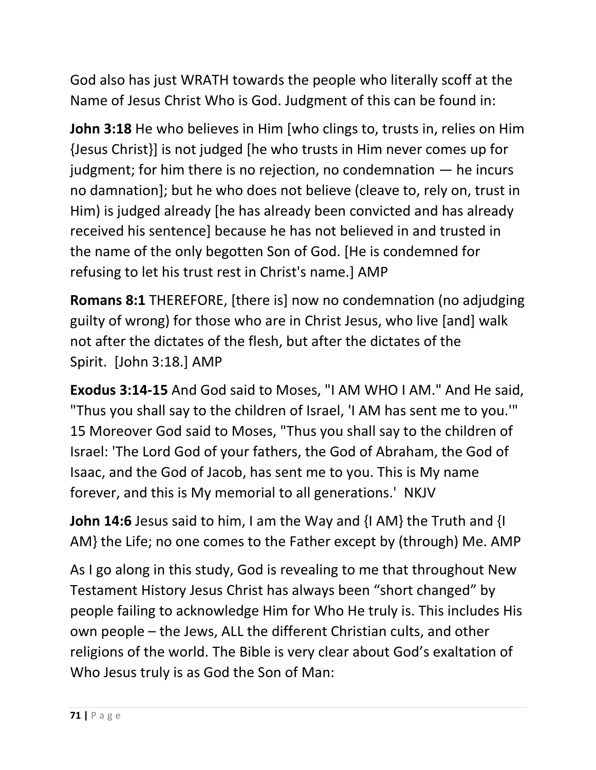God also has just WRATH towards the people who literally scoff at the Name of Jesus Christ Who is God. Judgment of this can be found in:

**John 3:18** He who believes in Him [who clings to, trusts in, relies on Him {Jesus Christ}] is not judged [he who trusts in Him never comes up for judgment; for him there is no rejection, no condemnation — he incurs no damnation]; but he who does not believe (cleave to, rely on, trust in Him) is judged already [he has already been convicted and has already received his sentence] because he has not believed in and trusted in the name of the only begotten Son of God. [He is condemned for refusing to let his trust rest in Christ's name.] AMP

**Romans 8:1** THEREFORE, [there is] now no condemnation (no adjudging guilty of wrong) for those who are in Christ Jesus, who live [and] walk not after the dictates of the flesh, but after the dictates of the Spirit. [John 3:18.] AMP

**Exodus 3:14-15** And God said to Moses, "I AM WHO I AM." And He said, "Thus you shall say to the children of Israel, 'I AM has sent me to you.'" 15 Moreover God said to Moses, "Thus you shall say to the children of Israel: 'The Lord God of your fathers, the God of Abraham, the God of Isaac, and the God of Jacob, has sent me to you. This is My name forever, and this is My memorial to all generations.' NKJV

**John 14:6** Jesus said to him, I am the Way and {I AM} the Truth and {I AM} the Life; no one comes to the Father except by (through) Me. AMP

As I go along in this study, God is revealing to me that throughout New Testament History Jesus Christ has always been "short changed" by people failing to acknowledge Him for Who He truly is. This includes His own people – the Jews, ALL the different Christian cults, and other religions of the world. The Bible is very clear about God's exaltation of Who Jesus truly is as God the Son of Man: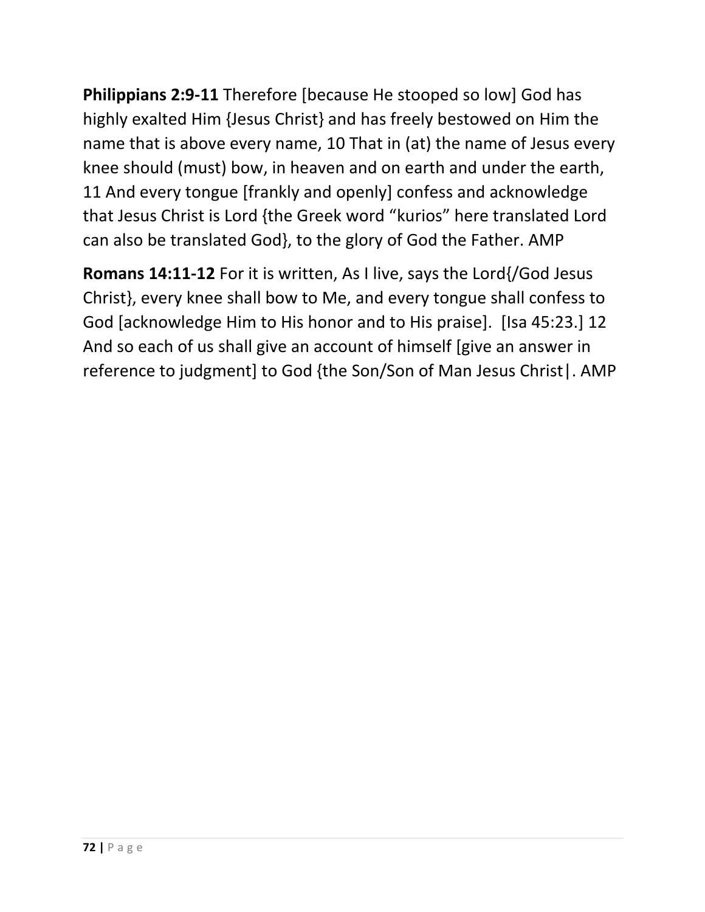**Philippians 2:9-11** Therefore [because He stooped so low] God has highly exalted Him {Jesus Christ} and has freely bestowed on Him the name that is above every name, 10 That in (at) the name of Jesus every knee should (must) bow, in heaven and on earth and under the earth, 11 And every tongue [frankly and openly] confess and acknowledge that Jesus Christ is Lord {the Greek word "kurios" here translated Lord can also be translated God}, to the glory of God the Father. AMP

**Romans 14:11-12** For it is written, As I live, says the Lord{/God Jesus Christ}, every knee shall bow to Me, and every tongue shall confess to God [acknowledge Him to His honor and to His praise]. [Isa 45:23.] 12 And so each of us shall give an account of himself [give an answer in reference to judgment] to God {the Son/Son of Man Jesus Christ|. AMP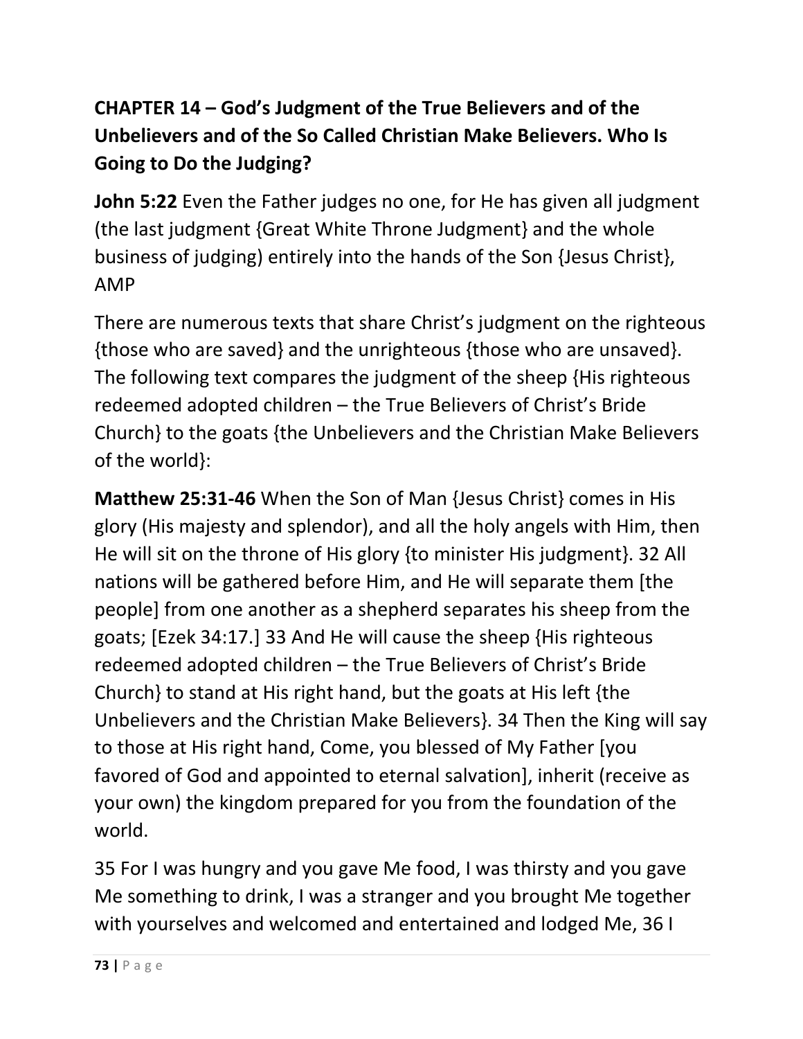## CHAPTER 14 – God's Judgment of the True Believers and of the Unbelievers and of the So Called Christian Make Believers. Who Is Going to Do the Judging?

**John 5:22** Even the Father judges no one, for He has given all judgment (the last judgment {Great White Throne Judgment} and the whole business of judging) entirely into the hands of the Son {Jesus Christ}, AMP

There are numerous texts that share Christ's judgment on the righteous {those who are saved} and the unrighteous {those who are unsaved}. The following text compares the judgment of the sheep {His righteous redeemed adopted children – the True Believers of Christ's Bride Church} to the goats {the Unbelievers and the Christian Make Believers of the world}:

**Matthew 25:31-46** When the Son of Man {Jesus Christ} comes in His glory (His majesty and splendor), and all the holy angels with Him, then He will sit on the throne of His glory {to minister His judgment}. 32 All nations will be gathered before Him, and He will separate them [the people] from one another as a shepherd separates his sheep from the goats; [Ezek 34:17.] 33 And He will cause the sheep {His righteous redeemed adopted children – the True Believers of Christ's Bride Church} to stand at His right hand, but the goats at His left {the Unbelievers and the Christian Make Believers}. 34 Then the King will say to those at His right hand, Come, you blessed of My Father [you favored of God and appointed to eternal salvation], inherit (receive as your own) the kingdom prepared for you from the foundation of the world.

35 For I was hungry and you gave Me food, I was thirsty and you gave Me something to drink, I was a stranger and you brought Me together with yourselves and welcomed and entertained and lodged Me, 36 I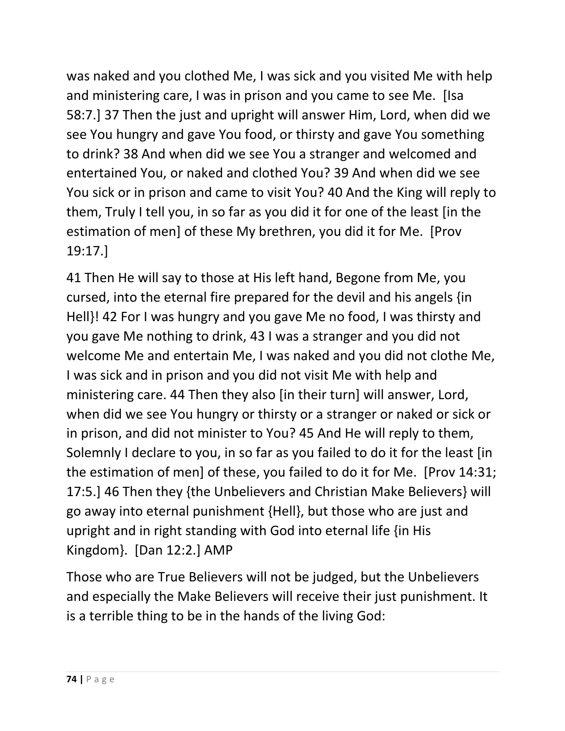was naked and you clothed Me, I was sick and you visited Me with help and ministering care, I was in prison and you came to see Me. [Isa 58:7.] 37 Then the just and upright will answer Him, Lord, when did we see You hungry and gave You food, or thirsty and gave You something to drink? 38 And when did we see You a stranger and welcomed and entertained You, or naked and clothed You? 39 And when did we see You sick or in prison and came to visit You? 40 And the King will reply to them, Truly I tell you, in so far as you did it for one of the least [in the estimation of men] of these My brethren, you did it for Me. [Prov 19:17.]

41 Then He will say to those at His left hand, Begone from Me, you cursed, into the eternal fire prepared for the devil and his angels {in Hell}! 42 For I was hungry and you gave Me no food, I was thirsty and you gave Me nothing to drink, 43 I was a stranger and you did not welcome Me and entertain Me, I was naked and you did not clothe Me, I was sick and in prison and you did not visit Me with help and ministering care. 44 Then they also [in their turn] will answer, Lord, when did we see You hungry or thirsty or a stranger or naked or sick or in prison, and did not minister to You? 45 And He will reply to them, Solemnly I declare to you, in so far as you failed to do it for the least [in the estimation of men] of these, you failed to do it for Me. [Prov 14:31; 17:5.] 46 Then they {the Unbelievers and Christian Make Believers} will go away into eternal punishment {Hell}, but those who are just and upright and in right standing with God into eternal life {in His Kingdom}. [Dan 12:2.] AMP

Those who are True Believers will not be judged, but the Unbelievers and especially the Make Believers will receive their just punishment. It is a terrible thing to be in the hands of the living God: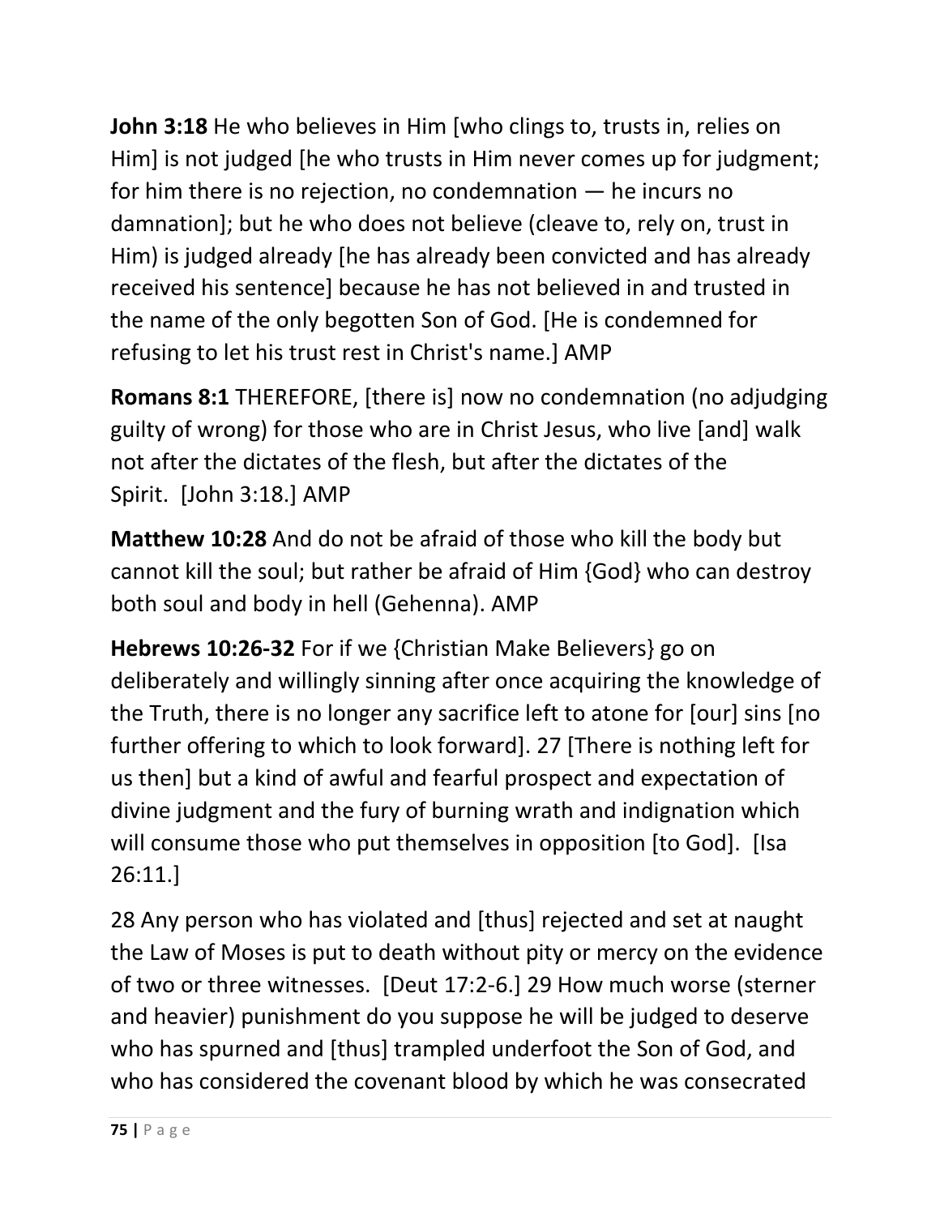**John 3:18** He who believes in Him [who clings to, trusts in, relies on Him] is not judged [he who trusts in Him never comes up for judgment; for him there is no rejection, no condemnation — he incurs no damnation]; but he who does not believe (cleave to, rely on, trust in Him) is judged already [he has already been convicted and has already received his sentence] because he has not believed in and trusted in the name of the only begotten Son of God. [He is condemned for refusing to let his trust rest in Christ's name.] AMP

**Romans 8:1** THEREFORE, [there is] now no condemnation (no adjudging guilty of wrong) for those who are in Christ Jesus, who live [and] walk not after the dictates of the flesh, but after the dictates of the Spirit. [John 3:18.] AMP

**Matthew 10:28** And do not be afraid of those who kill the body but cannot kill the soul; but rather be afraid of Him {God} who can destroy both soul and body in hell (Gehenna). AMP

**Hebrews 10:26-32** For if we {Christian Make Believers} go on deliberately and willingly sinning after once acquiring the knowledge of the Truth, there is no longer any sacrifice left to atone for [our] sins [no further offering to which to look forward]. 27 [There is nothing left for us then] but a kind of awful and fearful prospect and expectation of divine judgment and the fury of burning wrath and indignation which will consume those who put themselves in opposition [to God]. [Isa 26:11.]

28 Any person who has violated and [thus] rejected and set at naught the Law of Moses is put to death without pity or mercy on the evidence of two or three witnesses. [Deut 17:2-6.] 29 How much worse (sterner and heavier) punishment do you suppose he will be judged to deserve who has spurned and [thus] trampled underfoot the Son of God, and who has considered the covenant blood by which he was consecrated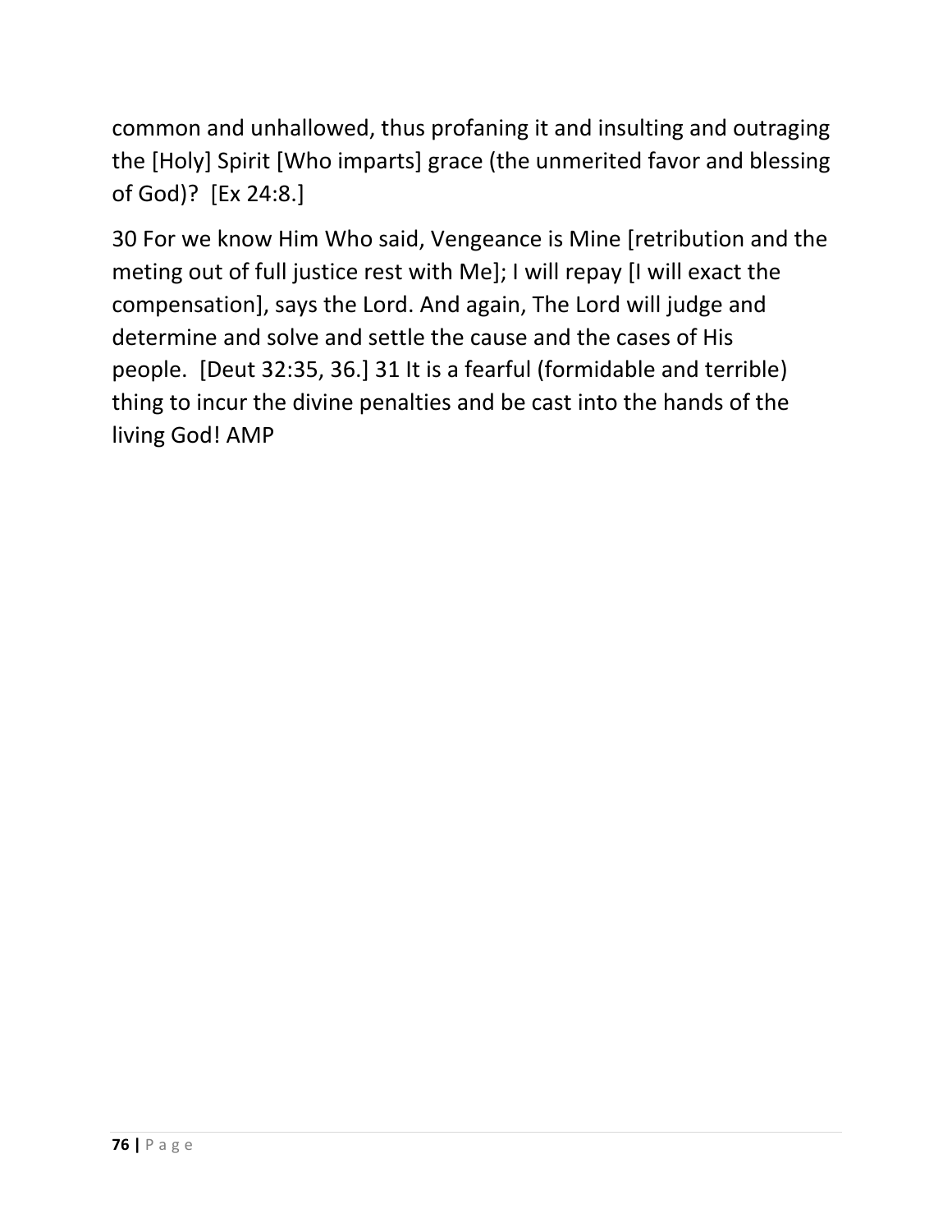common and unhallowed, thus profaning it and insulting and outraging the [Holy] Spirit [Who imparts] grace (the unmerited favor and blessing of God)? [Ex 24:8.]

30 For we know Him Who said, Vengeance is Mine [retribution and the meting out of full justice rest with Me]; I will repay [I will exact the compensation], says the Lord. And again, The Lord will judge and determine and solve and settle the cause and the cases of His people. [Deut 32:35, 36.] 31 It is a fearful (formidable and terrible) thing to incur the divine penalties and be cast into the hands of the living God! AMP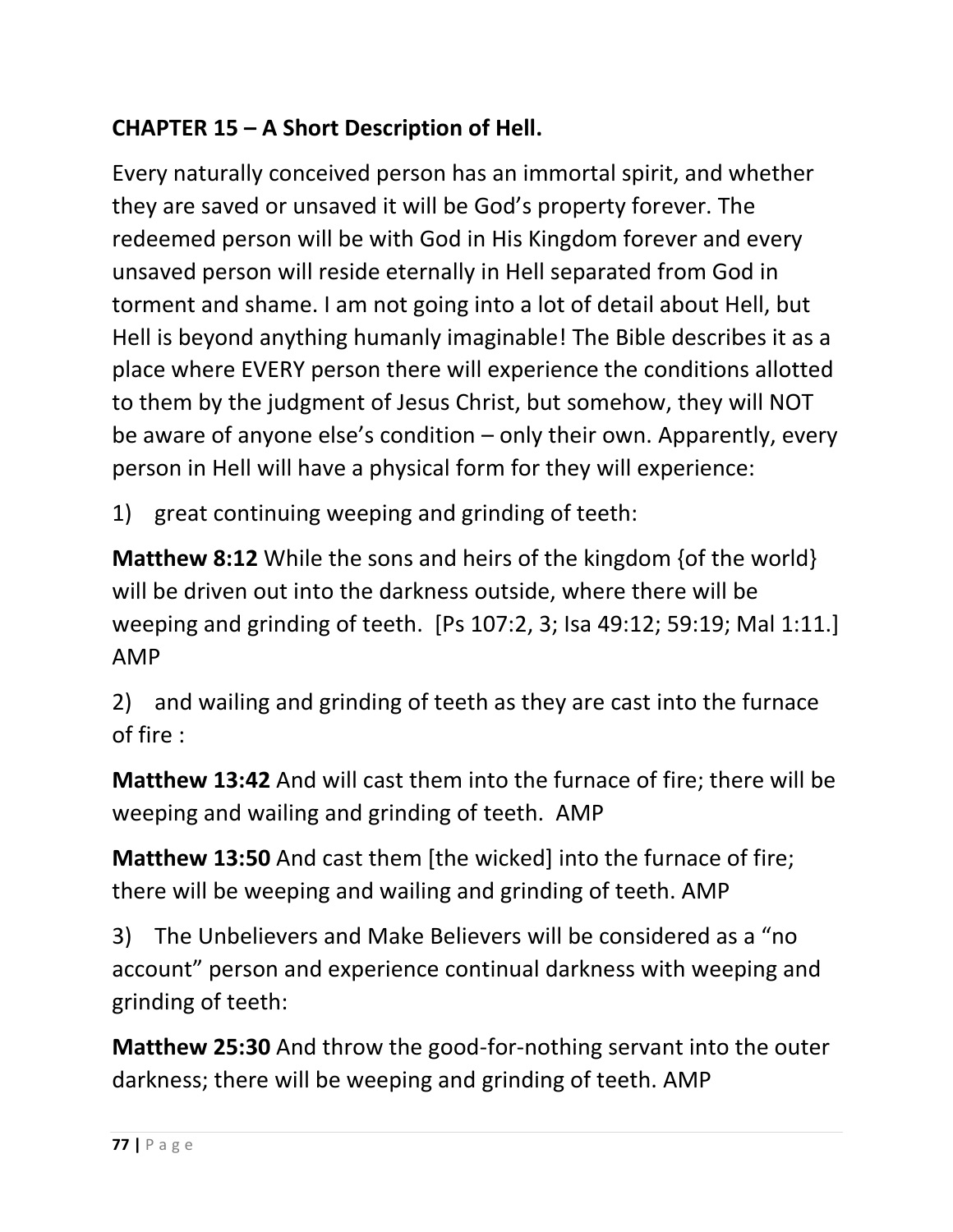## CHAPTER 15 – A Short Description of Hell.

Every naturally conceived person has an immortal spirit, and whether they are saved or unsaved it will be God's property forever. The redeemed person will be with God in His Kingdom forever and every unsaved person will reside eternally in Hell separated from God in torment and shame. I am not going into a lot of detail about Hell, but Hell is beyond anything humanly imaginable! The Bible describes it as a place where EVERY person there will experience the conditions allotted to them by the judgment of Jesus Christ, but somehow, they will NOT be aware of anyone else's condition – only their own. Apparently, every person in Hell will have a physical form for they will experience:

1) great continuing weeping and grinding of teeth:

**Matthew 8:12** While the sons and heirs of the kingdom {of the world} will be driven out into the darkness outside, where there will be weeping and grinding of teeth. [Ps 107:2, 3; Isa 49:12; 59:19; Mal 1:11.] AMP

2) and wailing and grinding of teeth as they are cast into the furnace of fire :

**Matthew 13:42** And will cast them into the furnace of fire; there will be weeping and wailing and grinding of teeth. AMP

**Matthew 13:50** And cast them [the wicked] into the furnace of fire; there will be weeping and wailing and grinding of teeth. AMP

3) The Unbelievers and Make Believers will be considered as a "no account" person and experience continual darkness with weeping and grinding of teeth:

**Matthew 25:30** And throw the good-for-nothing servant into the outer darkness; there will be weeping and grinding of teeth. AMP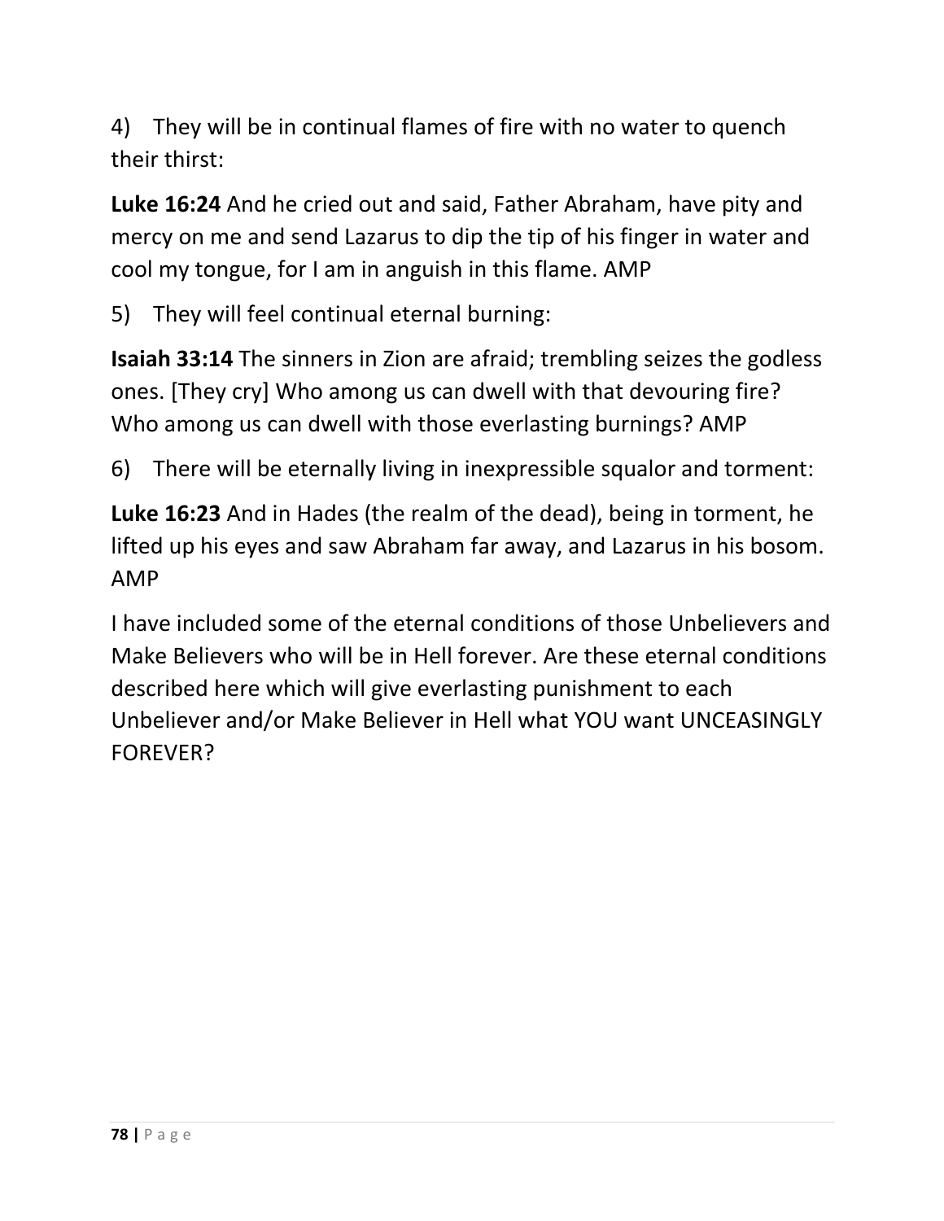4) They will be in continual flames of fire with no water to quench their thirst:

**Luke 16:24** And he cried out and said, Father Abraham, have pity and mercy on me and send Lazarus to dip the tip of his finger in water and cool my tongue, for I am in anguish in this flame. AMP

5) They will feel continual eternal burning:

**Isaiah 33:14** The sinners in Zion are afraid; trembling seizes the godless ones. [They cry] Who among us can dwell with that devouring fire? Who among us can dwell with those everlasting burnings? AMP

6) There will be eternally living in inexpressible squalor and torment:

**Luke 16:23** And in Hades (the realm of the dead), being in torment, he lifted up his eyes and saw Abraham far away, and Lazarus in his bosom. AMP

I have included some of the eternal conditions of those Unbelievers and Make Believers who will be in Hell forever. Are these eternal conditions described here which will give everlasting punishment to each Unbeliever and/or Make Believer in Hell what YOU want UNCEASINGLY FOREVER?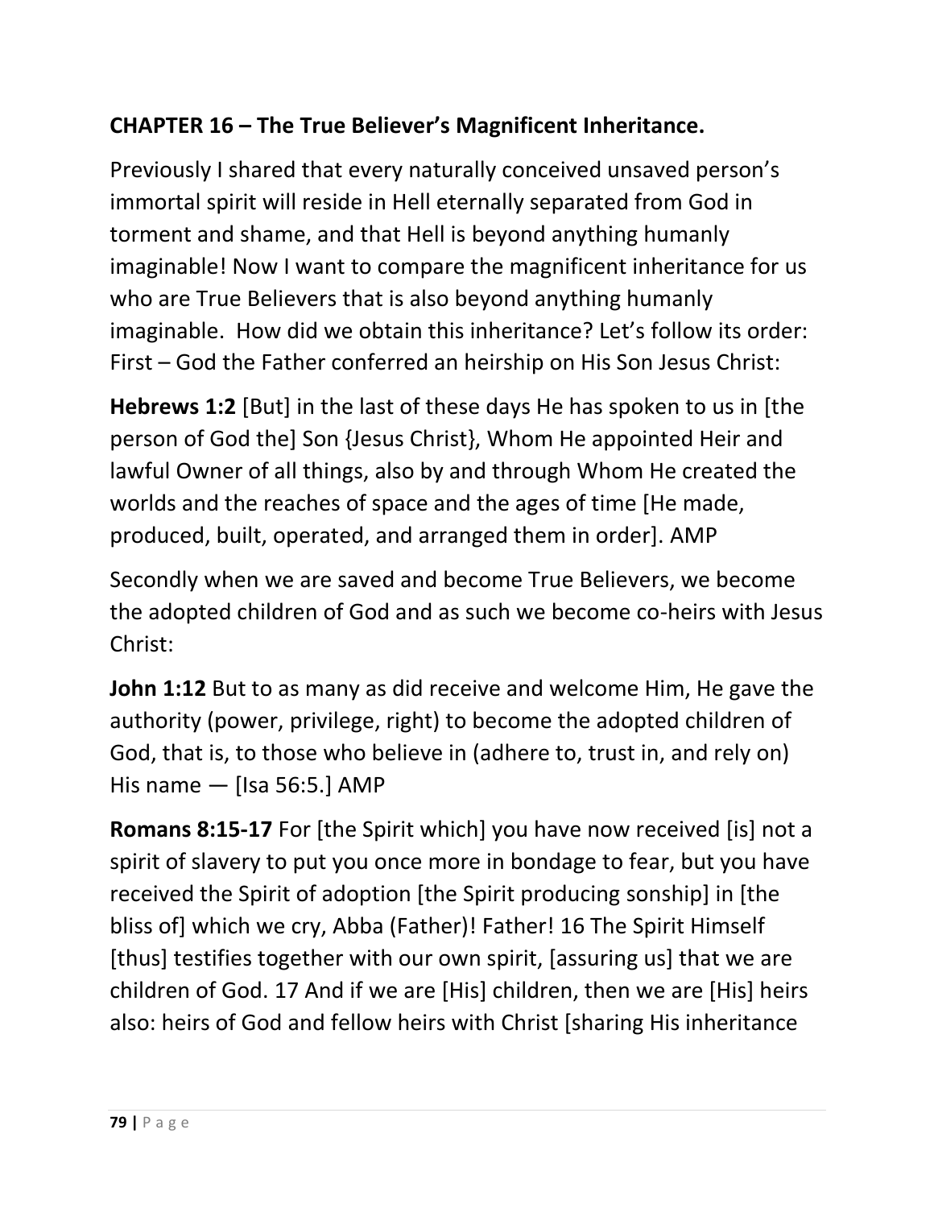## CHAPTER 16 – The True Believer's Magnificent Inheritance.

Previously I shared that every naturally conceived unsaved person's immortal spirit will reside in Hell eternally separated from God in torment and shame, and that Hell is beyond anything humanly imaginable! Now I want to compare the magnificent inheritance for us who are True Believers that is also beyond anything humanly imaginable. How did we obtain this inheritance? Let's follow its order: First – God the Father conferred an heirship on His Son Jesus Christ:

**Hebrews 1:2** [But] in the last of these days He has spoken to us in [the person of God the] Son {Jesus Christ}, Whom He appointed Heir and lawful Owner of all things, also by and through Whom He created the worlds and the reaches of space and the ages of time [He made, produced, built, operated, and arranged them in order]. AMP

Secondly when we are saved and become True Believers, we become the adopted children of God and as such we become co-heirs with Jesus Christ:

**John 1:12** But to as many as did receive and welcome Him, He gave the authority (power, privilege, right) to become the adopted children of God, that is, to those who believe in (adhere to, trust in, and rely on) His name — [Isa 56:5.] AMP

**Romans 8:15-17** For [the Spirit which] you have now received [is] not a spirit of slavery to put you once more in bondage to fear, but you have received the Spirit of adoption [the Spirit producing sonship] in [the bliss of] which we cry, Abba (Father)! Father! 16 The Spirit Himself [thus] testifies together with our own spirit, [assuring us] that we are children of God. 17 And if we are [His] children, then we are [His] heirs also: heirs of God and fellow heirs with Christ [sharing His inheritance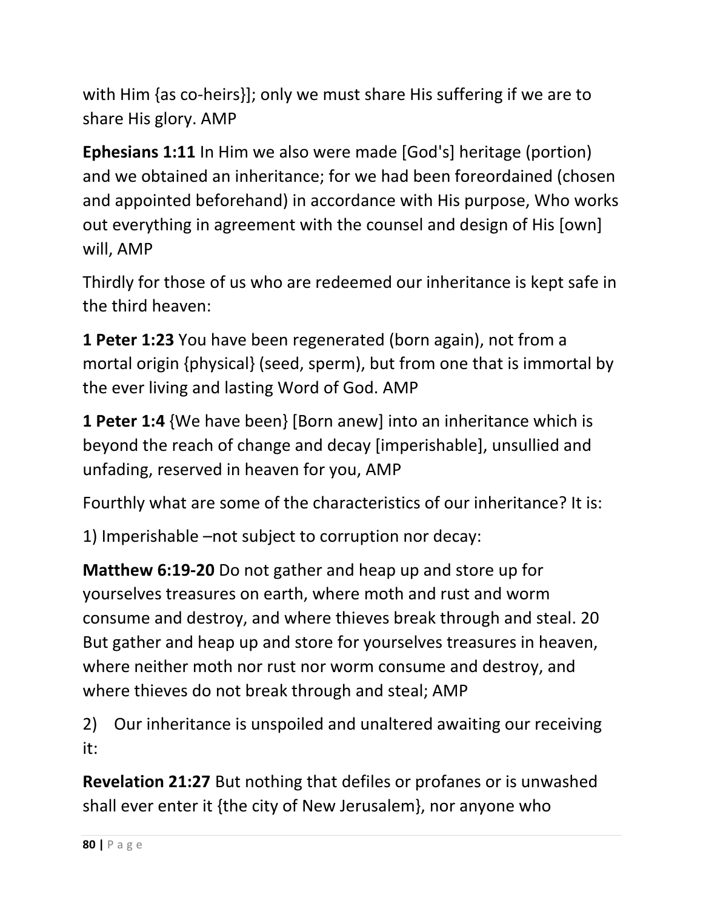with Him {as co-heirs}]; only we must share His suffering if we are to share His glory. AMP

**Ephesians 1:11** In Him we also were made [God's] heritage (portion) and we obtained an inheritance; for we had been foreordained (chosen and appointed beforehand) in accordance with His purpose, Who works out everything in agreement with the counsel and design of His [own] will, AMP

Thirdly for those of us who are redeemed our inheritance is kept safe in the third heaven:

**1 Peter 1:23** You have been regenerated (born again), not from a mortal origin {physical} (seed, sperm), but from one that is immortal by the ever living and lasting Word of God. AMP

**1 Peter 1:4** {We have been} [Born anew] into an inheritance which is beyond the reach of change and decay [imperishable], unsullied and unfading, reserved in heaven for you, AMP

Fourthly what are some of the characteristics of our inheritance? It is:

1) Imperishable –not subject to corruption nor decay:

**Matthew 6:19-20** Do not gather and heap up and store up for yourselves treasures on earth, where moth and rust and worm consume and destroy, and where thieves break through and steal. 20 But gather and heap up and store for yourselves treasures in heaven, where neither moth nor rust nor worm consume and destroy, and where thieves do not break through and steal; AMP

2) Our inheritance is unspoiled and unaltered awaiting our receiving it:

**Revelation 21:27** But nothing that defiles or profanes or is unwashed shall ever enter it {the city of New Jerusalem}, nor anyone who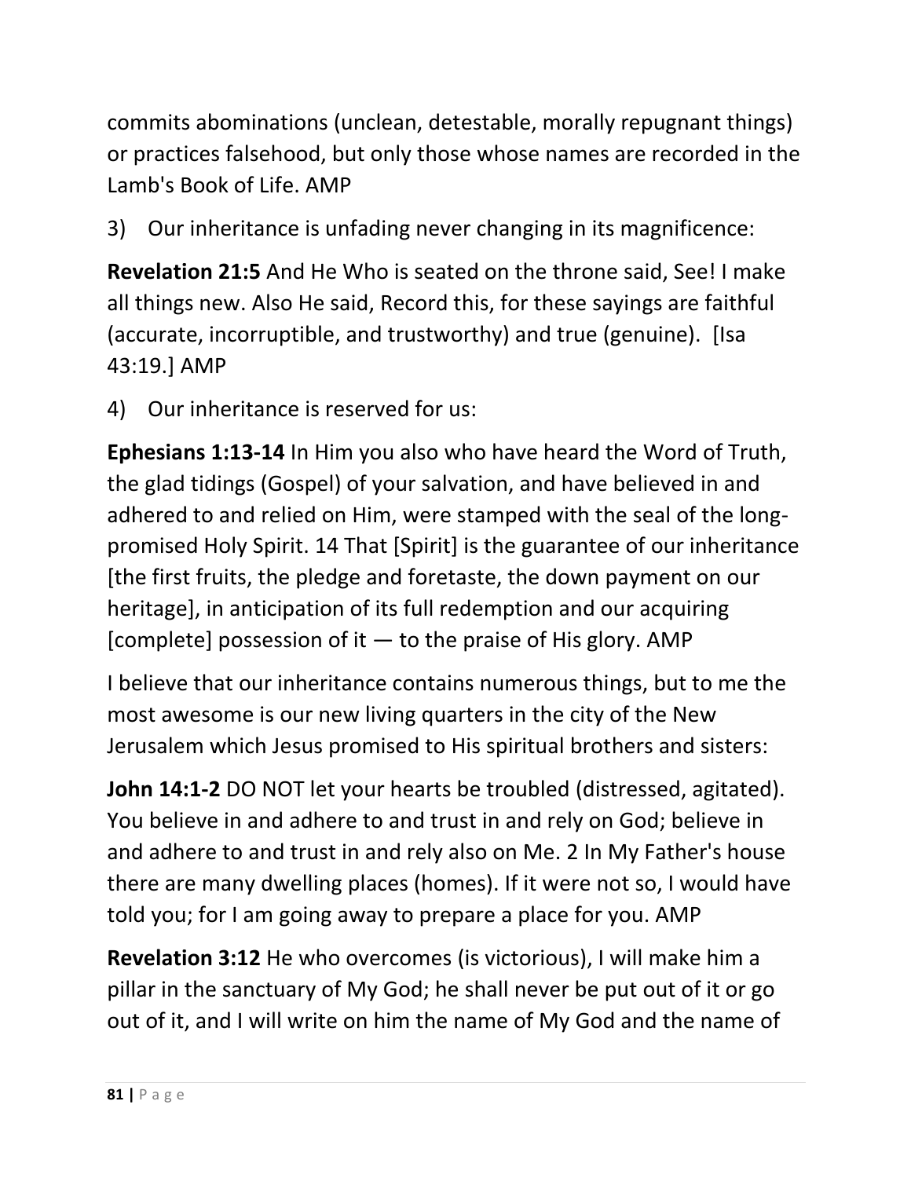commits abominations (unclean, detestable, morally repugnant things) or practices falsehood, but only those whose names are recorded in the Lamb's Book of Life. AMP

3) Our inheritance is unfading never changing in its magnificence:

**Revelation 21:5** And He Who is seated on the throne said, See! I make all things new. Also He said, Record this, for these sayings are faithful (accurate, incorruptible, and trustworthy) and true (genuine). [Isa 43:19.] AMP

4) Our inheritance is reserved for us:

**Ephesians 1:13-14** In Him you also who have heard the Word of Truth, the glad tidings (Gospel) of your salvation, and have believed in and adhered to and relied on Him, were stamped with the seal of the long-promised Holy Spirit. 14 That [Spirit] is the guarantee of our inheritance [the first fruits, the pledge and foretaste, the down payment on our heritage], in anticipation of its full redemption and our acquiring [complete] possession of it — to the praise of His glory. AMP

I believe that our inheritance contains numerous things, but to me the most awesome is our new living quarters in the city of the New Jerusalem which Jesus promised to His spiritual brothers and sisters:

**John 14:1-2** DO NOT let your hearts be troubled (distressed, agitated). You believe in and adhere to and trust in and rely on God; believe in and adhere to and trust in and rely also on Me. 2 In My Father's house there are many dwelling places (homes). If it were not so, I would have told you; for I am going away to prepare a place for you. AMP

**Revelation 3:12** He who overcomes (is victorious), I will make him a pillar in the sanctuary of My God; he shall never be put out of it or go out of it, and I will write on him the name of My God and the name of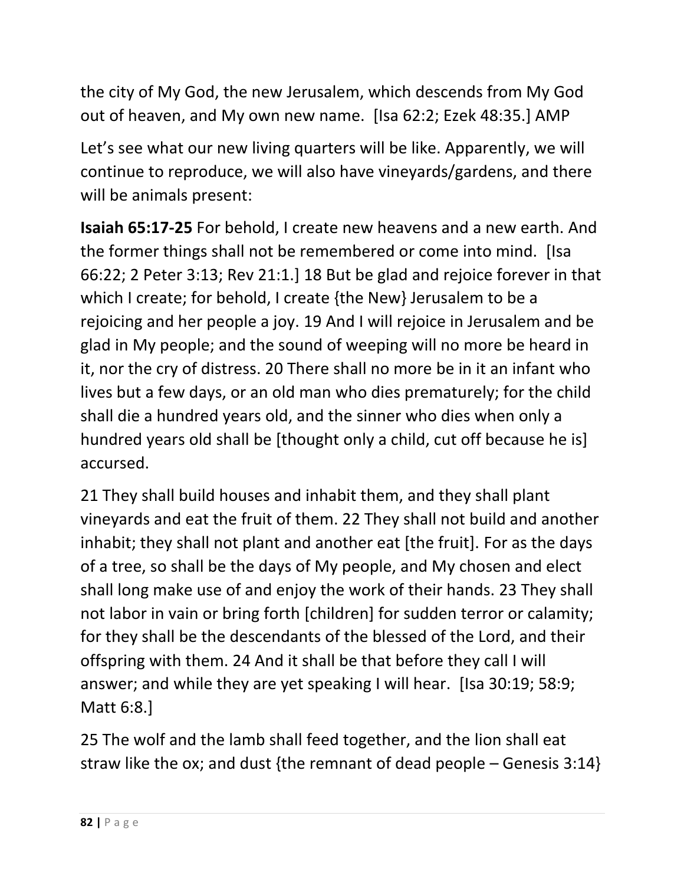the city of My God, the new Jerusalem, which descends from My God out of heaven, and My own new name. [Isa 62:2; Ezek 48:35.] AMP

Let's see what our new living quarters will be like. Apparently, we will continue to reproduce, we will also have vineyards/gardens, and there will be animals present:

**Isaiah 65:17-25** For behold, I create new heavens and a new earth. And the former things shall not be remembered or come into mind. [Isa 66:22; 2 Peter 3:13; Rev 21:1.] 18 But be glad and rejoice forever in that which I create; for behold, I create {the New} Jerusalem to be a rejoicing and her people a joy. 19 And I will rejoice in Jerusalem and be glad in My people; and the sound of weeping will no more be heard in it, nor the cry of distress. 20 There shall no more be in it an infant who lives but a few days, or an old man who dies prematurely; for the child shall die a hundred years old, and the sinner who dies when only a hundred years old shall be [thought only a child, cut off because he is] accursed.

21 They shall build houses and inhabit them, and they shall plant vineyards and eat the fruit of them. 22 They shall not build and another inhabit; they shall not plant and another eat [the fruit]. For as the days of a tree, so shall be the days of My people, and My chosen and elect shall long make use of and enjoy the work of their hands. 23 They shall not labor in vain or bring forth [children] for sudden terror or calamity; for they shall be the descendants of the blessed of the Lord, and their offspring with them. 24 And it shall be that before they call I will answer; and while they are yet speaking I will hear. [Isa 30:19; 58:9; Matt 6:8.]

25 The wolf and the lamb shall feed together, and the lion shall eat straw like the ox; and dust {the remnant of dead people – Genesis 3:14}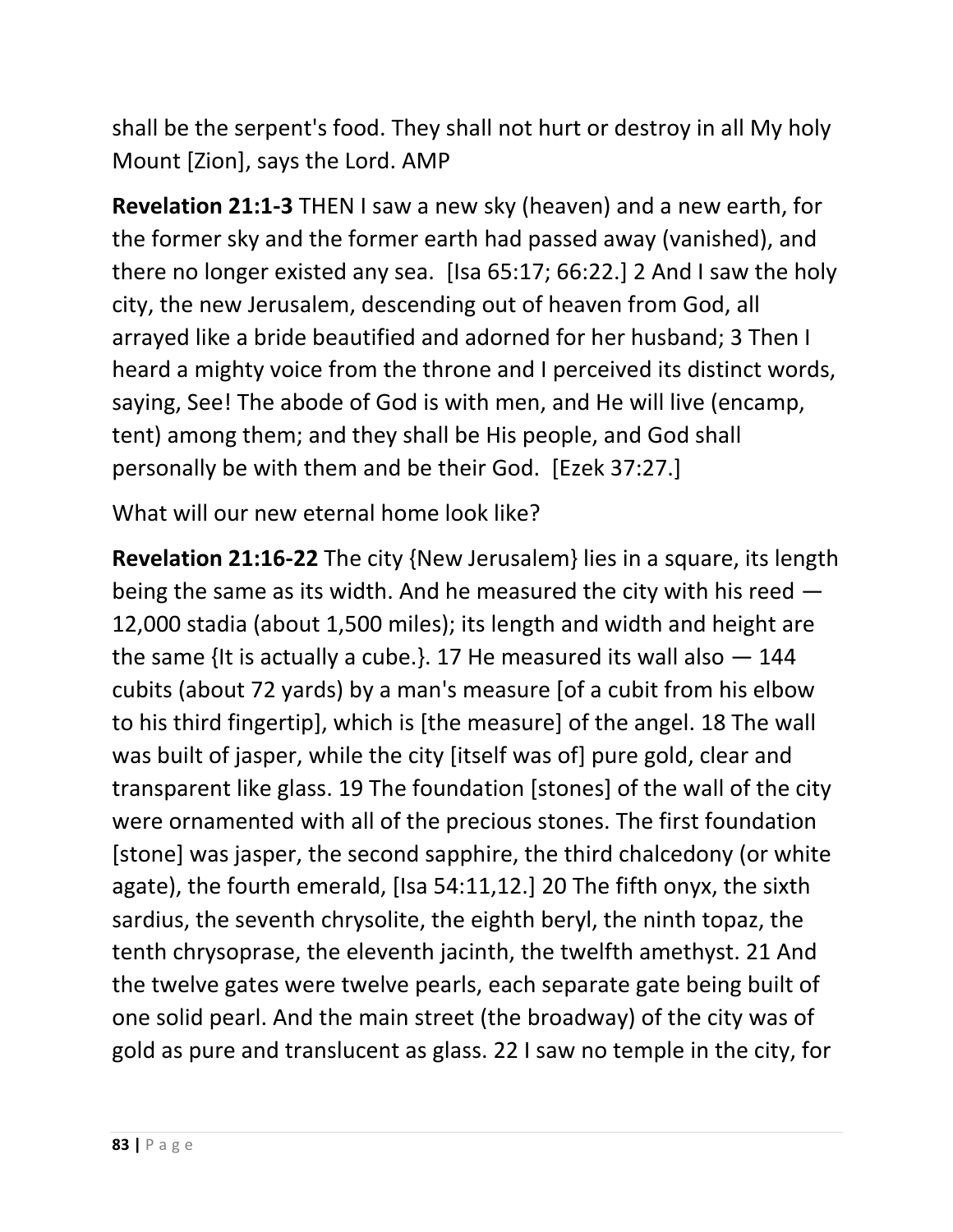shall be the serpent's food. They shall not hurt or destroy in all My holy Mount [Zion], says the Lord. AMP

**Revelation 21:1-3** THEN I saw a new sky (heaven) and a new earth, for the former sky and the former earth had passed away (vanished), and there no longer existed any sea. [Isa 65:17; 66:22.] 2 And I saw the holy city, the new Jerusalem, descending out of heaven from God, all arrayed like a bride beautified and adorned for her husband; 3 Then I heard a mighty voice from the throne and I perceived its distinct words, saying, See! The abode of God is with men, and He will live (encamp, tent) among them; and they shall be His people, and God shall personally be with them and be their God. [Ezek 37:27.]

What will our new eternal home look like?

**Revelation 21:16-22** The city {New Jerusalem} lies in a square, its length being the same as its width. And he measured the city with his reed — 12,000 stadia (about 1,500 miles); its length and width and height are the same {It is actually a cube.}. 17 He measured its wall also — 144 cubits (about 72 yards) by a man's measure [of a cubit from his elbow to his third fingertip], which is [the measure] of the angel. 18 The wall was built of jasper, while the city [itself was of] pure gold, clear and transparent like glass. 19 The foundation [stones] of the wall of the city were ornamented with all of the precious stones. The first foundation [stone] was jasper, the second sapphire, the third chalcedony (or white agate), the fourth emerald, [Isa 54:11,12.] 20 The fifth onyx, the sixth sardius, the seventh chrysolite, the eighth beryl, the ninth topaz, the tenth chrysoprase, the eleventh jacinth, the twelfth amethyst. 21 And the twelve gates were twelve pearls, each separate gate being built of one solid pearl. And the main street (the broadway) of the city was of gold as pure and translucent as glass. 22 I saw no temple in the city, for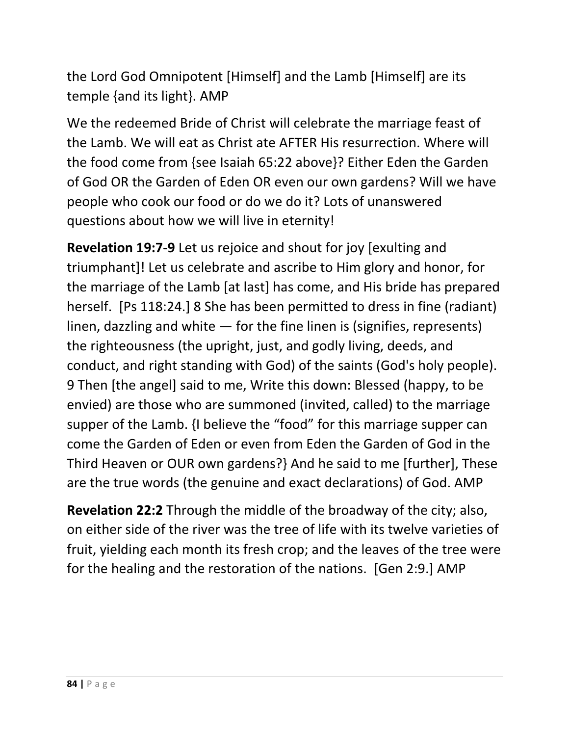the Lord God Omnipotent [Himself] and the Lamb [Himself] are its temple {and its light}. AMP

We the redeemed Bride of Christ will celebrate the marriage feast of the Lamb. We will eat as Christ ate AFTER His resurrection. Where will the food come from {see Isaiah 65:22 above}? Either Eden the Garden of God OR the Garden of Eden OR even our own gardens? Will we have people who cook our food or do we do it? Lots of unanswered questions about how we will live in eternity!

**Revelation 19:7-9** Let us rejoice and shout for joy [exulting and triumphant]! Let us celebrate and ascribe to Him glory and honor, for the marriage of the Lamb [at last] has come, and His bride has prepared herself. [Ps 118:24.] 8 She has been permitted to dress in fine (radiant) linen, dazzling and white — for the fine linen is (signifies, represents) the righteousness (the upright, just, and godly living, deeds, and conduct, and right standing with God) of the saints (God's holy people). 9 Then [the angel] said to me, Write this down: Blessed (happy, to be envied) are those who are summoned (invited, called) to the marriage supper of the Lamb. {I believe the "food" for this marriage supper can come the Garden of Eden or even from Eden the Garden of God in the Third Heaven or OUR own gardens?} And he said to me [further], These are the true words (the genuine and exact declarations) of God. AMP

**Revelation 22:2** Through the middle of the broadway of the city; also, on either side of the river was the tree of life with its twelve varieties of fruit, yielding each month its fresh crop; and the leaves of the tree were for the healing and the restoration of the nations. [Gen 2:9.] AMP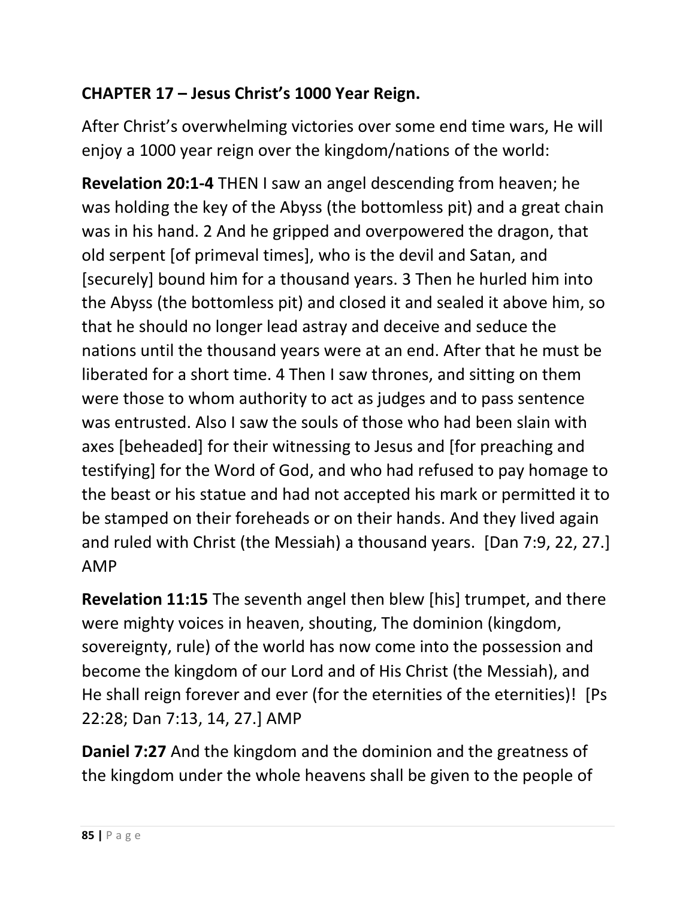## CHAPTER 17 – Jesus Christ's 1000 Year Reign.

After Christ's overwhelming victories over some end time wars, He will enjoy a 1000 year reign over the kingdom/nations of the world:

**Revelation 20:1-4** THEN I saw an angel descending from heaven; he was holding the key of the Abyss (the bottomless pit) and a great chain was in his hand. 2 And he gripped and overpowered the dragon, that old serpent [of primeval times], who is the devil and Satan, and [securely] bound him for a thousand years. 3 Then he hurled him into the Abyss (the bottomless pit) and closed it and sealed it above him, so that he should no longer lead astray and deceive and seduce the nations until the thousand years were at an end. After that he must be liberated for a short time. 4 Then I saw thrones, and sitting on them were those to whom authority to act as judges and to pass sentence was entrusted. Also I saw the souls of those who had been slain with axes [beheaded] for their witnessing to Jesus and [for preaching and testifying] for the Word of God, and who had refused to pay homage to the beast or his statue and had not accepted his mark or permitted it to be stamped on their foreheads or on their hands. And they lived again and ruled with Christ (the Messiah) a thousand years. [Dan 7:9, 22, 27.] AMP

**Revelation 11:15** The seventh angel then blew [his] trumpet, and there were mighty voices in heaven, shouting, The dominion (kingdom, sovereignty, rule) of the world has now come into the possession and become the kingdom of our Lord and of His Christ (the Messiah), and He shall reign forever and ever (for the eternities of the eternities)! [Ps 22:28; Dan 7:13, 14, 27.] AMP

**Daniel 7:27** And the kingdom and the dominion and the greatness of the kingdom under the whole heavens shall be given to the people of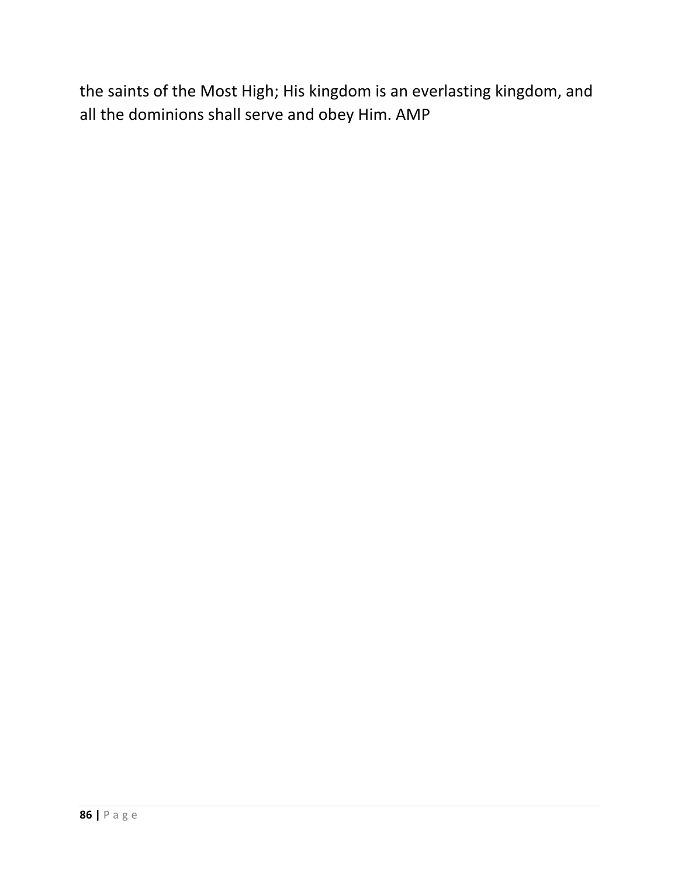the saints of the Most High; His kingdom is an everlasting kingdom, and all the dominions shall serve and obey Him. AMP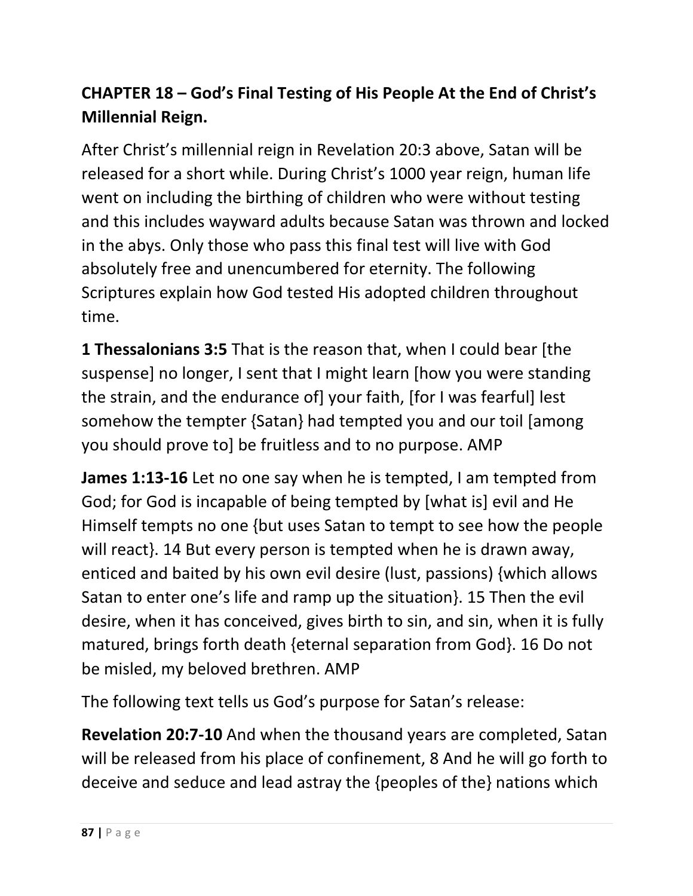## CHAPTER 18 – God's Final Testing of His People At the End of Christ's Millennial Reign.

After Christ's millennial reign in Revelation 20:3 above, Satan will be released for a short while. During Christ's 1000 year reign, human life went on including the birthing of children who were without testing and this includes wayward adults because Satan was thrown and locked in the abys. Only those who pass this final test will live with God absolutely free and unencumbered for eternity. The following Scriptures explain how God tested His adopted children throughout time.

**1 Thessalonians 3:5** That is the reason that, when I could bear [the suspense] no longer, I sent that I might learn [how you were standing the strain, and the endurance of] your faith, [for I was fearful] lest somehow the tempter {Satan} had tempted you and our toil [among you should prove to] be fruitless and to no purpose. AMP

**James 1:13-16** Let no one say when he is tempted, I am tempted from God; for God is incapable of being tempted by [what is] evil and He Himself tempts no one {but uses Satan to tempt to see how the people will react}. 14 But every person is tempted when he is drawn away, enticed and baited by his own evil desire (lust, passions) {which allows Satan to enter one's life and ramp up the situation}. 15 Then the evil desire, when it has conceived, gives birth to sin, and sin, when it is fully matured, brings forth death {eternal separation from God}. 16 Do not be misled, my beloved brethren. AMP

The following text tells us God's purpose for Satan's release:

**Revelation 20:7-10** And when the thousand years are completed, Satan will be released from his place of confinement, 8 And he will go forth to deceive and seduce and lead astray the {peoples of the} nations which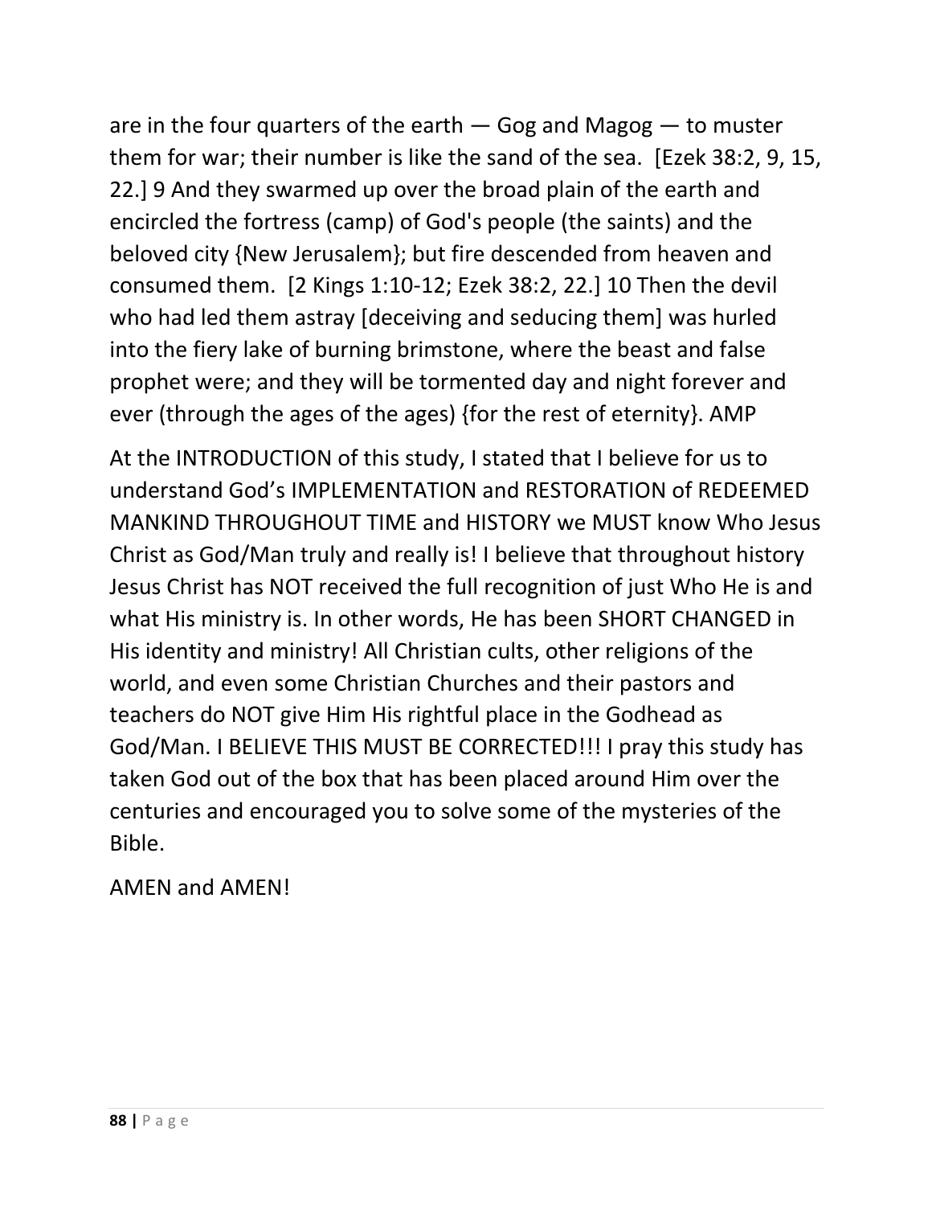are in the four quarters of the earth — Gog and Magog — to muster them for war; their number is like the sand of the sea. [Ezek 38:2, 9, 15, 22.] 9 And they swarmed up over the broad plain of the earth and encircled the fortress (camp) of God's people (the saints) and the beloved city {New Jerusalem}; but fire descended from heaven and consumed them. [2 Kings 1:10-12; Ezek 38:2, 22.] 10 Then the devil who had led them astray [deceiving and seducing them] was hurled into the fiery lake of burning brimstone, where the beast and false prophet were; and they will be tormented day and night forever and ever (through the ages of the ages) {for the rest of eternity}. AMP

At the INTRODUCTION of this study, I stated that I believe for us to understand God's IMPLEMENTATION and RESTORATION of REDEEMED MANKIND THROUGHOUT TIME and HISTORY we MUST know Who Jesus Christ as God/Man truly and really is! I believe that throughout history Jesus Christ has NOT received the full recognition of just Who He is and what His ministry is. In other words, He has been SHORT CHANGED in His identity and ministry! All Christian cults, other religions of the world, and even some Christian Churches and their pastors and teachers do NOT give Him His rightful place in the Godhead as God/Man. I BELIEVE THIS MUST BE CORRECTED!!! I pray this study has taken God out of the box that has been placed around Him over the centuries and encouraged you to solve some of the mysteries of the Bible.

AMEN and AMEN!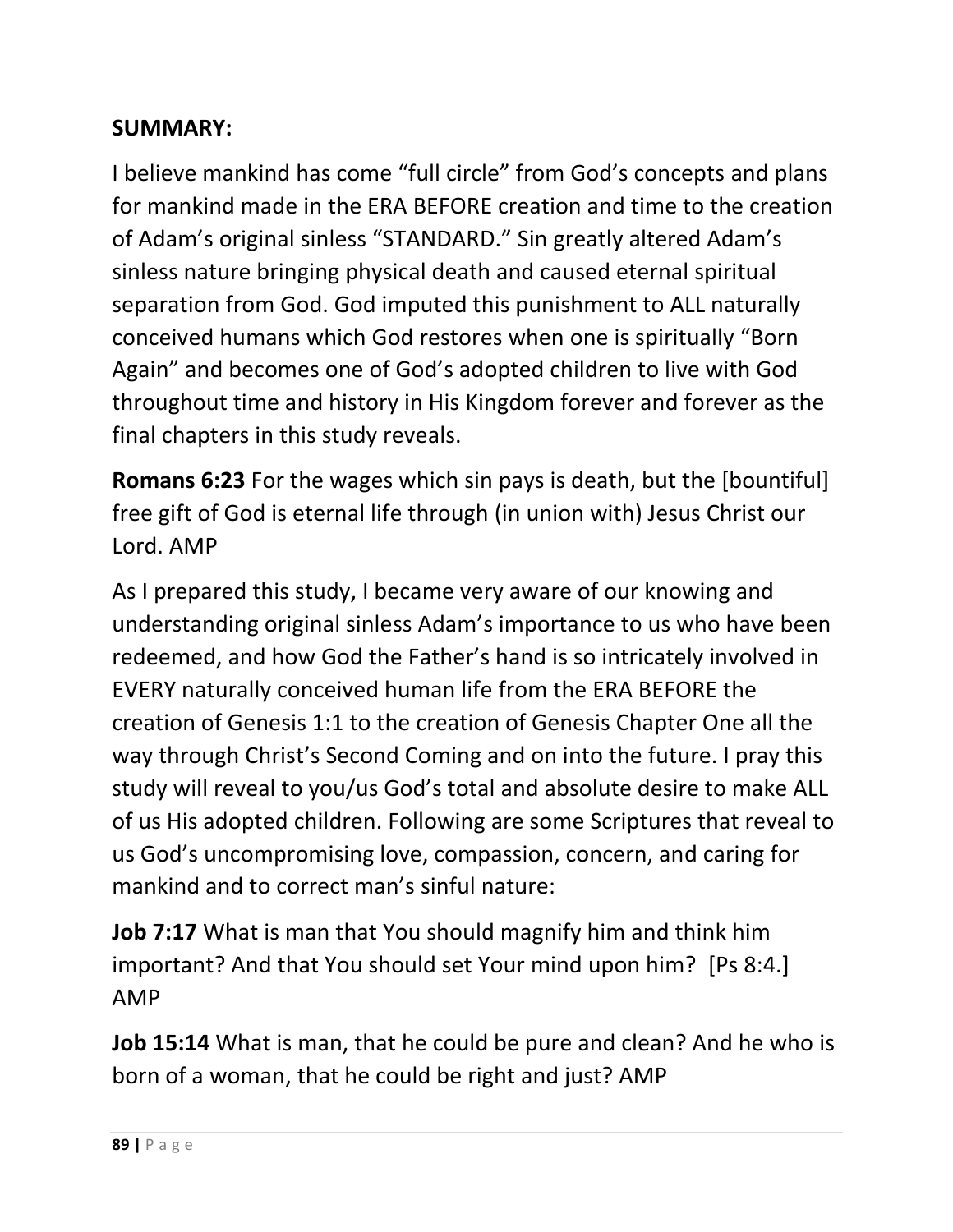**SUMMARY:**

I believe mankind has come "full circle" from God's concepts and plans for mankind made in the ERA BEFORE creation and time to the creation of Adam's original sinless "STANDARD." Sin greatly altered Adam's sinless nature bringing physical death and caused eternal spiritual separation from God. God imputed this punishment to ALL naturally conceived humans which God restores when one is spiritually "Born Again" and becomes one of God's adopted children to live with God throughout time and history in His Kingdom forever and forever as the final chapters in this study reveals.

**Romans 6:23** For the wages which sin pays is death, but the [bountiful] free gift of God is eternal life through (in union with) Jesus Christ our Lord. AMP

As I prepared this study, I became very aware of our knowing and understanding original sinless Adam's importance to us who have been redeemed, and how God the Father's hand is so intricately involved in EVERY naturally conceived human life from the ERA BEFORE the creation of Genesis 1:1 to the creation of Genesis Chapter One all the way through Christ's Second Coming and on into the future. I pray this study will reveal to you/us God's total and absolute desire to make ALL of us His adopted children. Following are some Scriptures that reveal to us God's uncompromising love, compassion, concern, and caring for mankind and to correct man's sinful nature:

**Job 7:17** What is man that You should magnify him and think him important? And that You should set Your mind upon him? [Ps 8:4.] AMP

**Job 15:14** What is man, that he could be pure and clean? And he who is born of a woman, that he could be right and just? AMP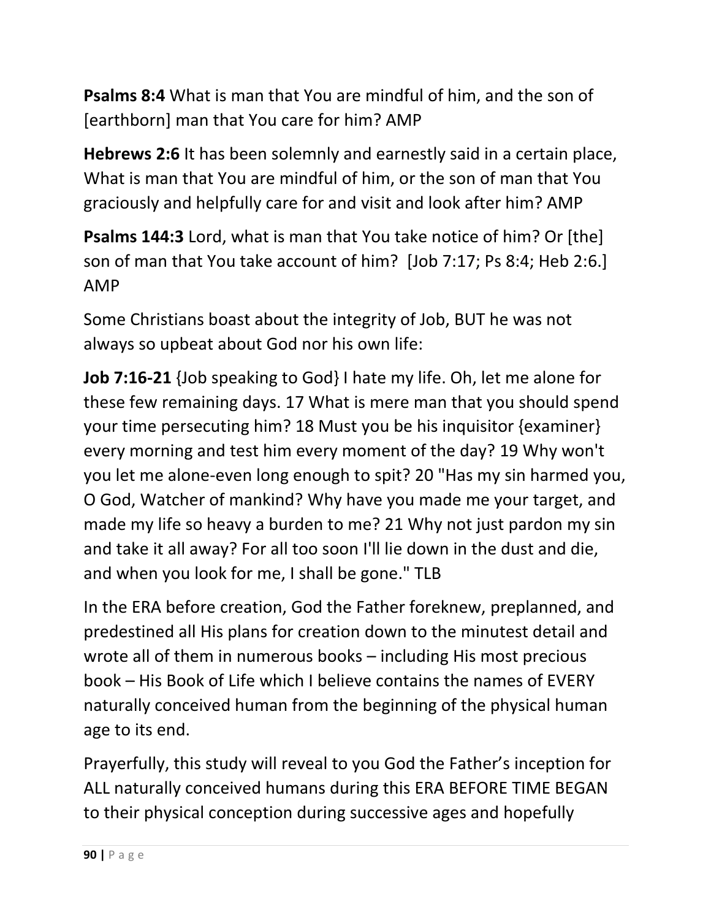**Psalms 8:4** What is man that You are mindful of him, and the son of [earthborn] man that You care for him? AMP

**Hebrews 2:6** It has been solemnly and earnestly said in a certain place, What is man that You are mindful of him, or the son of man that You graciously and helpfully care for and visit and look after him? AMP

**Psalms 144:3** Lord, what is man that You take notice of him? Or [the] son of man that You take account of him? [Job 7:17; Ps 8:4; Heb 2:6.] AMP

Some Christians boast about the integrity of Job, BUT he was not always so upbeat about God nor his own life:

**Job 7:16-21** {Job speaking to God} I hate my life. Oh, let me alone for these few remaining days. 17 What is mere man that you should spend your time persecuting him? 18 Must you be his inquisitor {examiner} every morning and test him every moment of the day? 19 Why won't you let me alone-even long enough to spit? 20 "Has my sin harmed you, O God, Watcher of mankind? Why have you made me your target, and made my life so heavy a burden to me? 21 Why not just pardon my sin and take it all away? For all too soon I'll lie down in the dust and die, and when you look for me, I shall be gone." TLB

In the ERA before creation, God the Father foreknew, preplanned, and predestined all His plans for creation down to the minutest detail and wrote all of them in numerous books – including His most precious book – His Book of Life which I believe contains the names of EVERY naturally conceived human from the beginning of the physical human age to its end.

Prayerfully, this study will reveal to you God the Father's inception for ALL naturally conceived humans during this ERA BEFORE TIME BEGAN to their physical conception during successive ages and hopefully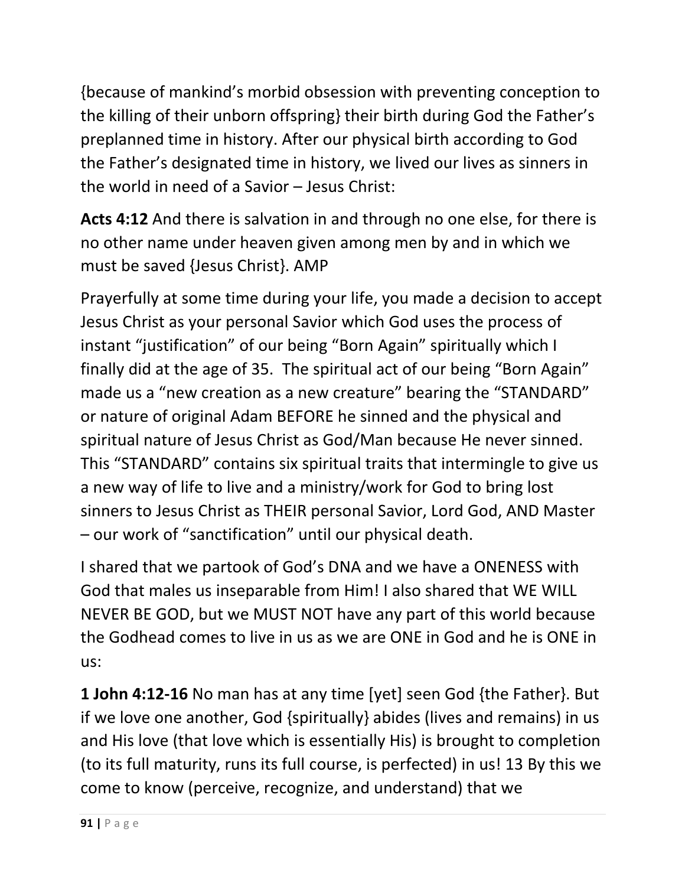{because of mankind's morbid obsession with preventing conception to the killing of their unborn offspring} their birth during God the Father's preplanned time in history. After our physical birth according to God the Father's designated time in history, we lived our lives as sinners in the world in need of a Savior – Jesus Christ:

**Acts 4:12** And there is salvation in and through no one else, for there is no other name under heaven given among men by and in which we must be saved {Jesus Christ}. AMP

Prayerfully at some time during your life, you made a decision to accept Jesus Christ as your personal Savior which God uses the process of instant "justification" of our being "Born Again" spiritually which I finally did at the age of 35. The spiritual act of our being "Born Again" made us a "new creation as a new creature" bearing the "STANDARD" or nature of original Adam BEFORE he sinned and the physical and spiritual nature of Jesus Christ as God/Man because He never sinned. This "STANDARD" contains six spiritual traits that intermingle to give us a new way of life to live and a ministry/work for God to bring lost sinners to Jesus Christ as THEIR personal Savior, Lord God, AND Master – our work of "sanctification" until our physical death.

I shared that we partook of God's DNA and we have a ONENESS with God that males us inseparable from Him! I also shared that WE WILL NEVER BE GOD, but we MUST NOT have any part of this world because the Godhead comes to live in us as we are ONE in God and he is ONE in us:

**1 John 4:12-16** No man has at any time [yet] seen God {the Father}. But if we love one another, God {spiritually} abides (lives and remains) in us and His love (that love which is essentially His) is brought to completion (to its full maturity, runs its full course, is perfected) in us! 13 By this we come to know (perceive, recognize, and understand) that we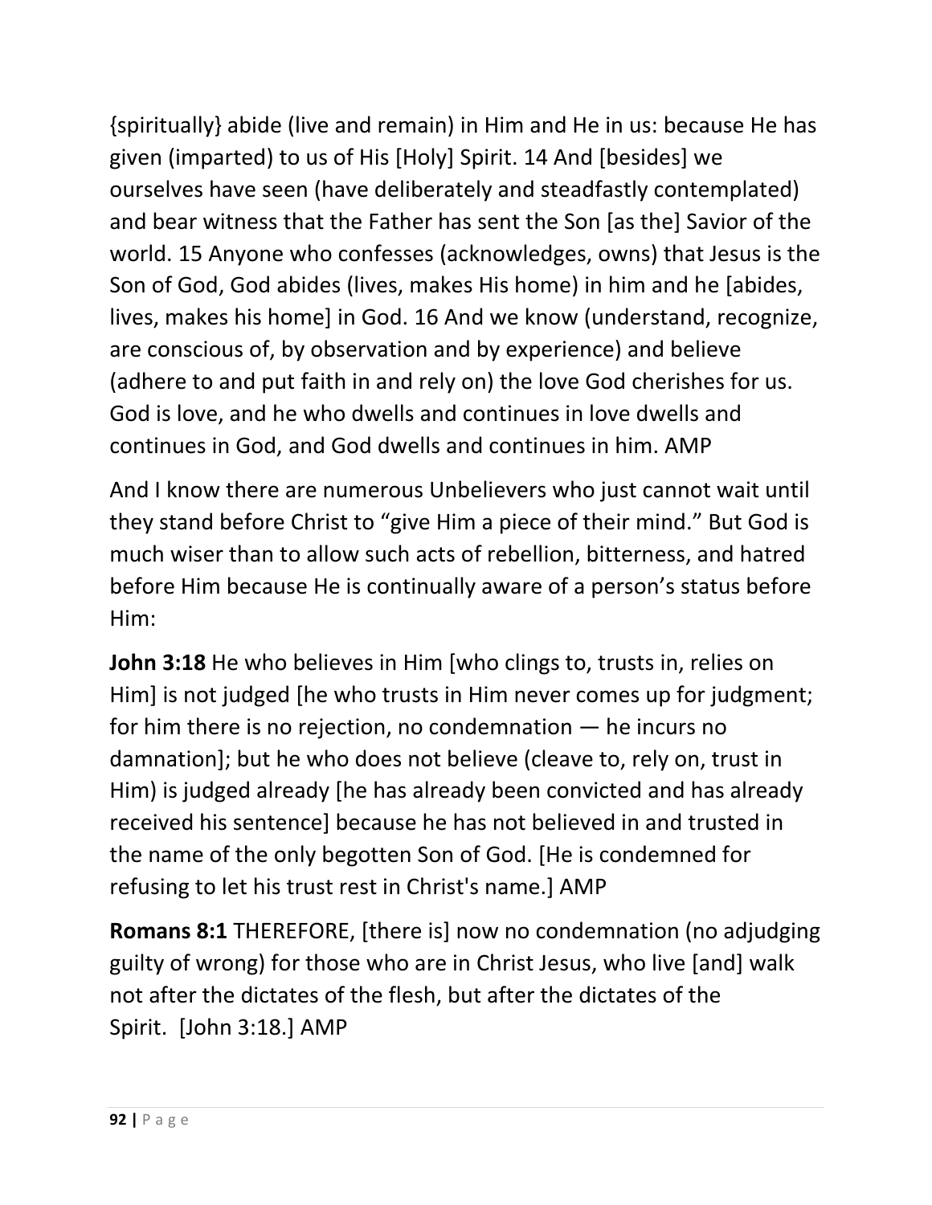{spiritually} abide (live and remain) in Him and He in us: because He has given (imparted) to us of His [Holy] Spirit. 14 And [besides] we ourselves have seen (have deliberately and steadfastly contemplated) and bear witness that the Father has sent the Son [as the] Savior of the world. 15 Anyone who confesses (acknowledges, owns) that Jesus is the Son of God, God abides (lives, makes His home) in him and he [abides, lives, makes his home] in God. 16 And we know (understand, recognize, are conscious of, by observation and by experience) and believe (adhere to and put faith in and rely on) the love God cherishes for us. God is love, and he who dwells and continues in love dwells and continues in God, and God dwells and continues in him. AMP

And I know there are numerous Unbelievers who just cannot wait until they stand before Christ to "give Him a piece of their mind." But God is much wiser than to allow such acts of rebellion, bitterness, and hatred before Him because He is continually aware of a person's status before Him:

**John 3:18** He who believes in Him [who clings to, trusts in, relies on Him] is not judged [he who trusts in Him never comes up for judgment; for him there is no rejection, no condemnation — he incurs no damnation]; but he who does not believe (cleave to, rely on, trust in Him) is judged already [he has already been convicted and has already received his sentence] because he has not believed in and trusted in the name of the only begotten Son of God. [He is condemned for refusing to let his trust rest in Christ's name.] AMP

**Romans 8:1** THEREFORE, [there is] now no condemnation (no adjudging guilty of wrong) for those who are in Christ Jesus, who live [and] walk not after the dictates of the flesh, but after the dictates of the Spirit. [John 3:18.] AMP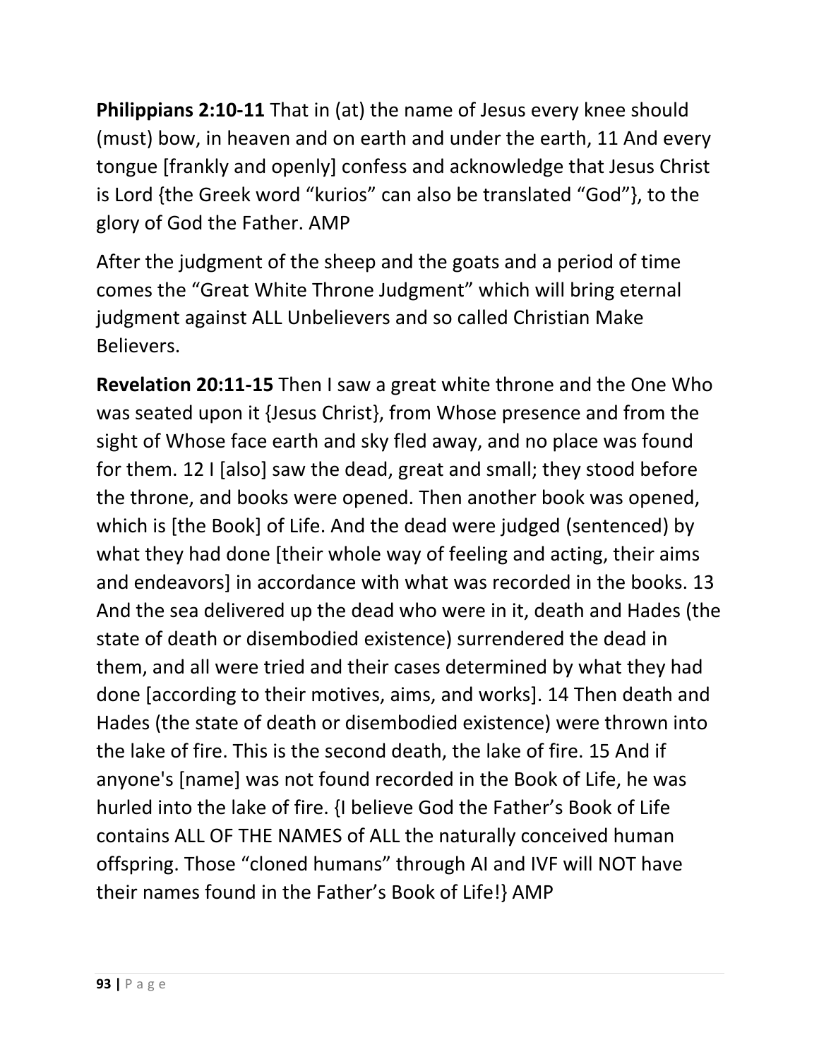**Philippians 2:10-11** That in (at) the name of Jesus every knee should (must) bow, in heaven and on earth and under the earth, 11 And every tongue [frankly and openly] confess and acknowledge that Jesus Christ is Lord {the Greek word "kurios" can also be translated "God"}, to the glory of God the Father. AMP

After the judgment of the sheep and the goats and a period of time comes the "Great White Throne Judgment" which will bring eternal judgment against ALL Unbelievers and so called Christian Make Believers.

**Revelation 20:11-15** Then I saw a great white throne and the One Who was seated upon it {Jesus Christ}, from Whose presence and from the sight of Whose face earth and sky fled away, and no place was found for them. 12 I [also] saw the dead, great and small; they stood before the throne, and books were opened. Then another book was opened, which is [the Book] of Life. And the dead were judged (sentenced) by what they had done [their whole way of feeling and acting, their aims and endeavors] in accordance with what was recorded in the books. 13 And the sea delivered up the dead who were in it, death and Hades (the state of death or disembodied existence) surrendered the dead in them, and all were tried and their cases determined by what they had done [according to their motives, aims, and works]. 14 Then death and Hades (the state of death or disembodied existence) were thrown into the lake of fire. This is the second death, the lake of fire. 15 And if anyone's [name] was not found recorded in the Book of Life, he was hurled into the lake of fire. {I believe God the Father's Book of Life contains ALL OF THE NAMES of ALL the naturally conceived human offspring. Those "cloned humans" through AI and IVF will NOT have their names found in the Father's Book of Life!} AMP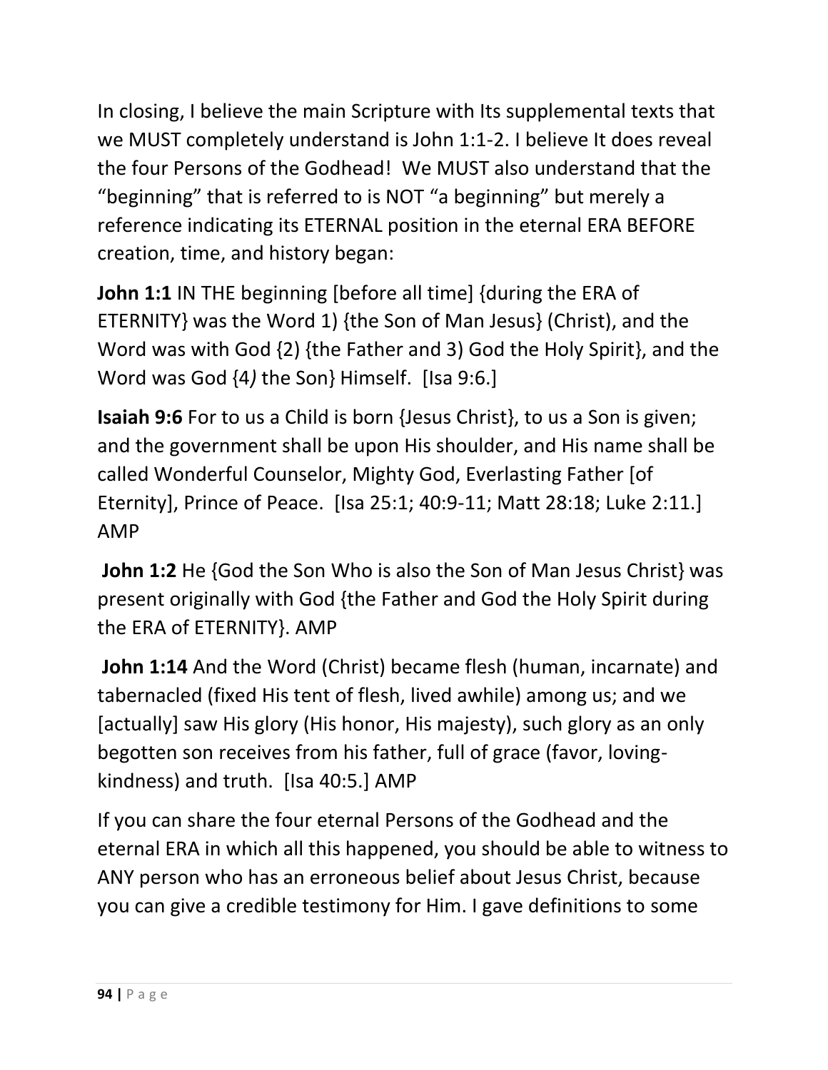In closing, I believe the main Scripture with Its supplemental texts that we MUST completely understand is John 1:1-2. I believe It does reveal the four Persons of the Godhead! We MUST also understand that the “beginning” that is referred to is NOT “a beginning” but merely a reference indicating its ETERNAL position in the eternal ERA BEFORE creation, time, and history began:

**John 1:1** IN THE beginning [before all time] {during the ERA of ETERNITY} was the Word 1) {the Son of Man Jesus} (Christ), and the Word was with God {2) {the Father and 3) God the Holy Spirit}, and the Word was God {4*)* the Son} Himself. [Isa 9:6.]

**Isaiah 9:6** For to us a Child is born {Jesus Christ}, to us a Son is given; and the government shall be upon His shoulder, and His name shall be called Wonderful Counselor, Mighty God, Everlasting Father [of Eternity], Prince of Peace. [Isa 25:1; 40:9-11; Matt 28:18; Luke 2:11.] AMP

**John 1:2** He {God the Son Who is also the Son of Man Jesus Christ} was present originally with God {the Father and God the Holy Spirit during the ERA of ETERNITY}. AMP

**John 1:14** And the Word (Christ) became flesh (human, incarnate) and tabernacled (fixed His tent of flesh, lived awhile) among us; and we [actually] saw His glory (His honor, His majesty), such glory as an only begotten son receives from his father, full of grace (favor, loving-kindness) and truth. [Isa 40:5.] AMP

If you can share the four eternal Persons of the Godhead and the eternal ERA in which all this happened, you should be able to witness to ANY person who has an erroneous belief about Jesus Christ, because you can give a credible testimony for Him. I gave definitions to some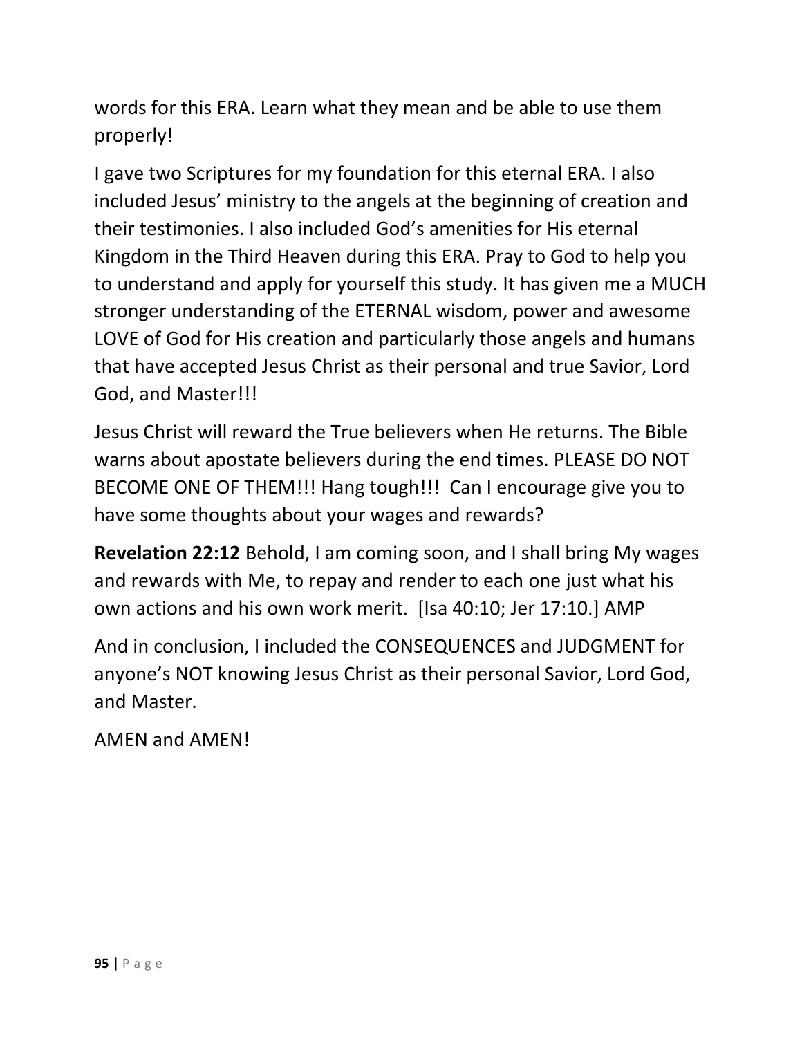words for this ERA. Learn what they mean and be able to use them properly!

I gave two Scriptures for my foundation for this eternal ERA. I also included Jesus' ministry to the angels at the beginning of creation and their testimonies. I also included God's amenities for His eternal Kingdom in the Third Heaven during this ERA. Pray to God to help you to understand and apply for yourself this study. It has given me a MUCH stronger understanding of the ETERNAL wisdom, power and awesome LOVE of God for His creation and particularly those angels and humans that have accepted Jesus Christ as their personal and true Savior, Lord God, and Master!!!

Jesus Christ will reward the True believers when He returns. The Bible warns about apostate believers during the end times. PLEASE DO NOT BECOME ONE OF THEM!!! Hang tough!!! Can I encourage give you to have some thoughts about your wages and rewards?

**Revelation 22:12** Behold, I am coming soon, and I shall bring My wages and rewards with Me, to repay and render to each one just what his own actions and his own work merit. [Isa 40:10; Jer 17:10.] AMP

And in conclusion, I included the CONSEQUENCES and JUDGMENT for anyone's NOT knowing Jesus Christ as their personal Savior, Lord God, and Master.

AMEN and AMEN!